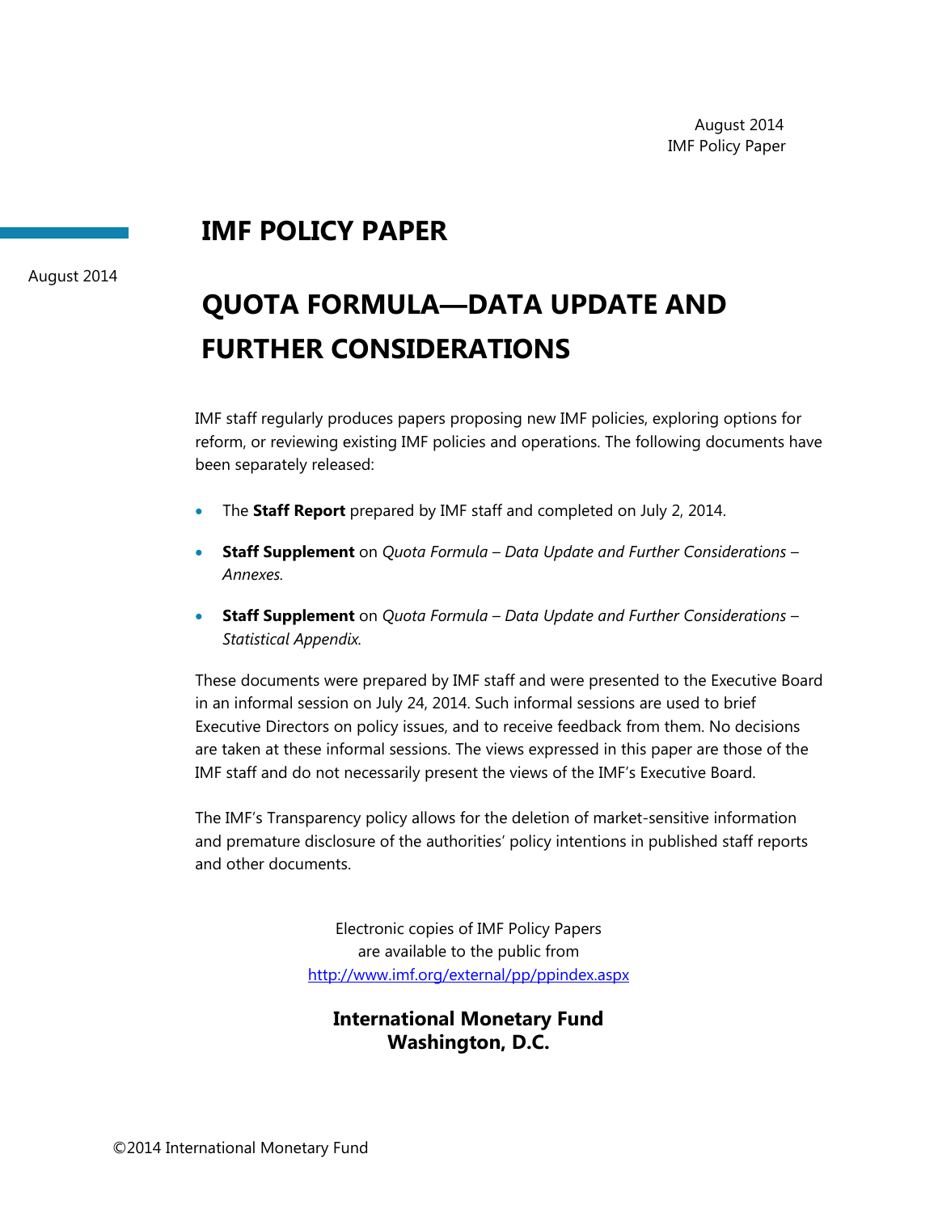August 2014
IMF Policy Paper

# IMF POLICY PAPER

August 2014

# QUOTA FORMULA—DATA UPDATE AND FURTHER CONSIDERATIONS

IMF staff regularly produces papers proposing new IMF policies, exploring options for reform, or reviewing existing IMF policies and operations. The following documents have been separately released:

- The **Staff Report** prepared by IMF staff and completed on July 2, 2014.
- **Staff Supplement** on *Quota Formula – Data Update and Further Considerations – Annexes.*
- **Staff Supplement** on *Quota Formula – Data Update and Further Considerations – Statistical Appendix.*

These documents were prepared by IMF staff and were presented to the Executive Board in an informal session on July 24, 2014. Such informal sessions are used to brief Executive Directors on policy issues, and to receive feedback from them. No decisions are taken at these informal sessions. The views expressed in this paper are those of the IMF staff and do not necessarily present the views of the IMF's Executive Board.

The IMF's Transparency policy allows for the deletion of market-sensitive information and premature disclosure of the authorities' policy intentions in published staff reports and other documents.

Electronic copies of IMF Policy Papers
are available to the public from
http://www.imf.org/external/pp/ppindex.aspx

**International Monetary Fund**
**Washington, D.C.**

©2014 International Monetary Fund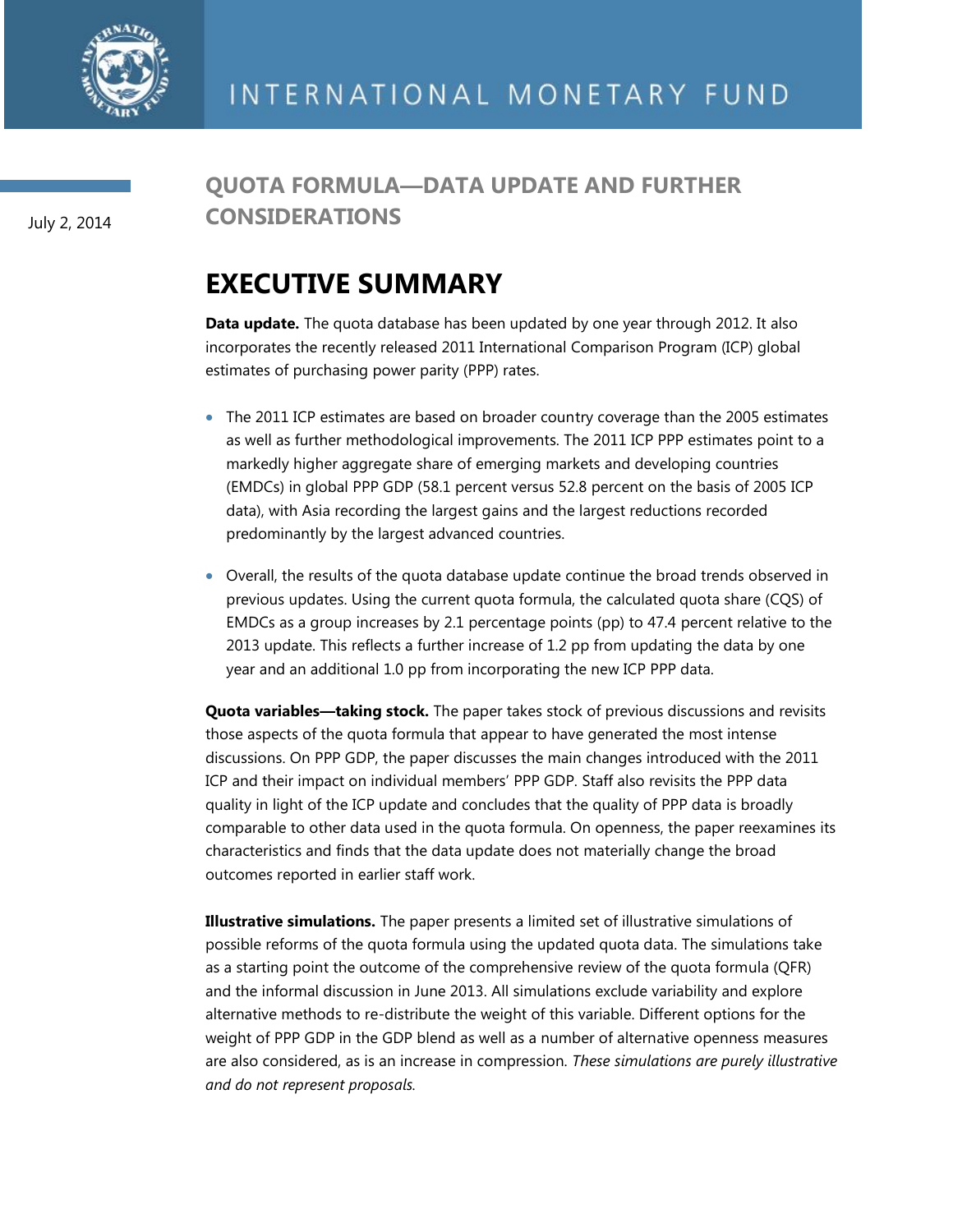# QUOTA FORMULA—DATA UPDATE AND FURTHER CONSIDERATIONS

July 2, 2014

## EXECUTIVE SUMMARY

**Data update.** The quota database has been updated by one year through 2012. It also incorporates the recently released 2011 International Comparison Program (ICP) global estimates of purchasing power parity (PPP) rates.

- The 2011 ICP estimates are based on broader country coverage than the 2005 estimates as well as further methodological improvements. The 2011 ICP PPP estimates point to a markedly higher aggregate share of emerging markets and developing countries (EMDCs) in global PPP GDP (58.1 percent versus 52.8 percent on the basis of 2005 ICP data), with Asia recording the largest gains and the largest reductions recorded predominantly by the largest advanced countries.
- Overall, the results of the quota database update continue the broad trends observed in previous updates. Using the current quota formula, the calculated quota share (CQS) of EMDCs as a group increases by 2.1 percentage points (pp) to 47.4 percent relative to the 2013 update. This reflects a further increase of 1.2 pp from updating the data by one year and an additional 1.0 pp from incorporating the new ICP PPP data.

**Quota variables—taking stock.** The paper takes stock of previous discussions and revisits those aspects of the quota formula that appear to have generated the most intense discussions. On PPP GDP, the paper discusses the main changes introduced with the 2011 ICP and their impact on individual members' PPP GDP. Staff also revisits the PPP data quality in light of the ICP update and concludes that the quality of PPP data is broadly comparable to other data used in the quota formula. On openness, the paper reexamines its characteristics and finds that the data update does not materially change the broad outcomes reported in earlier staff work.

**Illustrative simulations.** The paper presents a limited set of illustrative simulations of possible reforms of the quota formula using the updated quota data. The simulations take as a starting point the outcome of the comprehensive review of the quota formula (QFR) and the informal discussion in June 2013. All simulations exclude variability and explore alternative methods to re-distribute the weight of this variable. Different options for the weight of PPP GDP in the GDP blend as well as a number of alternative openness measures are also considered, as is an increase in compression. *These simulations are purely illustrative and do not represent proposals.*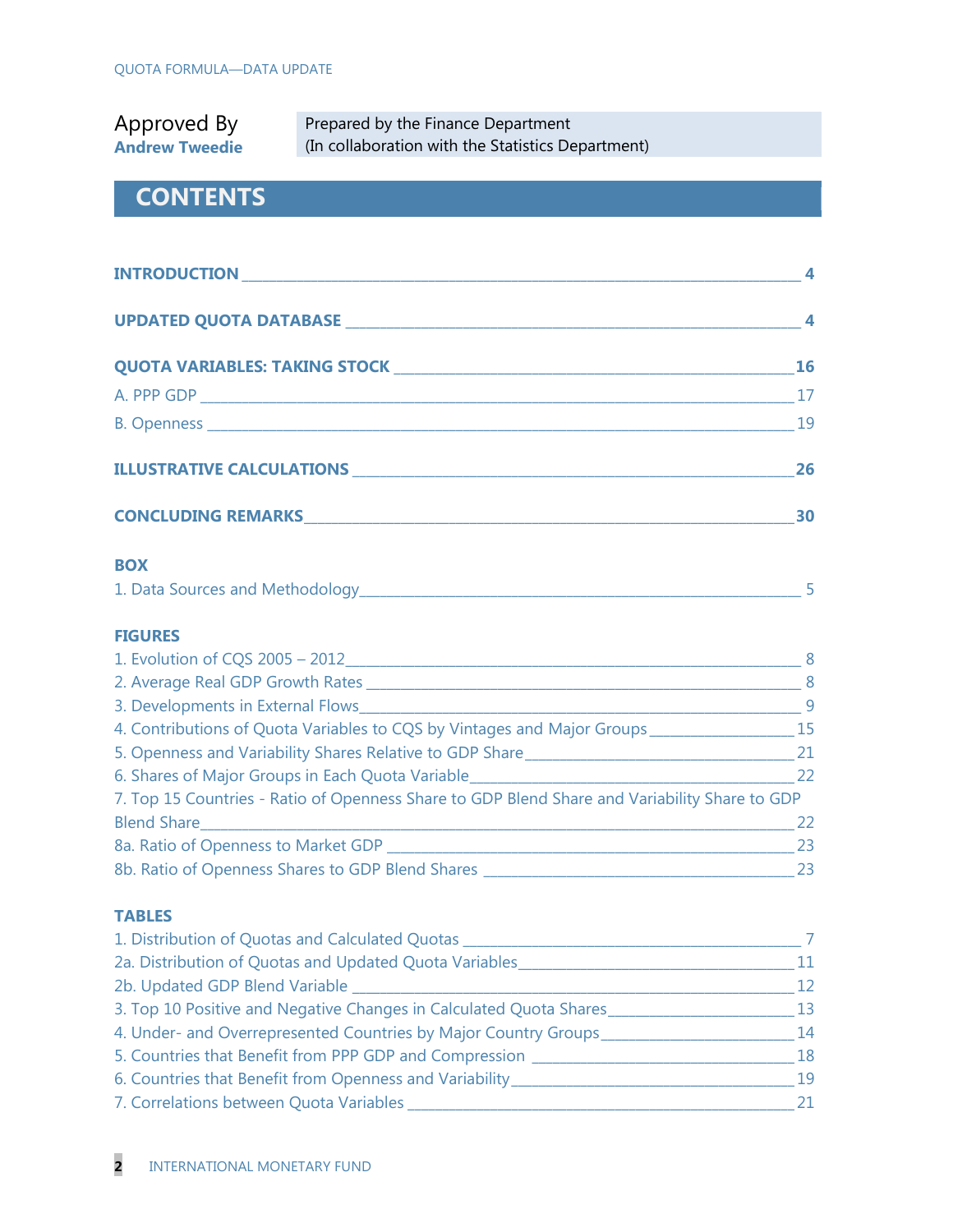Approved By
**Andrew Tweedie**

Prepared by the Finance Department
(In collaboration with the Statistics Department)

## CONTENTS

**INTRODUCTION** 4

**UPDATED QUOTA DATABASE** 4

**QUOTA VARIABLES: TAKING STOCK** 16

A. PPP GDP 17

B. Openness 19

**ILLUSTRATIVE CALCULATIONS** 26

**CONCLUDING REMARKS** 30

**BOX**

1. Data Sources and Methodology 5

**FIGURES**

1. Evolution of CQS 2005 – 2012 8
2. Average Real GDP Growth Rates 8
3. Developments in External Flows 9
4. Contributions of Quota Variables to CQS by Vintages and Major Groups 15
5. Openness and Variability Shares Relative to GDP Share 21
6. Shares of Major Groups in Each Quota Variable 22
7. Top 15 Countries - Ratio of Openness Share to GDP Blend Share and Variability Share to GDP Blend Share 22

8a. Ratio of Openness to Market GDP 23

8b. Ratio of Openness Shares to GDP Blend Shares 23

**TABLES**

1. Distribution of Quotas and Calculated Quotas 7

2a. Distribution of Quotas and Updated Quota Variables 11

2b. Updated GDP Blend Variable 12

3. Top 10 Positive and Negative Changes in Calculated Quota Shares 13
4. Under- and Overrepresented Countries by Major Country Groups 14
5. Countries that Benefit from PPP GDP and Compression 18
6. Countries that Benefit from Openness and Variability 19
7. Correlations between Quota Variables 21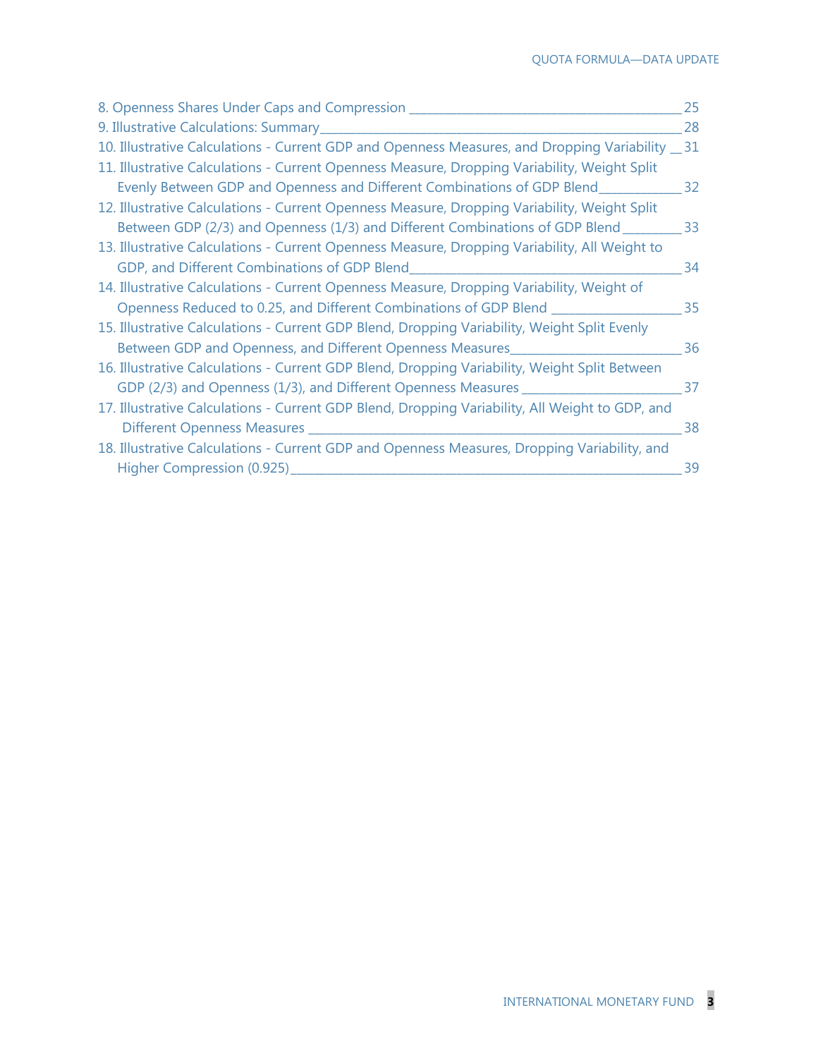8. Openness Shares Under Caps and Compression _____ 25
9. Illustrative Calculations: Summary _____ 28
10. Illustrative Calculations - Current GDP and Openness Measures, and Dropping Variability _____ 31
11. Illustrative Calculations - Current Openness Measure, Dropping Variability, Weight Split Evenly Between GDP and Openness and Different Combinations of GDP Blend _____ 32
12. Illustrative Calculations - Current Openness Measure, Dropping Variability, Weight Split Between GDP (2/3) and Openness (1/3) and Different Combinations of GDP Blend _____ 33
13. Illustrative Calculations - Current Openness Measure, Dropping Variability, All Weight to GDP, and Different Combinations of GDP Blend _____ 34
14. Illustrative Calculations - Current Openness Measure, Dropping Variability, Weight of Openness Reduced to 0.25, and Different Combinations of GDP Blend _____ 35
15. Illustrative Calculations - Current GDP Blend, Dropping Variability, Weight Split Evenly Between GDP and Openness, and Different Openness Measures _____ 36
16. Illustrative Calculations - Current GDP Blend, Dropping Variability, Weight Split Between GDP (2/3) and Openness (1/3), and Different Openness Measures _____ 37
17. Illustrative Calculations - Current GDP Blend, Dropping Variability, All Weight to GDP, and Different Openness Measures _____ 38
18. Illustrative Calculations - Current GDP and Openness Measures, Dropping Variability, and Higher Compression (0.925) _____ 39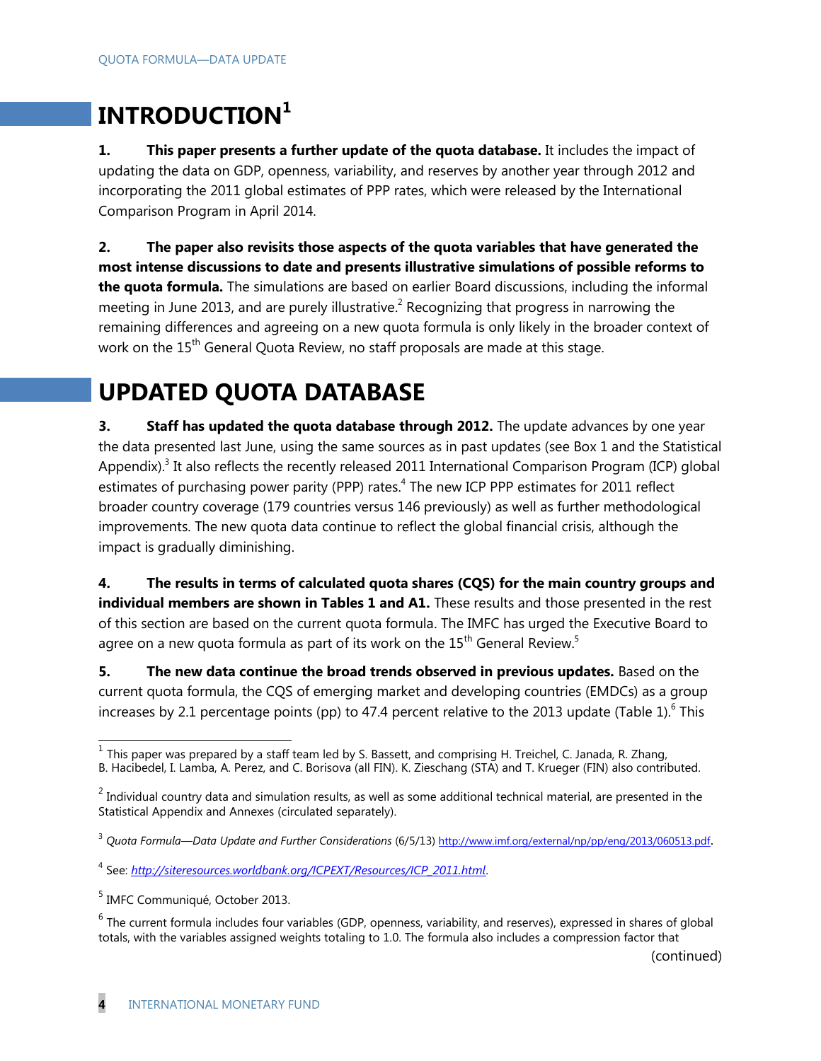# INTRODUCTION[1]

**1. This paper presents a further update of the quota database.** It includes the impact of updating the data on GDP, openness, variability, and reserves by another year through 2012 and incorporating the 2011 global estimates of PPP rates, which were released by the International Comparison Program in April 2014.

**2. The paper also revisits those aspects of the quota variables that have generated the most intense discussions to date and presents illustrative simulations of possible reforms to the quota formula.** The simulations are based on earlier Board discussions, including the informal meeting in June 2013, and are purely illustrative.[2] Recognizing that progress in narrowing the remaining differences and agreeing on a new quota formula is only likely in the broader context of work on the 15th General Quota Review, no staff proposals are made at this stage.

# UPDATED QUOTA DATABASE

**3. Staff has updated the quota database through 2012.** The update advances by one year the data presented last June, using the same sources as in past updates (see Box 1 and the Statistical Appendix).[3] It also reflects the recently released 2011 International Comparison Program (ICP) global estimates of purchasing power parity (PPP) rates.[4] The new ICP PPP estimates for 2011 reflect broader country coverage (179 countries versus 146 previously) as well as further methodological improvements. The new quota data continue to reflect the global financial crisis, although the impact is gradually diminishing.

**4. The results in terms of calculated quota shares (CQS) for the main country groups and individual members are shown in Tables 1 and A1.** These results and those presented in the rest of this section are based on the current quota formula. The IMFC has urged the Executive Board to agree on a new quota formula as part of its work on the 15th General Review.[5]

**5. The new data continue the broad trends observed in previous updates.** Based on the current quota formula, the CQS of emerging market and developing countries (EMDCs) as a group increases by 2.1 percentage points (pp) to 47.4 percent relative to the 2013 update (Table 1).[6] This

---

[1] This paper was prepared by a staff team led by S. Bassett, and comprising H. Treichel, C. Janada, R. Zhang, B. Hacibedel, I. Lamba, A. Perez, and C. Borisova (all FIN). K. Zieschang (STA) and T. Krueger (FIN) also contributed.

[2] Individual country data and simulation results, as well as some additional technical material, are presented in the Statistical Appendix and Annexes (circulated separately).

[3] *Quota Formula—Data Update and Further Considerations* (6/5/13) http://www.imf.org/external/np/pp/eng/2013/060513.pdf.

[4] See: *http://siteresources.worldbank.org/ICPEXT/Resources/ICP_2011.html*.

[5] IMFC Communiqué, October 2013.

[6] The current formula includes four variables (GDP, openness, variability, and reserves), expressed in shares of global totals, with the variables assigned weights totaling to 1.0. The formula also includes a compression factor that (continued)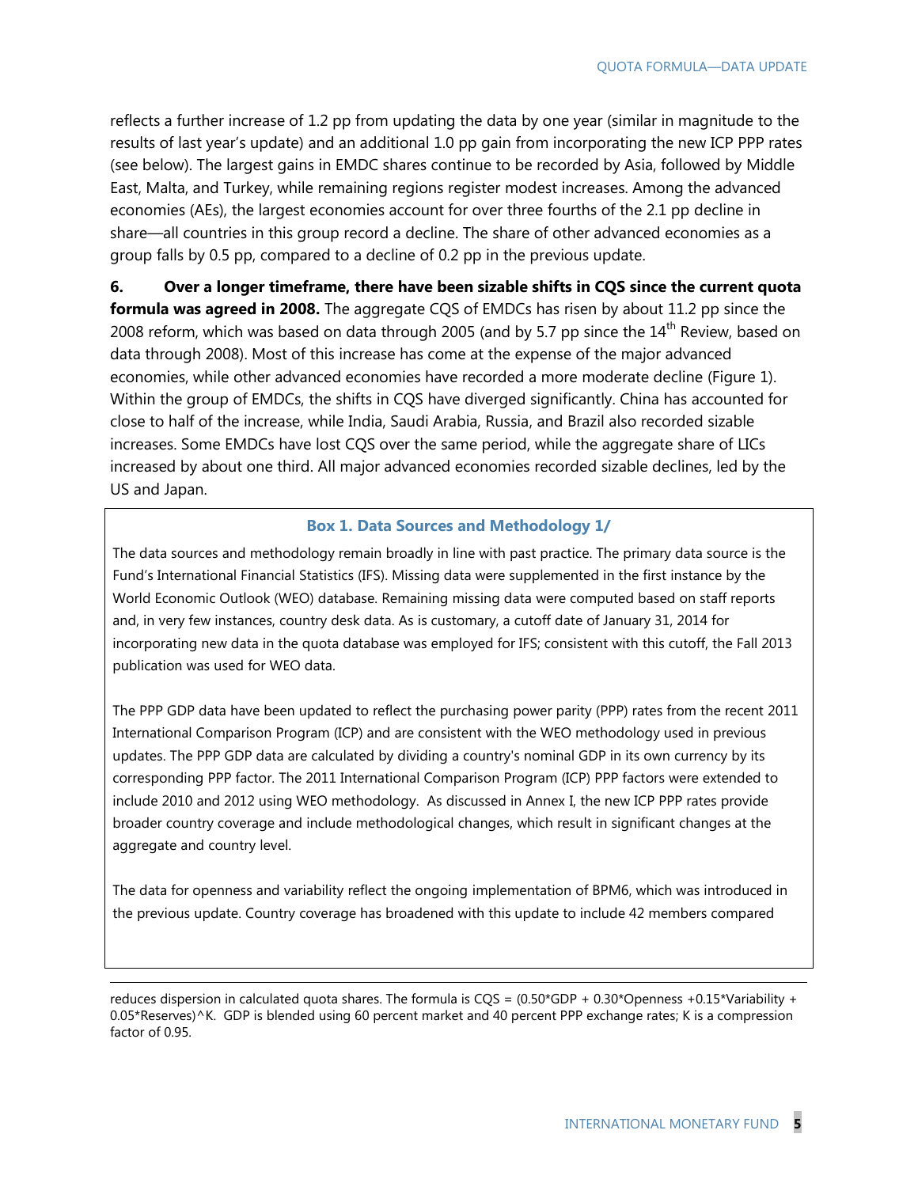reflects a further increase of 1.2 pp from updating the data by one year (similar in magnitude to the results of last year's update) and an additional 1.0 pp gain from incorporating the new ICP PPP rates (see below). The largest gains in EMDC shares continue to be recorded by Asia, followed by Middle East, Malta, and Turkey, while remaining regions register modest increases. Among the advanced economies (AEs), the largest economies account for over three fourths of the 2.1 pp decline in share—all countries in this group record a decline. The share of other advanced economies as a group falls by 0.5 pp, compared to a decline of 0.2 pp in the previous update.

**6. Over a longer timeframe, there have been sizable shifts in CQS since the current quota formula was agreed in 2008.** The aggregate CQS of EMDCs has risen by about 11.2 pp since the 2008 reform, which was based on data through 2005 (and by 5.7 pp since the 14th Review, based on data through 2008). Most of this increase has come at the expense of the major advanced economies, while other advanced economies have recorded a more moderate decline (Figure 1). Within the group of EMDCs, the shifts in CQS have diverged significantly. China has accounted for close to half of the increase, while India, Saudi Arabia, Russia, and Brazil also recorded sizable increases. Some EMDCs have lost CQS over the same period, while the aggregate share of LICs increased by about one third. All major advanced economies recorded sizable declines, led by the US and Japan.

### Box 1. Data Sources and Methodology 1/

The data sources and methodology remain broadly in line with past practice. The primary data source is the Fund's International Financial Statistics (IFS). Missing data were supplemented in the first instance by the World Economic Outlook (WEO) database. Remaining missing data were computed based on staff reports and, in very few instances, country desk data. As is customary, a cutoff date of January 31, 2014 for incorporating new data in the quota database was employed for IFS; consistent with this cutoff, the Fall 2013 publication was used for WEO data.

The PPP GDP data have been updated to reflect the purchasing power parity (PPP) rates from the recent 2011 International Comparison Program (ICP) and are consistent with the WEO methodology used in previous updates. The PPP GDP data are calculated by dividing a country's nominal GDP in its own currency by its corresponding PPP factor. The 2011 International Comparison Program (ICP) PPP factors were extended to include 2010 and 2012 using WEO methodology. As discussed in Annex I, the new ICP PPP rates provide broader country coverage and include methodological changes, which result in significant changes at the aggregate and country level.

The data for openness and variability reflect the ongoing implementation of BPM6, which was introduced in the previous update. Country coverage has broadened with this update to include 42 members compared

---

reduces dispersion in calculated quota shares. The formula is $CQS = (0.50*GDP + 0.30*Openness + 0.15*Variability + 0.05*Reserves)^K$. GDP is blended using 60 percent market and 40 percent PPP exchange rates; K is a compression factor of 0.95.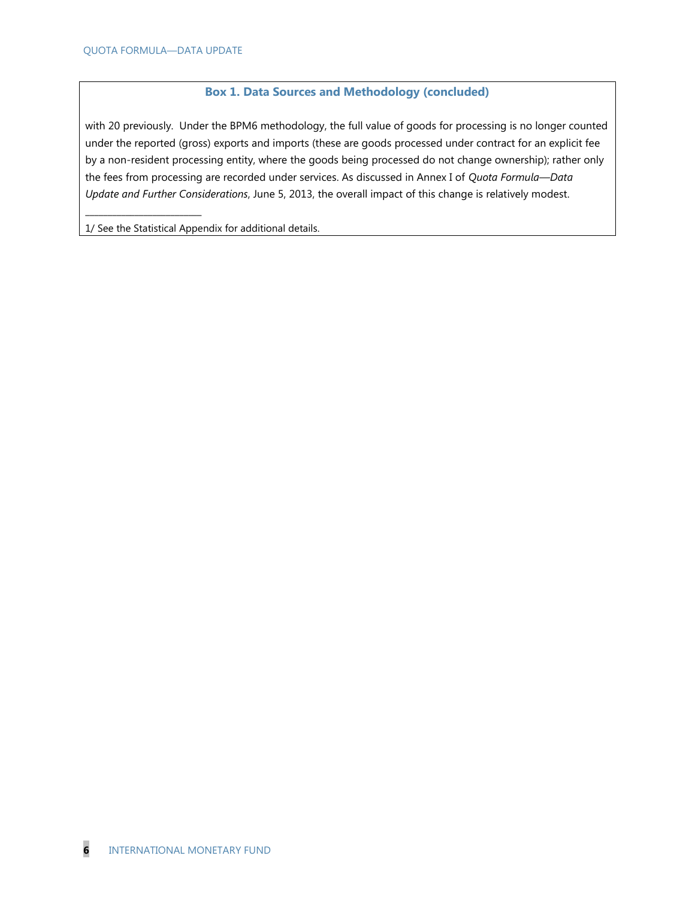### Box 1. Data Sources and Methodology (concluded)

with 20 previously. Under the BPM6 methodology, the full value of goods for processing is no longer counted under the reported (gross) exports and imports (these are goods processed under contract for an explicit fee by a non-resident processing entity, where the goods being processed do not change ownership); rather only the fees from processing are recorded under services. As discussed in Annex I of *Quota Formula—Data Update and Further Considerations*, June 5, 2013, the overall impact of this change is relatively modest.

---

1/ See the Statistical Appendix for additional details.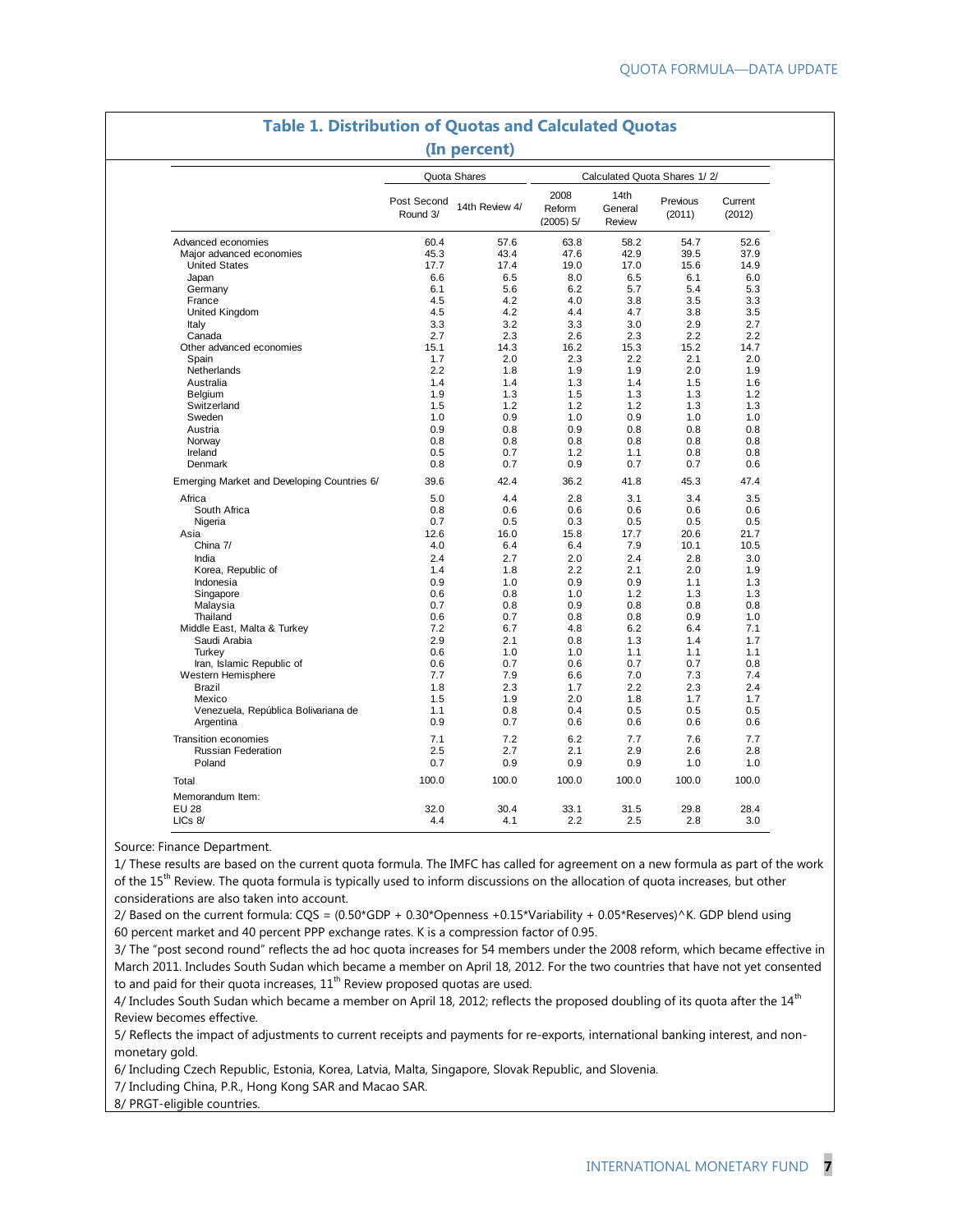## Table 1. Distribution of Quotas and Calculated Quotas
### (In percent)

| | Quota Shares | | Calculated Quota Shares 1/ 2/ | | | |
|---|---|---|---|---|---|---|
| | Post Second Round 3/ | 14th Review 4/ | 2008 Reform (2005) 5/ | 14th General Review | Previous (2011) | Current (2012) |
| Advanced economies | 60.4 | 57.6 | 63.8 | 58.2 | 54.7 | 52.6 |
| Major advanced economies | 45.3 | 43.4 | 47.6 | 42.9 | 39.5 | 37.9 |
| United States | 17.7 | 17.4 | 19.0 | 17.0 | 15.6 | 14.9 |
| Japan | 6.6 | 6.5 | 8.0 | 6.5 | 6.1 | 6.0 |
| Germany | 6.1 | 5.6 | 6.2 | 5.7 | 5.4 | 5.3 |
| France | 4.5 | 4.2 | 4.0 | 3.8 | 3.5 | 3.3 |
| United Kingdom | 4.5 | 4.2 | 4.4 | 4.7 | 3.8 | 3.5 |
| Italy | 3.3 | 3.2 | 3.3 | 3.0 | 2.9 | 2.7 |
| Canada | 2.7 | 2.3 | 2.6 | 2.3 | 2.2 | 2.2 |
| Other advanced economies | 15.1 | 14.3 | 16.2 | 15.3 | 15.2 | 14.7 |
| Spain | 1.7 | 2.0 | 2.3 | 2.2 | 2.1 | 2.0 |
| Netherlands | 2.2 | 1.8 | 1.9 | 1.9 | 2.0 | 1.9 |
| Australia | 1.4 | 1.4 | 1.3 | 1.4 | 1.5 | 1.6 |
| Belgium | 1.9 | 1.3 | 1.5 | 1.3 | 1.3 | 1.2 |
| Switzerland | 1.5 | 1.2 | 1.2 | 1.2 | 1.3 | 1.3 |
| Sweden | 1.0 | 0.9 | 1.0 | 0.9 | 1.0 | 1.0 |
| Austria | 0.9 | 0.8 | 0.9 | 0.8 | 0.8 | 0.8 |
| Norway | 0.8 | 0.8 | 0.8 | 0.8 | 0.8 | 0.8 |
| Ireland | 0.5 | 0.7 | 1.2 | 1.1 | 0.8 | 0.8 |
| Denmark | 0.8 | 0.7 | 0.9 | 0.7 | 0.7 | 0.6 |
| Emerging Market and Developing Countries 6/ | 39.6 | 42.4 | 36.2 | 41.8 | 45.3 | 47.4 |
| Africa | 5.0 | 4.4 | 2.8 | 3.1 | 3.4 | 3.5 |
| South Africa | 0.8 | 0.6 | 0.6 | 0.6 | 0.6 | 0.6 |
| Nigeria | 0.7 | 0.5 | 0.3 | 0.5 | 0.5 | 0.5 |
| Asia | 12.6 | 16.0 | 15.8 | 17.7 | 20.6 | 21.7 |
| China 7/ | 4.0 | 6.4 | 6.4 | 7.9 | 10.1 | 10.5 |
| India | 2.4 | 2.7 | 2.0 | 2.4 | 2.8 | 3.0 |
| Korea, Republic of | 1.4 | 1.8 | 2.2 | 2.1 | 2.0 | 1.9 |
| Indonesia | 0.9 | 1.0 | 0.9 | 0.9 | 1.1 | 1.3 |
| Singapore | 0.6 | 0.8 | 1.0 | 1.2 | 1.3 | 1.3 |
| Malaysia | 0.7 | 0.8 | 0.9 | 0.8 | 0.8 | 0.8 |
| Thailand | 0.6 | 0.7 | 0.8 | 0.8 | 0.9 | 1.0 |
| Middle East, Malta & Turkey | 7.2 | 6.7 | 4.8 | 6.2 | 6.4 | 7.1 |
| Saudi Arabia | 2.9 | 2.1 | 0.8 | 1.3 | 1.4 | 1.7 |
| Turkey | 0.6 | 1.0 | 1.0 | 1.1 | 1.1 | 1.1 |
| Iran, Islamic Republic of | 0.6 | 0.7 | 0.6 | 0.7 | 0.7 | 0.8 |
| Western Hemisphere | 7.7 | 7.9 | 6.6 | 7.0 | 7.3 | 7.4 |
| Brazil | 1.8 | 2.3 | 1.7 | 2.2 | 2.3 | 2.4 |
| Mexico | 1.5 | 1.9 | 2.0 | 1.8 | 1.7 | 1.7 |
| Venezuela, República Bolivariana de | 1.1 | 0.8 | 0.4 | 0.5 | 0.5 | 0.5 |
| Argentina | 0.9 | 0.7 | 0.6 | 0.6 | 0.6 | 0.6 |
| Transition economies | 7.1 | 7.2 | 6.2 | 7.7 | 7.6 | 7.7 |
| Russian Federation | 2.5 | 2.7 | 2.1 | 2.9 | 2.6 | 2.8 |
| Poland | 0.7 | 0.9 | 0.9 | 0.9 | 1.0 | 1.0 |
| Total | 100.0 | 100.0 | 100.0 | 100.0 | 100.0 | 100.0 |
| Memorandum Item: | | | | | | |
| EU 28 | 32.0 | 30.4 | 33.1 | 31.5 | 29.8 | 28.4 |
| LICs 8/ | 4.4 | 4.1 | 2.2 | 2.5 | 2.8 | 3.0 |

Source: Finance Department.

1/ These results are based on the current quota formula. The IMFC has called for agreement on a new formula as part of the work of the 15th Review. The quota formula is typically used to inform discussions on the allocation of quota increases, but other considerations are also taken into account.

2/ Based on the current formula: CQS = (0.50*GDP + 0.30*Openness +0.15*Variability + 0.05*Reserves)^K. GDP blend using 60 percent market and 40 percent PPP exchange rates. K is a compression factor of 0.95.

3/ The "post second round" reflects the ad hoc quota increases for 54 members under the 2008 reform, which became effective in March 2011. Includes South Sudan which became a member on April 18, 2012. For the two countries that have not yet consented to and paid for their quota increases, 11th Review proposed quotas are used.

4/ Includes South Sudan which became a member on April 18, 2012; reflects the proposed doubling of its quota after the 14th Review becomes effective.

5/ Reflects the impact of adjustments to current receipts and payments for re-exports, international banking interest, and non-monetary gold.

6/ Including Czech Republic, Estonia, Korea, Latvia, Malta, Singapore, Slovak Republic, and Slovenia.

7/ Including China, P.R., Hong Kong SAR and Macao SAR.

8/ PRGT-eligible countries.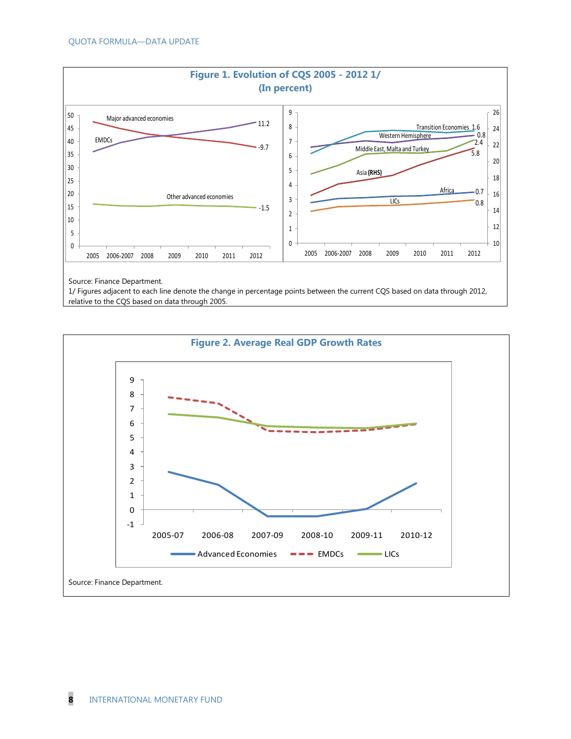**Figure 1. Evolution of CQS 2005 - 2012 1/**
**(In percent)**

Source: Finance Department.

1/ Figures adjacent to each line denote the change in percentage points between the current CQS based on data through 2012, relative to the CQS based on data through 2005.

**Figure 2. Average Real GDP Growth Rates**

Source: Finance Department.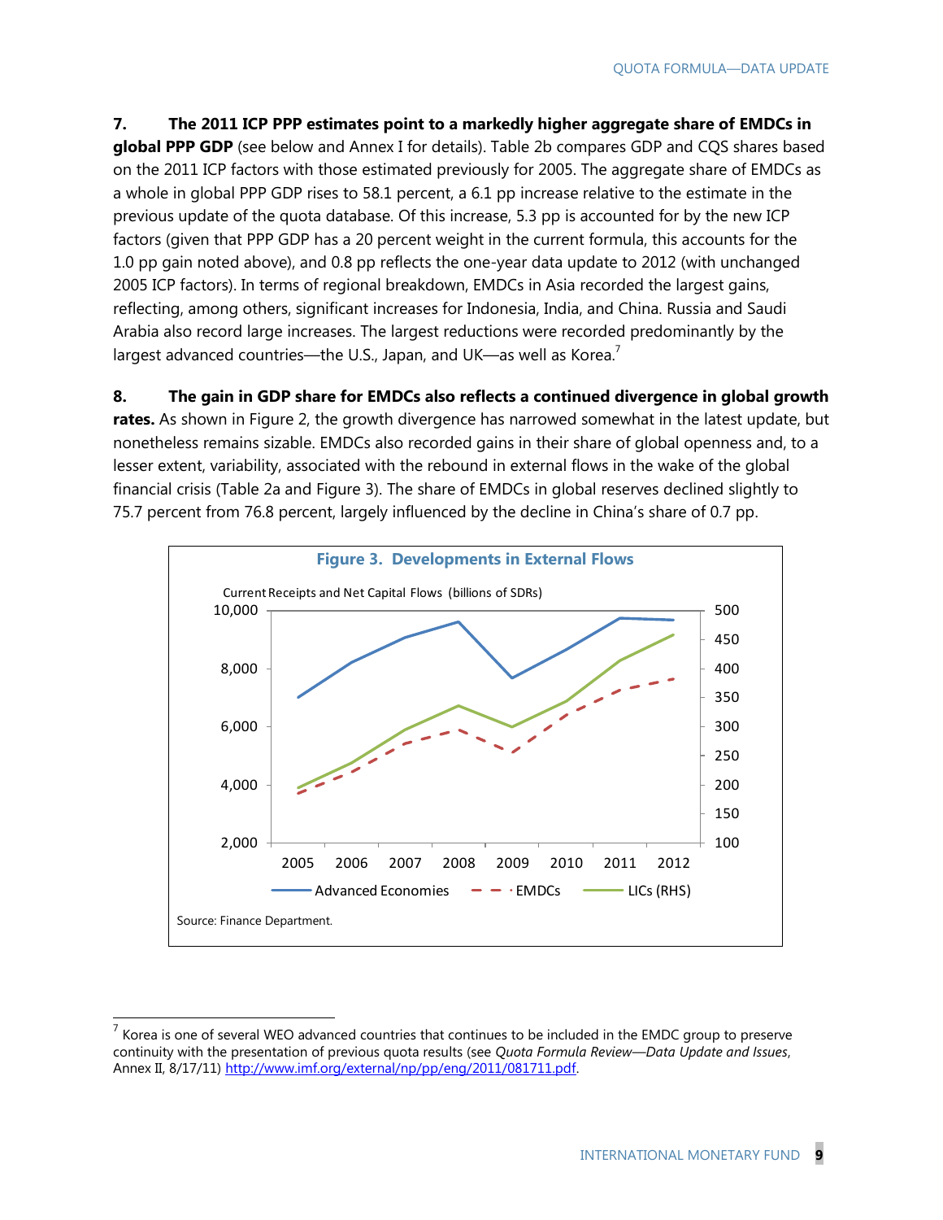**7. The 2011 ICP PPP estimates point to a markedly higher aggregate share of EMDCs in global PPP GDP** (see below and Annex I for details). Table 2b compares GDP and CQS shares based on the 2011 ICP factors with those estimated previously for 2005. The aggregate share of EMDCs as a whole in global PPP GDP rises to 58.1 percent, a 6.1 pp increase relative to the estimate in the previous update of the quota database. Of this increase, 5.3 pp is accounted for by the new ICP factors (given that PPP GDP has a 20 percent weight in the current formula, this accounts for the 1.0 pp gain noted above), and 0.8 pp reflects the one-year data update to 2012 (with unchanged 2005 ICP factors). In terms of regional breakdown, EMDCs in Asia recorded the largest gains, reflecting, among others, significant increases for Indonesia, India, and China. Russia and Saudi Arabia also record large increases. The largest reductions were recorded predominantly by the largest advanced countries—the U.S., Japan, and UK—as well as Korea.[7]

**8. The gain in GDP share for EMDCs also reflects a continued divergence in global growth rates.** As shown in Figure 2, the growth divergence has narrowed somewhat in the latest update, but nonetheless remains sizable. EMDCs also recorded gains in their share of global openness and, to a lesser extent, variability, associated with the rebound in external flows in the wake of the global financial crisis (Table 2a and Figure 3). The share of EMDCs in global reserves declined slightly to 75.7 percent from 76.8 percent, largely influenced by the decline in China's share of 0.7 pp.

**Figure 3. Developments in External Flows**

Current Receipts and Net Capital Flows (billions of SDRs)

Legend: Advanced Economies; EMDCs; LICs (RHS)

Source: Finance Department.

---

[7] Korea is one of several WEO advanced countries that continues to be included in the EMDC group to preserve continuity with the presentation of previous quota results (see *Quota Formula Review—Data Update and Issues*, Annex II, 8/17/11) http://www.imf.org/external/np/pp/eng/2011/081711.pdf.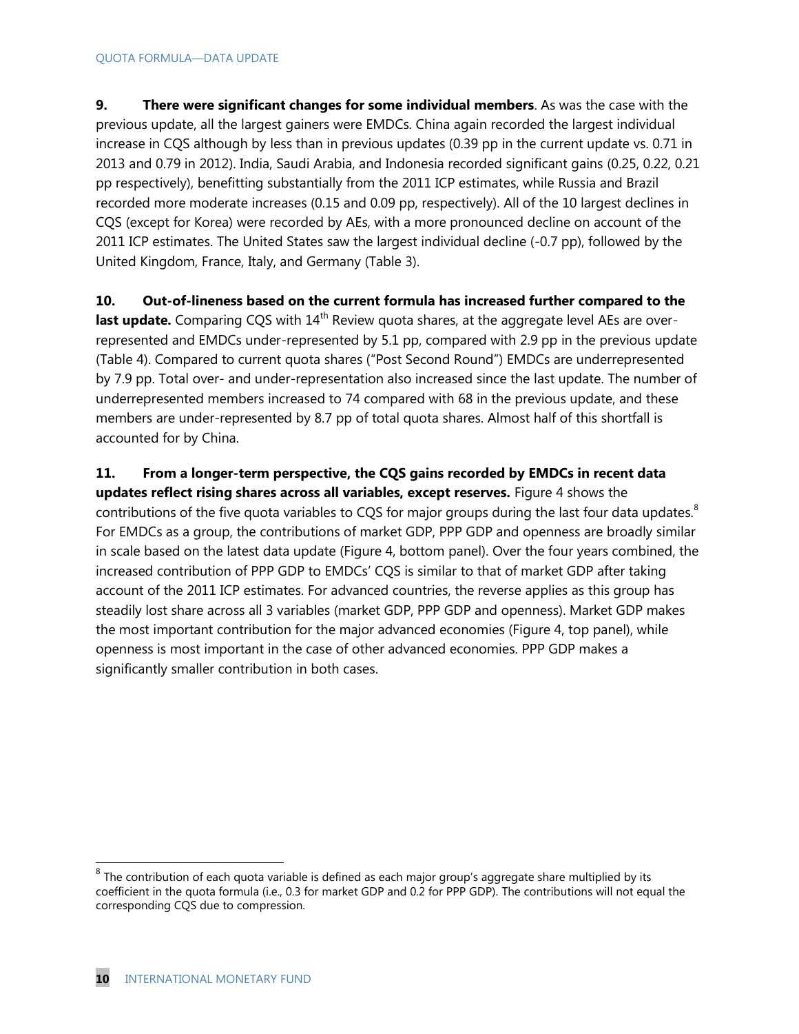**9. There were significant changes for some individual members**. As was the case with the previous update, all the largest gainers were EMDCs. China again recorded the largest individual increase in CQS although by less than in previous updates (0.39 pp in the current update vs. 0.71 in 2013 and 0.79 in 2012). India, Saudi Arabia, and Indonesia recorded significant gains (0.25, 0.22, 0.21 pp respectively), benefitting substantially from the 2011 ICP estimates, while Russia and Brazil recorded more moderate increases (0.15 and 0.09 pp, respectively). All of the 10 largest declines in CQS (except for Korea) were recorded by AEs, with a more pronounced decline on account of the 2011 ICP estimates. The United States saw the largest individual decline (-0.7 pp), followed by the United Kingdom, France, Italy, and Germany (Table 3).

**10. Out-of-lineness based on the current formula has increased further compared to the last update.** Comparing CQS with 14th Review quota shares, at the aggregate level AEs are over-represented and EMDCs under-represented by 5.1 pp, compared with 2.9 pp in the previous update (Table 4). Compared to current quota shares ("Post Second Round") EMDCs are underrepresented by 7.9 pp. Total over- and under-representation also increased since the last update. The number of underrepresented members increased to 74 compared with 68 in the previous update, and these members are under-represented by 8.7 pp of total quota shares. Almost half of this shortfall is accounted for by China.

**11. From a longer-term perspective, the CQS gains recorded by EMDCs in recent data updates reflect rising shares across all variables, except reserves.** Figure 4 shows the contributions of the five quota variables to CQS for major groups during the last four data updates.[8] For EMDCs as a group, the contributions of market GDP, PPP GDP and openness are broadly similar in scale based on the latest data update (Figure 4, bottom panel). Over the four years combined, the increased contribution of PPP GDP to EMDCs' CQS is similar to that of market GDP after taking account of the 2011 ICP estimates. For advanced countries, the reverse applies as this group has steadily lost share across all 3 variables (market GDP, PPP GDP and openness). Market GDP makes the most important contribution for the major advanced economies (Figure 4, top panel), while openness is most important in the case of other advanced economies. PPP GDP makes a significantly smaller contribution in both cases.

[8] The contribution of each quota variable is defined as each major group's aggregate share multiplied by its coefficient in the quota formula (i.e., 0.3 for market GDP and 0.2 for PPP GDP). The contributions will not equal the corresponding CQS due to compression.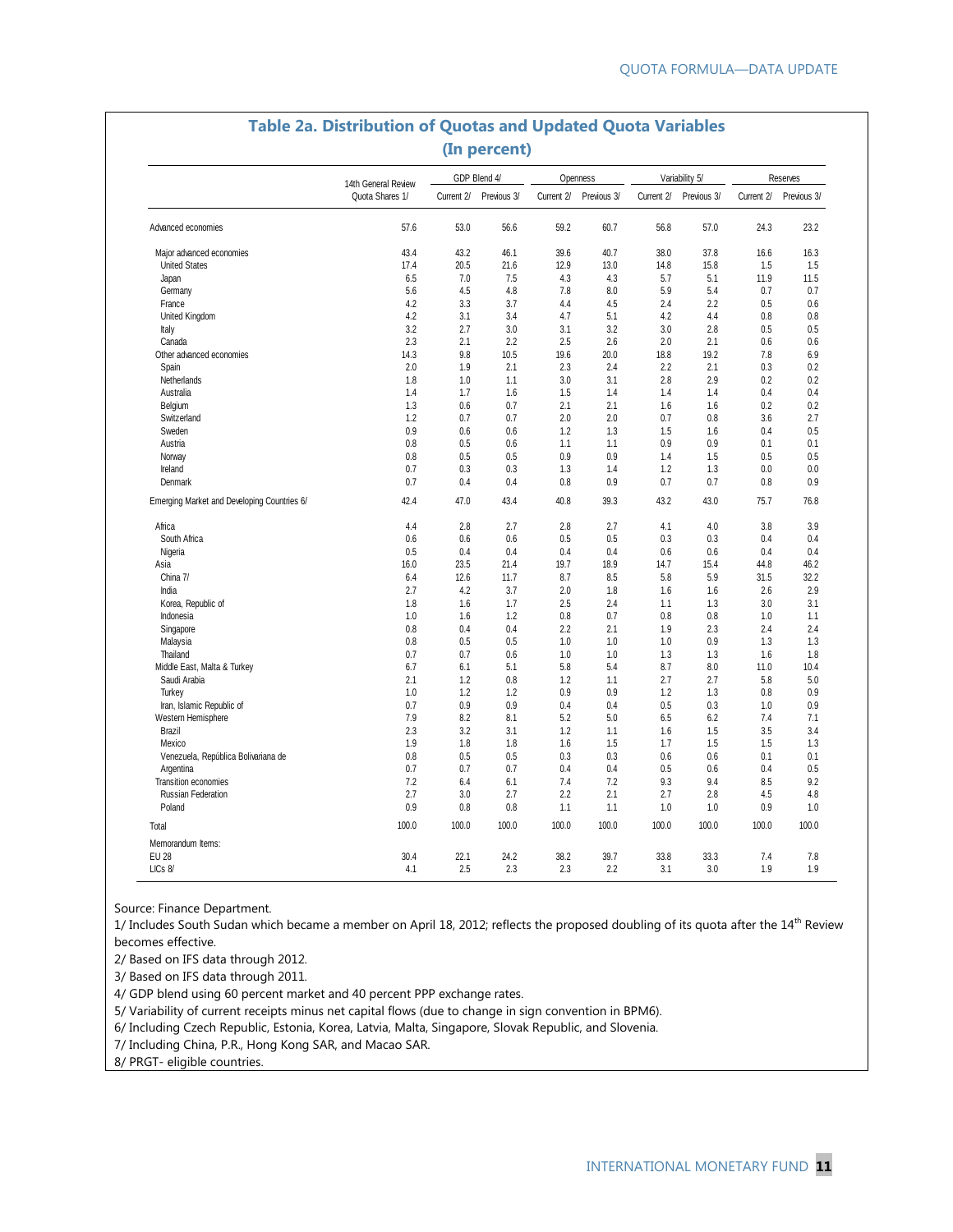## Table 2a. Distribution of Quotas and Updated Quota Variables
### (In percent)

| | 14th General Review Quota Shares 1/ | GDP Blend 4/ | | Openness | | Variability 5/ | | Reserves | |
|---|---|---|---|---|---|---|---|---|---|
| | | Current 2/ | Previous 3/ | Current 2/ | Previous 3/ | Current 2/ | Previous 3/ | Current 2/ | Previous 3/ |
| Advanced economies | 57.6 | 53.0 | 56.6 | 59.2 | 60.7 | 56.8 | 57.0 | 24.3 | 23.2 |
| Major advanced economies | 43.4 | 43.2 | 46.1 | 39.6 | 40.7 | 38.0 | 37.8 | 16.6 | 16.3 |
| United States | 17.4 | 20.5 | 21.6 | 12.9 | 13.0 | 14.8 | 15.8 | 1.5 | 1.5 |
| Japan | 6.5 | 7.0 | 7.5 | 4.3 | 4.3 | 5.7 | 5.1 | 11.9 | 11.5 |
| Germany | 5.6 | 4.5 | 4.8 | 7.8 | 8.0 | 5.9 | 5.4 | 0.7 | 0.7 |
| France | 4.2 | 3.3 | 3.7 | 4.4 | 4.5 | 2.4 | 2.2 | 0.5 | 0.6 |
| United Kingdom | 4.2 | 3.1 | 3.4 | 4.7 | 5.1 | 4.2 | 4.4 | 0.8 | 0.8 |
| Italy | 3.2 | 2.7 | 3.0 | 3.1 | 3.2 | 3.0 | 2.8 | 0.5 | 0.5 |
| Canada | 2.3 | 2.1 | 2.2 | 2.5 | 2.6 | 2.0 | 2.1 | 0.6 | 0.6 |
| Other advanced economies | 14.3 | 9.8 | 10.5 | 19.6 | 20.0 | 18.8 | 19.2 | 7.8 | 6.9 |
| Spain | 2.0 | 1.9 | 2.1 | 2.3 | 2.4 | 2.2 | 2.1 | 0.3 | 0.2 |
| Netherlands | 1.8 | 1.0 | 1.1 | 3.0 | 3.1 | 2.8 | 2.9 | 0.2 | 0.2 |
| Australia | 1.4 | 1.7 | 1.6 | 1.5 | 1.4 | 1.4 | 1.4 | 0.4 | 0.4 |
| Belgium | 1.3 | 0.6 | 0.7 | 2.1 | 2.1 | 1.6 | 1.6 | 0.2 | 0.2 |
| Switzerland | 1.2 | 0.7 | 0.7 | 2.0 | 2.0 | 0.7 | 0.8 | 3.6 | 2.7 |
| Sweden | 0.9 | 0.6 | 0.6 | 1.2 | 1.3 | 1.5 | 1.6 | 0.4 | 0.5 |
| Austria | 0.8 | 0.5 | 0.6 | 1.1 | 1.1 | 0.9 | 0.9 | 0.1 | 0.1 |
| Norway | 0.8 | 0.5 | 0.5 | 0.9 | 0.9 | 1.4 | 1.5 | 0.5 | 0.5 |
| Ireland | 0.7 | 0.3 | 0.3 | 1.3 | 1.4 | 1.2 | 1.3 | 0.0 | 0.0 |
| Denmark | 0.7 | 0.4 | 0.4 | 0.8 | 0.9 | 0.7 | 0.7 | 0.8 | 0.9 |
| Emerging Market and Developing Countries 6/ | 42.4 | 47.0 | 43.4 | 40.8 | 39.3 | 43.2 | 43.0 | 75.7 | 76.8 |
| Africa | 4.4 | 2.8 | 2.7 | 2.8 | 2.7 | 4.1 | 4.0 | 3.8 | 3.9 |
| South Africa | 0.6 | 0.6 | 0.6 | 0.5 | 0.5 | 0.3 | 0.3 | 0.4 | 0.4 |
| Nigeria | 0.5 | 0.4 | 0.4 | 0.4 | 0.4 | 0.6 | 0.6 | 0.4 | 0.4 |
| Asia | 16.0 | 23.5 | 21.4 | 19.7 | 18.9 | 14.7 | 15.4 | 44.8 | 46.2 |
| China 7/ | 6.4 | 12.6 | 11.7 | 8.7 | 8.5 | 5.8 | 5.9 | 31.5 | 32.2 |
| India | 2.7 | 4.2 | 3.7 | 2.0 | 1.8 | 1.6 | 1.6 | 2.6 | 2.9 |
| Korea, Republic of | 1.8 | 1.6 | 1.7 | 2.5 | 2.4 | 1.1 | 1.3 | 3.0 | 3.1 |
| Indonesia | 1.0 | 1.6 | 1.2 | 0.8 | 0.7 | 0.8 | 0.8 | 1.0 | 1.1 |
| Singapore | 0.8 | 0.4 | 0.4 | 2.2 | 2.1 | 1.9 | 2.3 | 2.4 | 2.4 |
| Malaysia | 0.8 | 0.5 | 0.5 | 1.0 | 1.0 | 1.0 | 0.9 | 1.3 | 1.3 |
| Thailand | 0.7 | 0.7 | 0.6 | 1.0 | 1.0 | 1.3 | 1.3 | 1.6 | 1.8 |
| Middle East, Malta & Turkey | 6.7 | 6.1 | 5.1 | 5.8 | 5.4 | 8.7 | 8.0 | 11.0 | 10.4 |
| Saudi Arabia | 2.1 | 1.2 | 0.8 | 1.2 | 1.1 | 2.7 | 2.7 | 5.8 | 5.0 |
| Turkey | 1.0 | 1.2 | 1.2 | 0.9 | 0.9 | 1.2 | 1.3 | 0.8 | 0.9 |
| Iran, Islamic Republic of | 0.7 | 0.9 | 0.9 | 0.4 | 0.4 | 0.5 | 0.3 | 1.0 | 0.9 |
| Western Hemisphere | 7.9 | 8.2 | 8.1 | 5.2 | 5.0 | 6.5 | 6.2 | 7.4 | 7.1 |
| Brazil | 2.3 | 3.2 | 3.1 | 1.2 | 1.1 | 1.6 | 1.5 | 3.5 | 3.4 |
| Mexico | 1.9 | 1.8 | 1.8 | 1.6 | 1.5 | 1.7 | 1.5 | 1.5 | 1.3 |
| Venezuela, República Bolivariana de | 0.8 | 0.5 | 0.5 | 0.3 | 0.3 | 0.6 | 0.6 | 0.1 | 0.1 |
| Argentina | 0.7 | 0.7 | 0.7 | 0.4 | 0.4 | 0.5 | 0.6 | 0.4 | 0.5 |
| Transition economies | 7.2 | 6.4 | 6.1 | 7.4 | 7.2 | 9.3 | 9.4 | 8.5 | 9.2 |
| Russian Federation | 2.7 | 3.0 | 2.7 | 2.2 | 2.1 | 2.7 | 2.8 | 4.5 | 4.8 |
| Poland | 0.9 | 0.8 | 0.8 | 1.1 | 1.1 | 1.0 | 1.0 | 0.9 | 1.0 |
| Total | 100.0 | 100.0 | 100.0 | 100.0 | 100.0 | 100.0 | 100.0 | 100.0 | 100.0 |
| Memorandum Items: | | | | | | | | | |
| EU 28 | 30.4 | 22.1 | 24.2 | 38.2 | 39.7 | 33.8 | 33.3 | 7.4 | 7.8 |
| LICs 8/ | 4.1 | 2.5 | 2.3 | 2.3 | 2.2 | 3.1 | 3.0 | 1.9 | 1.9 |

Source: Finance Department.

1/ Includes South Sudan which became a member on April 18, 2012; reflects the proposed doubling of its quota after the 14th Review becomes effective.

2/ Based on IFS data through 2012.

3/ Based on IFS data through 2011.

4/ GDP blend using 60 percent market and 40 percent PPP exchange rates.

5/ Variability of current receipts minus net capital flows (due to change in sign convention in BPM6).

6/ Including Czech Republic, Estonia, Korea, Latvia, Malta, Singapore, Slovak Republic, and Slovenia.

7/ Including China, P.R., Hong Kong SAR, and Macao SAR.

8/ PRGT- eligible countries.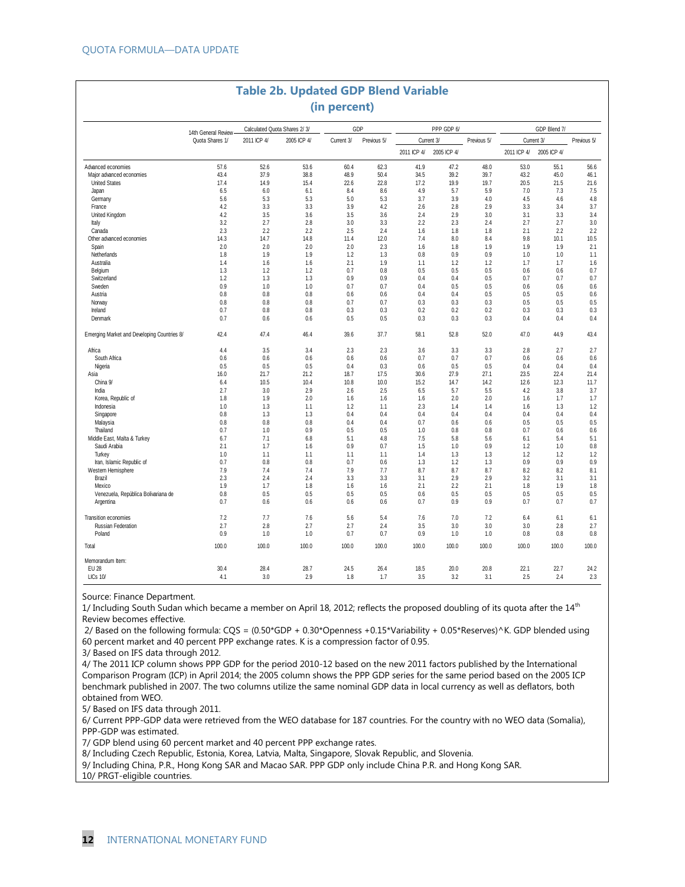## Table 2b. Updated GDP Blend Variable
### (in percent)

| | 14th General Review Quota Shares 1/ | Calculated Quota Shares 2/ 3/ | | GDP | | PPP GDP 6/ | | | GDP Blend 7/ | | |
|---|---|---|---|---|---|---|---|---|---|---|---|
| | | 2011 ICP 4/ | 2005 ICP 4/ | Current 3/ | Previous 5/ | Current 3/ | | Previous 5/ | Current 3/ | | Previous 5/ |
| | | | | | | 2011 ICP 4/ | 2005 ICP 4/ | | 2011 ICP 4/ | 2005 ICP 4/ | |
| Advanced economies | 57.6 | 52.6 | 53.6 | 60.4 | 62.3 | 41.9 | 47.2 | 48.0 | 53.0 | 55.1 | 56.6 |
| Major advanced economies | 43.4 | 37.9 | 38.8 | 48.9 | 50.4 | 34.5 | 39.2 | 39.7 | 43.2 | 45.0 | 46.1 |
| United States | 17.4 | 14.9 | 15.4 | 22.6 | 22.8 | 17.2 | 19.9 | 19.7 | 20.5 | 21.5 | 21.6 |
| Japan | 6.5 | 6.0 | 6.1 | 8.4 | 8.6 | 4.9 | 5.7 | 5.9 | 7.0 | 7.3 | 7.5 |
| Germany | 5.6 | 5.3 | 5.3 | 5.0 | 5.3 | 3.7 | 3.9 | 4.0 | 4.5 | 4.6 | 4.8 |
| France | 4.2 | 3.3 | 3.3 | 3.9 | 4.2 | 2.6 | 2.8 | 2.9 | 3.3 | 3.4 | 3.7 |
| United Kingdom | 4.2 | 3.5 | 3.6 | 3.5 | 3.6 | 2.4 | 2.9 | 3.0 | 3.1 | 3.3 | 3.4 |
| Italy | 3.2 | 2.7 | 2.8 | 3.0 | 3.3 | 2.2 | 2.3 | 2.4 | 2.7 | 2.7 | 3.0 |
| Canada | 2.3 | 2.2 | 2.2 | 2.5 | 2.4 | 1.6 | 1.8 | 1.8 | 2.1 | 2.2 | 2.2 |
| Other advanced economies | 14.3 | 14.7 | 14.8 | 11.4 | 12.0 | 7.4 | 8.0 | 8.4 | 9.8 | 10.1 | 10.5 |
| Spain | 2.0 | 2.0 | 2.0 | 2.0 | 2.3 | 1.6 | 1.8 | 1.9 | 1.9 | 1.9 | 2.1 |
| Netherlands | 1.8 | 1.9 | 1.9 | 1.2 | 1.3 | 0.8 | 0.9 | 0.9 | 1.0 | 1.0 | 1.1 |
| Australia | 1.4 | 1.6 | 1.6 | 2.1 | 1.9 | 1.1 | 1.2 | 1.2 | 1.7 | 1.7 | 1.6 |
| Belgium | 1.3 | 1.2 | 1.2 | 0.7 | 0.8 | 0.5 | 0.5 | 0.5 | 0.6 | 0.6 | 0.7 |
| Switzerland | 1.2 | 1.3 | 1.3 | 0.9 | 0.9 | 0.4 | 0.4 | 0.5 | 0.7 | 0.7 | 0.7 |
| Sweden | 0.9 | 1.0 | 1.0 | 0.7 | 0.7 | 0.4 | 0.5 | 0.5 | 0.6 | 0.6 | 0.6 |
| Austria | 0.8 | 0.8 | 0.8 | 0.6 | 0.6 | 0.4 | 0.4 | 0.5 | 0.5 | 0.5 | 0.6 |
| Norway | 0.8 | 0.8 | 0.8 | 0.7 | 0.7 | 0.3 | 0.3 | 0.3 | 0.5 | 0.5 | 0.5 |
| Ireland | 0.7 | 0.8 | 0.8 | 0.3 | 0.3 | 0.2 | 0.2 | 0.2 | 0.3 | 0.3 | 0.3 |
| Denmark | 0.7 | 0.6 | 0.6 | 0.5 | 0.5 | 0.3 | 0.3 | 0.3 | 0.4 | 0.4 | 0.4 |
| Emerging Market and Developing Countries 8/ | 42.4 | 47.4 | 46.4 | 39.6 | 37.7 | 58.1 | 52.8 | 52.0 | 47.0 | 44.9 | 43.4 |
| Africa | 4.4 | 3.5 | 3.4 | 2.3 | 2.3 | 3.6 | 3.3 | 3.3 | 2.8 | 2.7 | 2.7 |
| South Africa | 0.6 | 0.6 | 0.6 | 0.6 | 0.6 | 0.7 | 0.7 | 0.7 | 0.6 | 0.6 | 0.6 |
| Nigeria | 0.5 | 0.5 | 0.5 | 0.4 | 0.3 | 0.6 | 0.5 | 0.5 | 0.4 | 0.4 | 0.4 |
| Asia | 16.0 | 21.7 | 21.2 | 18.7 | 17.5 | 30.6 | 27.9 | 27.1 | 23.5 | 22.4 | 21.4 |
| China 9/ | 6.4 | 10.5 | 10.4 | 10.8 | 10.0 | 15.2 | 14.7 | 14.2 | 12.6 | 12.3 | 11.7 |
| India | 2.7 | 3.0 | 2.9 | 2.6 | 2.5 | 6.5 | 5.7 | 5.5 | 4.2 | 3.8 | 3.7 |
| Korea, Republic of | 1.8 | 1.9 | 2.0 | 1.6 | 1.6 | 1.6 | 2.0 | 2.0 | 1.6 | 1.7 | 1.7 |
| Indonesia | 1.0 | 1.3 | 1.1 | 1.2 | 1.1 | 2.3 | 1.4 | 1.4 | 1.6 | 1.3 | 1.2 |
| Singapore | 0.8 | 1.3 | 1.3 | 0.4 | 0.4 | 0.4 | 0.4 | 0.4 | 0.4 | 0.4 | 0.4 |
| Malaysia | 0.8 | 0.8 | 0.8 | 0.4 | 0.4 | 0.7 | 0.6 | 0.6 | 0.5 | 0.5 | 0.5 |
| Thailand | 0.7 | 1.0 | 0.9 | 0.5 | 0.5 | 1.0 | 0.8 | 0.8 | 0.7 | 0.6 | 0.6 |
| Middle East, Malta & Turkey | 6.7 | 7.1 | 6.8 | 5.1 | 4.8 | 7.5 | 5.8 | 5.6 | 6.1 | 5.4 | 5.1 |
| Saudi Arabia | 2.1 | 1.7 | 1.6 | 0.9 | 0.7 | 1.5 | 1.0 | 0.9 | 1.2 | 1.0 | 0.8 |
| Turkey | 1.0 | 1.1 | 1.1 | 1.1 | 1.1 | 1.4 | 1.3 | 1.3 | 1.2 | 1.2 | 1.2 |
| Iran, Islamic Republic of | 0.7 | 0.8 | 0.8 | 0.7 | 0.6 | 1.3 | 1.2 | 1.3 | 0.9 | 0.9 | 0.9 |
| Western Hemisphere | 7.9 | 7.4 | 7.4 | 7.9 | 7.7 | 8.7 | 8.7 | 8.7 | 8.2 | 8.2 | 8.1 |
| Brazil | 2.3 | 2.4 | 2.4 | 3.3 | 3.3 | 3.1 | 2.9 | 2.9 | 3.2 | 3.1 | 3.1 |
| Mexico | 1.9 | 1.7 | 1.8 | 1.6 | 1.6 | 2.1 | 2.2 | 2.1 | 1.8 | 1.9 | 1.8 |
| Venezuela, República Bolivariana de | 0.8 | 0.5 | 0.5 | 0.5 | 0.5 | 0.6 | 0.5 | 0.5 | 0.5 | 0.5 | 0.5 |
| Argentina | 0.7 | 0.6 | 0.6 | 0.6 | 0.6 | 0.7 | 0.9 | 0.9 | 0.7 | 0.7 | 0.7 |
| Transition economies | 7.2 | 7.7 | 7.6 | 5.6 | 5.4 | 7.6 | 7.0 | 7.2 | 6.4 | 6.1 | 6.1 |
| Russian Federation | 2.7 | 2.8 | 2.7 | 2.7 | 2.4 | 3.5 | 3.0 | 3.0 | 3.0 | 2.8 | 2.7 |
| Poland | 0.9 | 1.0 | 1.0 | 0.7 | 0.7 | 0.9 | 1.0 | 1.0 | 0.8 | 0.8 | 0.8 |
| Total | 100.0 | 100.0 | 100.0 | 100.0 | 100.0 | 100.0 | 100.0 | 100.0 | 100.0 | 100.0 | 100.0 |
| Memorandum Item: | | | | | | | | | | | |
| EU 28 | 30.4 | 28.4 | 28.7 | 24.5 | 26.4 | 18.5 | 20.0 | 20.8 | 22.1 | 22.7 | 24.2 |
| LICs 10/ | 4.1 | 3.0 | 2.9 | 1.8 | 1.7 | 3.5 | 3.2 | 3.1 | 2.5 | 2.4 | 2.3 |

Source: Finance Department.

1/ Including South Sudan which became a member on April 18, 2012; reflects the proposed doubling of its quota after the 14th Review becomes effective.

2/ Based on the following formula: CQS = (0.50*GDP + 0.30*Openness +0.15*Variability + 0.05*Reserves)^K. GDP blended using 60 percent market and 40 percent PPP exchange rates. K is a compression factor of 0.95.

3/ Based on IFS data through 2012.

4/ The 2011 ICP column shows PPP GDP for the period 2010-12 based on the new 2011 factors published by the International Comparison Program (ICP) in April 2014; the 2005 column shows the PPP GDP series for the same period based on the 2005 ICP benchmark published in 2007. The two columns utilize the same nominal GDP data in local currency as well as deflators, both obtained from WEO.

5/ Based on IFS data through 2011.

6/ Current PPP-GDP data were retrieved from the WEO database for 187 countries. For the country with no WEO data (Somalia), PPP-GDP was estimated.

7/ GDP blend using 60 percent market and 40 percent PPP exchange rates.

8/ Including Czech Republic, Estonia, Korea, Latvia, Malta, Singapore, Slovak Republic, and Slovenia.

9/ Including China, P.R., Hong Kong SAR and Macao SAR. PPP GDP only include China P.R. and Hong Kong SAR.

10/ PRGT-eligible countries.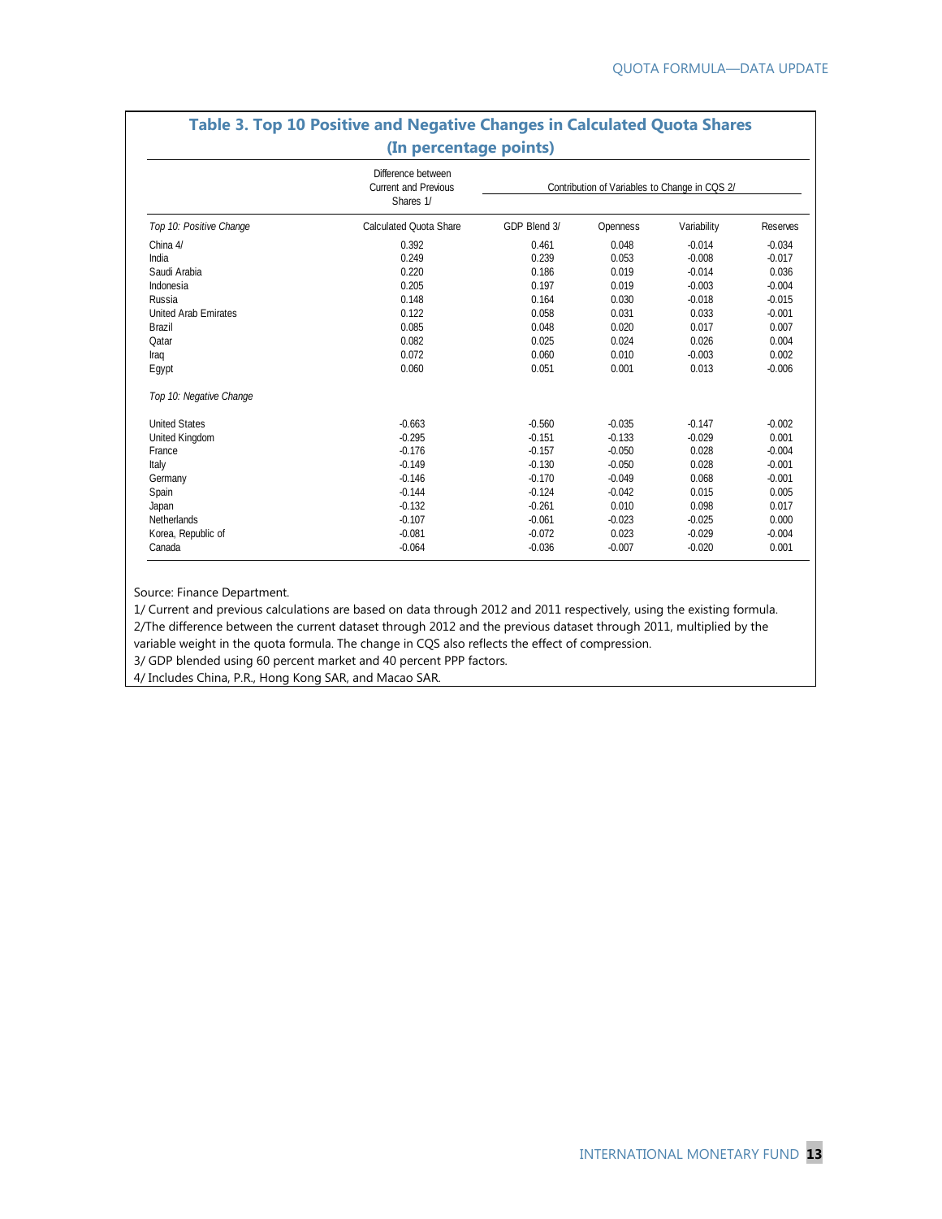## Table 3. Top 10 Positive and Negative Changes in Calculated Quota Shares (In percentage points)

| | Difference between Current and Previous Shares 1/ | Contribution of Variables to Change in CQS 2/ | | | |
|---|---|---|---|---|---|
| *Top 10: Positive Change* | Calculated Quota Share | GDP Blend 3/ | Openness | Variability | Reserves |
| China 4/ | 0.392 | 0.461 | 0.048 | -0.014 | -0.034 |
| India | 0.249 | 0.239 | 0.053 | -0.008 | -0.017 |
| Saudi Arabia | 0.220 | 0.186 | 0.019 | -0.014 | 0.036 |
| Indonesia | 0.205 | 0.197 | 0.019 | -0.003 | -0.004 |
| Russia | 0.148 | 0.164 | 0.030 | -0.018 | -0.015 |
| United Arab Emirates | 0.122 | 0.058 | 0.031 | 0.033 | -0.001 |
| Brazil | 0.085 | 0.048 | 0.020 | 0.017 | 0.007 |
| Qatar | 0.082 | 0.025 | 0.024 | 0.026 | 0.004 |
| Iraq | 0.072 | 0.060 | 0.010 | -0.003 | 0.002 |
| Egypt | 0.060 | 0.051 | 0.001 | 0.013 | -0.006 |
| *Top 10: Negative Change* | | | | | |
| United States | -0.663 | -0.560 | -0.035 | -0.147 | -0.002 |
| United Kingdom | -0.295 | -0.151 | -0.133 | -0.029 | 0.001 |
| France | -0.176 | -0.157 | -0.050 | 0.028 | -0.004 |
| Italy | -0.149 | -0.130 | -0.050 | 0.028 | -0.001 |
| Germany | -0.146 | -0.170 | -0.049 | 0.068 | -0.001 |
| Spain | -0.144 | -0.124 | -0.042 | 0.015 | 0.005 |
| Japan | -0.132 | -0.261 | 0.010 | 0.098 | 0.017 |
| Netherlands | -0.107 | -0.061 | -0.023 | -0.025 | 0.000 |
| Korea, Republic of | -0.081 | -0.072 | 0.023 | -0.029 | -0.004 |
| Canada | -0.064 | -0.036 | -0.007 | -0.020 | 0.001 |

Source: Finance Department.

1/ Current and previous calculations are based on data through 2012 and 2011 respectively, using the existing formula.

2/The difference between the current dataset through 2012 and the previous dataset through 2011, multiplied by the variable weight in the quota formula. The change in CQS also reflects the effect of compression.

3/ GDP blended using 60 percent market and 40 percent PPP factors.

4/ Includes China, P.R., Hong Kong SAR, and Macao SAR.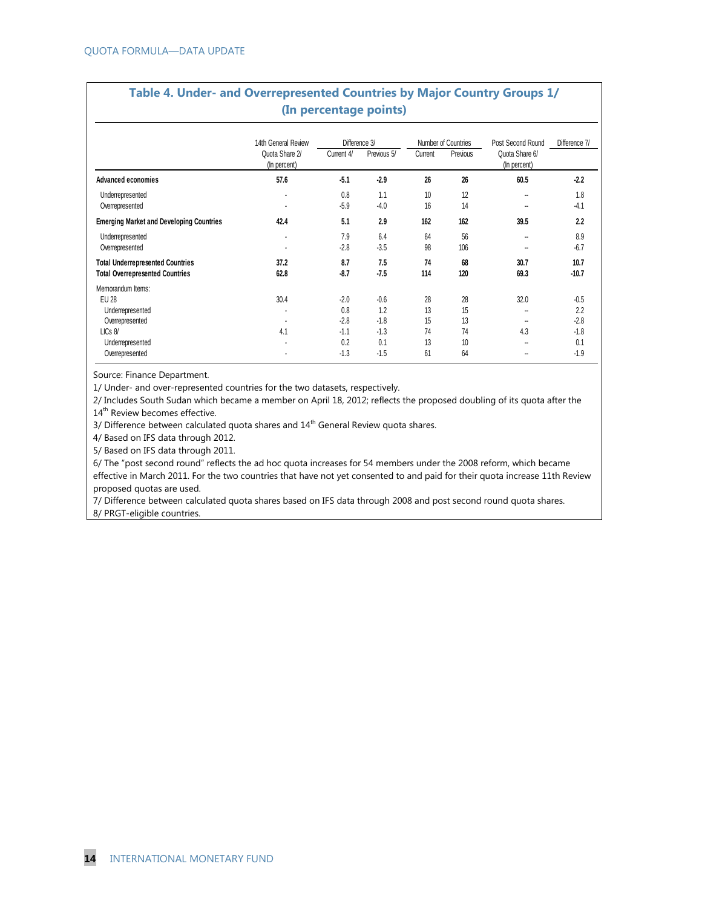## Table 4. Under- and Overrepresented Countries by Major Country Groups 1/
### (In percentage points)

| | 14th General Review Quota Share 2/ (In percent) | Difference 3/ | | Number of Countries | | Post Second Round Quota Share 6/ (In percent) | Difference 7/ |
|---|---|---|---|---|---|---|---|
| | | Current 4/ | Previous 5/ | Current | Previous | | |
| **Advanced economies** | **57.6** | **-5.1** | **-2.9** | **26** | **26** | **60.5** | **-2.2** |
| Underrepresented | - | 0.8 | 1.1 | 10 | 12 | -- | 1.8 |
| Overrepresented | - | -5.9 | -4.0 | 16 | 14 | -- | -4.1 |
| **Emerging Market and Developing Countries** | **42.4** | **5.1** | **2.9** | **162** | **162** | **39.5** | **2.2** |
| Underrepresented | - | 7.9 | 6.4 | 64 | 56 | -- | 8.9 |
| Overrepresented | - | -2.8 | -3.5 | 98 | 106 | -- | -6.7 |
| **Total Underrepresented Countries** | **37.2** | **8.7** | **7.5** | **74** | **68** | **30.7** | **10.7** |
| **Total Overrepresented Countries** | **62.8** | **-8.7** | **-7.5** | **114** | **120** | **69.3** | **-10.7** |
| Memorandum Items: | | | | | | | |
| EU 28 | 30.4 | -2.0 | -0.6 | 28 | 28 | 32.0 | -0.5 |
| Underrepresented | - | 0.8 | 1.2 | 13 | 15 | -- | 2.2 |
| Overrepresented | - | -2.8 | -1.8 | 15 | 13 | -- | -2.8 |
| LICs 8/ | 4.1 | -1.1 | -1.3 | 74 | 74 | 4.3 | -1.8 |
| Underrepresented | - | 0.2 | 0.1 | 13 | 10 | -- | 0.1 |
| Overrepresented | - | -1.3 | -1.5 | 61 | 64 | -- | -1.9 |

Source: Finance Department.

1/ Under- and over-represented countries for the two datasets, respectively.

2/ Includes South Sudan which became a member on April 18, 2012; reflects the proposed doubling of its quota after the 14th Review becomes effective.

3/ Difference between calculated quota shares and 14th General Review quota shares.

4/ Based on IFS data through 2012.

5/ Based on IFS data through 2011.

6/ The "post second round" reflects the ad hoc quota increases for 54 members under the 2008 reform, which became effective in March 2011. For the two countries that have not yet consented to and paid for their quota increase 11th Review proposed quotas are used.

7/ Difference between calculated quota shares based on IFS data through 2008 and post second round quota shares.

8/ PRGT-eligible countries.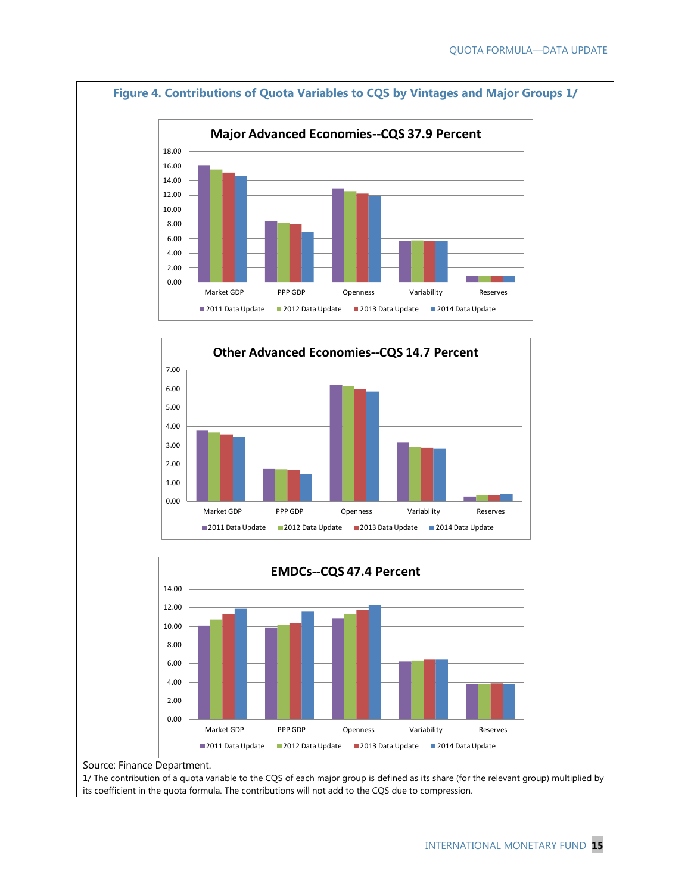**Figure 4. Contributions of Quota Variables to CQS by Vintages and Major Groups 1/**

**Major Advanced Economies--CQS 37.9 Percent**

**Other Advanced Economies--CQS 14.7 Percent**

**EMDCs--CQS 47.4 Percent**

Source: Finance Department.

1/ The contribution of a quota variable to the CQS of each major group is defined as its share (for the relevant group) multiplied by its coefficient in the quota formula. The contributions will not add to the CQS due to compression.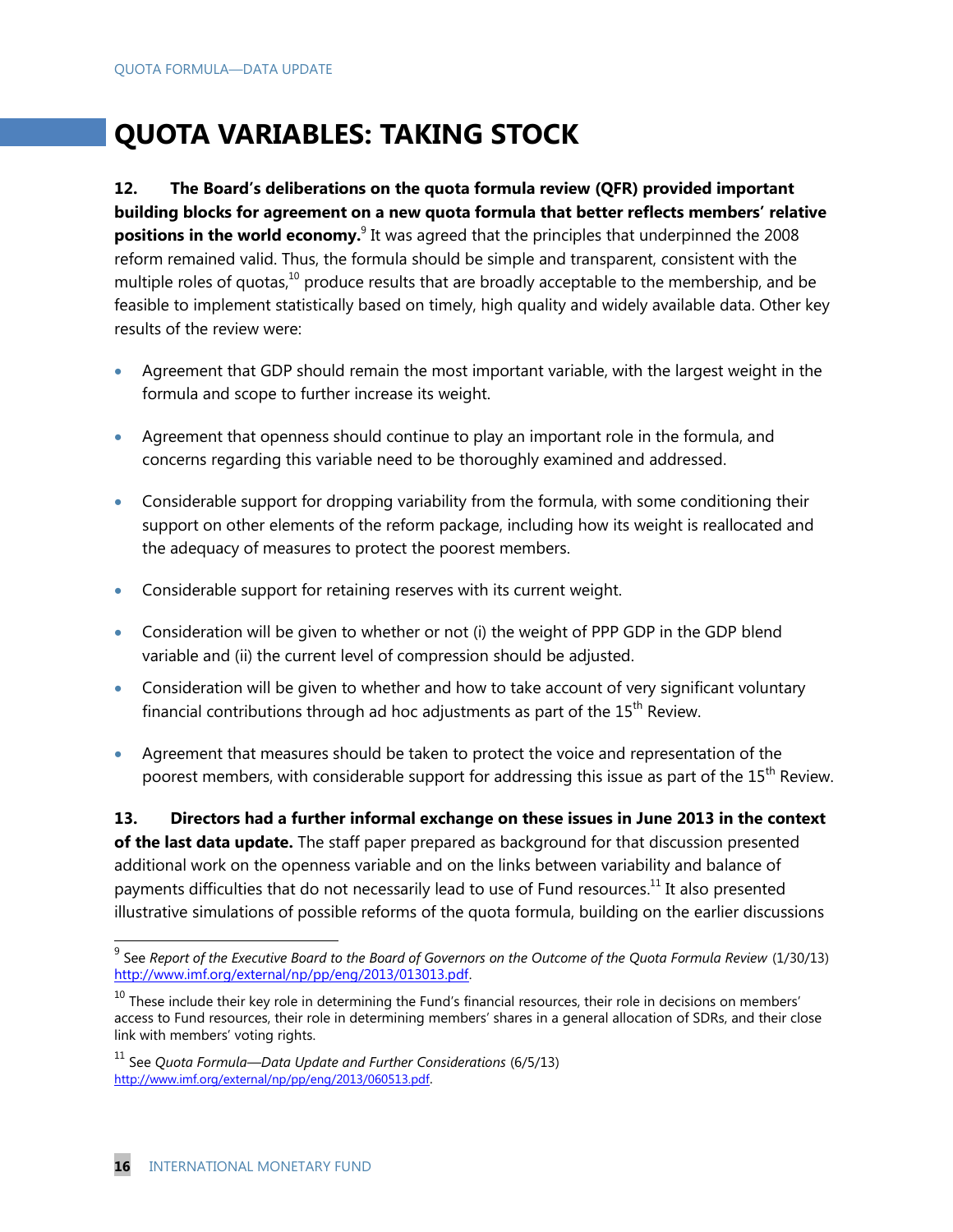# QUOTA VARIABLES: TAKING STOCK

**12. The Board's deliberations on the quota formula review (QFR) provided important building blocks for agreement on a new quota formula that better reflects members' relative positions in the world economy.**[9] It was agreed that the principles that underpinned the 2008 reform remained valid. Thus, the formula should be simple and transparent, consistent with the multiple roles of quotas,[10] produce results that are broadly acceptable to the membership, and be feasible to implement statistically based on timely, high quality and widely available data. Other key results of the review were:

- Agreement that GDP should remain the most important variable, with the largest weight in the formula and scope to further increase its weight.
- Agreement that openness should continue to play an important role in the formula, and concerns regarding this variable need to be thoroughly examined and addressed.
- Considerable support for dropping variability from the formula, with some conditioning their support on other elements of the reform package, including how its weight is reallocated and the adequacy of measures to protect the poorest members.
- Considerable support for retaining reserves with its current weight.
- Consideration will be given to whether or not (i) the weight of PPP GDP in the GDP blend variable and (ii) the current level of compression should be adjusted.
- Consideration will be given to whether and how to take account of very significant voluntary financial contributions through ad hoc adjustments as part of the 15th Review.
- Agreement that measures should be taken to protect the voice and representation of the poorest members, with considerable support for addressing this issue as part of the 15th Review.

**13. Directors had a further informal exchange on these issues in June 2013 in the context of the last data update.** The staff paper prepared as background for that discussion presented additional work on the openness variable and on the links between variability and balance of payments difficulties that do not necessarily lead to use of Fund resources.[11] It also presented illustrative simulations of possible reforms of the quota formula, building on the earlier discussions

---

[9] See *Report of the Executive Board to the Board of Governors on the Outcome of the Quota Formula Review* (1/30/13) http://www.imf.org/external/np/pp/eng/2013/013013.pdf.

[10] These include their key role in determining the Fund's financial resources, their role in decisions on members' access to Fund resources, their role in determining members' shares in a general allocation of SDRs, and their close link with members' voting rights.

[11] See *Quota Formula—Data Update and Further Considerations* (6/5/13) http://www.imf.org/external/np/pp/eng/2013/060513.pdf.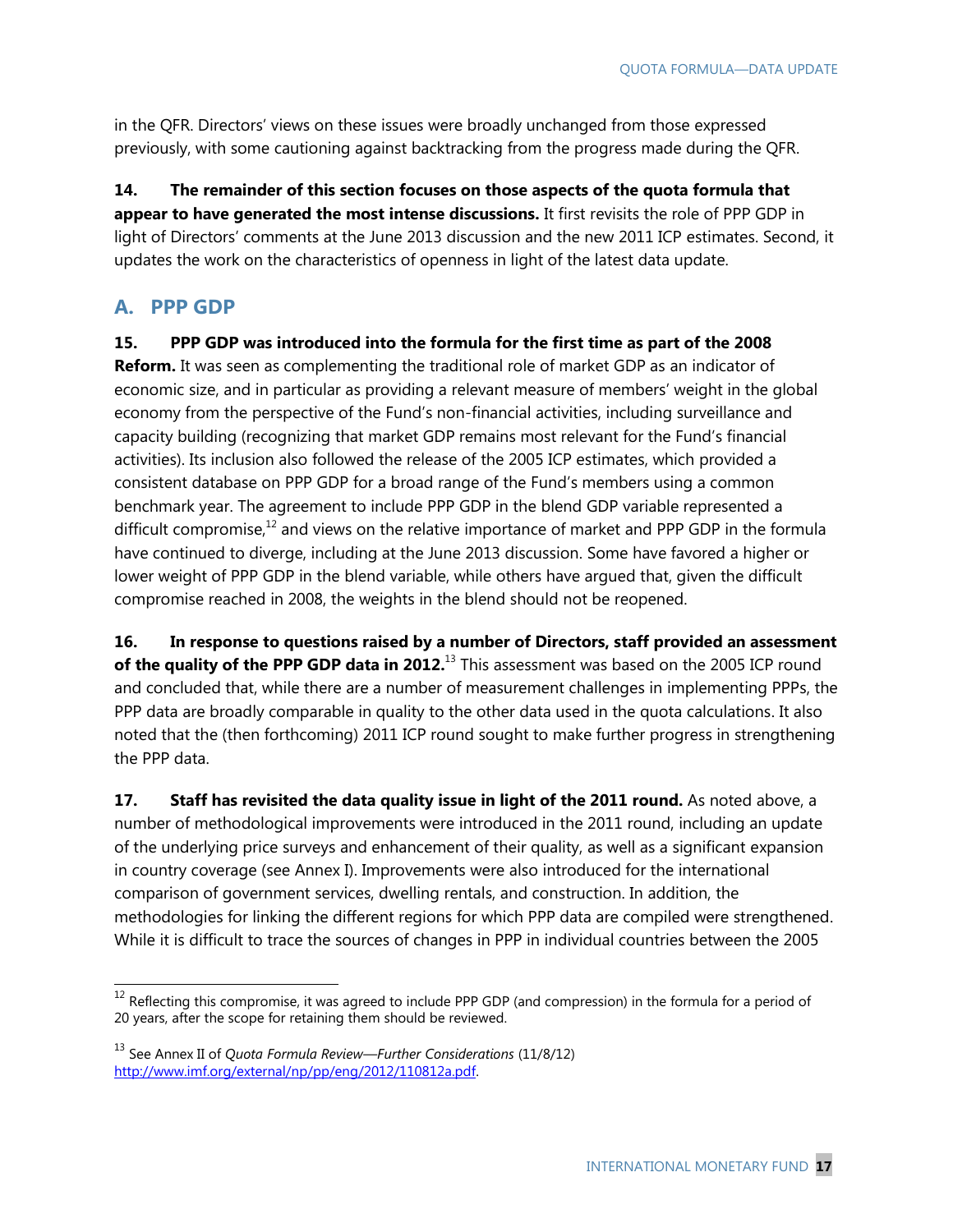in the QFR. Directors' views on these issues were broadly unchanged from those expressed previously, with some cautioning against backtracking from the progress made during the QFR.

**14. The remainder of this section focuses on those aspects of the quota formula that appear to have generated the most intense discussions.** It first revisits the role of PPP GDP in light of Directors' comments at the June 2013 discussion and the new 2011 ICP estimates. Second, it updates the work on the characteristics of openness in light of the latest data update.

## A. PPP GDP

**15. PPP GDP was introduced into the formula for the first time as part of the 2008 Reform.** It was seen as complementing the traditional role of market GDP as an indicator of economic size, and in particular as providing a relevant measure of members' weight in the global economy from the perspective of the Fund's non-financial activities, including surveillance and capacity building (recognizing that market GDP remains most relevant for the Fund's financial activities). Its inclusion also followed the release of the 2005 ICP estimates, which provided a consistent database on PPP GDP for a broad range of the Fund's members using a common benchmark year. The agreement to include PPP GDP in the blend GDP variable represented a difficult compromise,[12] and views on the relative importance of market and PPP GDP in the formula have continued to diverge, including at the June 2013 discussion. Some have favored a higher or lower weight of PPP GDP in the blend variable, while others have argued that, given the difficult compromise reached in 2008, the weights in the blend should not be reopened.

**16. In response to questions raised by a number of Directors, staff provided an assessment of the quality of the PPP GDP data in 2012.**[13] This assessment was based on the 2005 ICP round and concluded that, while there are a number of measurement challenges in implementing PPPs, the PPP data are broadly comparable in quality to the other data used in the quota calculations. It also noted that the (then forthcoming) 2011 ICP round sought to make further progress in strengthening the PPP data.

**17. Staff has revisited the data quality issue in light of the 2011 round.** As noted above, a number of methodological improvements were introduced in the 2011 round, including an update of the underlying price surveys and enhancement of their quality, as well as a significant expansion in country coverage (see Annex I). Improvements were also introduced for the international comparison of government services, dwelling rentals, and construction. In addition, the methodologies for linking the different regions for which PPP data are compiled were strengthened. While it is difficult to trace the sources of changes in PPP in individual countries between the 2005

---

[12] Reflecting this compromise, it was agreed to include PPP GDP (and compression) in the formula for a period of 20 years, after the scope for retaining them should be reviewed.

[13] See Annex II of *Quota Formula Review—Further Considerations* (11/8/12) http://www.imf.org/external/np/pp/eng/2012/110812a.pdf.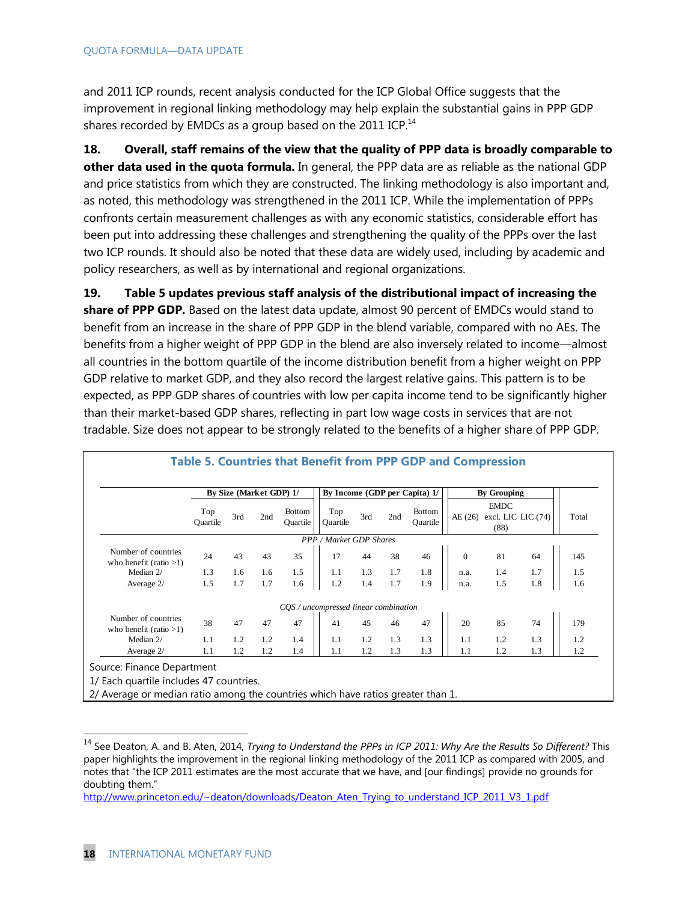and 2011 ICP rounds, recent analysis conducted for the ICP Global Office suggests that the improvement in regional linking methodology may help explain the substantial gains in PPP GDP shares recorded by EMDCs as a group based on the 2011 ICP.[14]

**18. Overall, staff remains of the view that the quality of PPP data is broadly comparable to other data used in the quota formula.** In general, the PPP data are as reliable as the national GDP and price statistics from which they are constructed. The linking methodology is also important and, as noted, this methodology was strengthened in the 2011 ICP. While the implementation of PPPs confronts certain measurement challenges as with any economic statistics, considerable effort has been put into addressing these challenges and strengthening the quality of the PPPs over the last two ICP rounds. It should also be noted that these data are widely used, including by academic and policy researchers, as well as by international and regional organizations.

**19. Table 5 updates previous staff analysis of the distributional impact of increasing the share of PPP GDP.** Based on the latest data update, almost 90 percent of EMDCs would stand to benefit from an increase in the share of PPP GDP in the blend variable, compared with no AEs. The benefits from a higher weight of PPP GDP in the blend are also inversely related to income—almost all countries in the bottom quartile of the income distribution benefit from a higher weight on PPP GDP relative to market GDP, and they also record the largest relative gains. This pattern is to be expected, as PPP GDP shares of countries with low per capita income tend to be significantly higher than their market-based GDP shares, reflecting in part low wage costs in services that are not tradable. Size does not appear to be strongly related to the benefits of a higher share of PPP GDP.

**Table 5. Countries that Benefit from PPP GDP and Compression**

| | By Size (Market GDP) 1/ | | | | By Income (GDP per Capita) 1/ | | | | By Grouping | | | |
|---|---|---|---|---|---|---|---|---|---|---|---|---|
| | Top Quartile | 3rd | 2nd | Bottom Quartile | Top Quartile | 3rd | 2nd | Bottom Quartile | AE (26) | EMDC excl. LIC (88) | LIC (74) | Total |
| *PPP / Market GDP Shares* | | | | | | | | | | | | |
| Number of countries who benefit (ratio >1) | 24 | 43 | 43 | 35 | 17 | 44 | 38 | 46 | 0 | 81 | 64 | 145 |
| Median 2/ | 1.3 | 1.6 | 1.6 | 1.5 | 1.1 | 1.3 | 1.7 | 1.8 | n.a. | 1.4 | 1.7 | 1.5 |
| Average 2/ | 1.5 | 1.7 | 1.7 | 1.6 | 1.2 | 1.4 | 1.7 | 1.9 | n.a. | 1.5 | 1.8 | 1.6 |
| *CQS / uncompressed linear combination* | | | | | | | | | | | | |
| Number of countries who benefit (ratio >1) | 38 | 47 | 47 | 47 | 41 | 45 | 46 | 47 | 20 | 85 | 74 | 179 |
| Median 2/ | 1.1 | 1.2 | 1.2 | 1.4 | 1.1 | 1.2 | 1.3 | 1.3 | 1.1 | 1.2 | 1.3 | 1.2 |
| Average 2/ | 1.1 | 1.2 | 1.2 | 1.4 | 1.1 | 1.2 | 1.3 | 1.3 | 1.1 | 1.2 | 1.3 | 1.2 |

Source: Finance Department

1/ Each quartile includes 47 countries.

2/ Average or median ratio among the countries which have ratios greater than 1.

[14] See Deaton, A. and B. Aten, 2014, *Trying to Understand the PPPs in ICP 2011: Why Are the Results So Different?* This paper highlights the improvement in the regional linking methodology of the 2011 ICP as compared with 2005, and notes that "the ICP 2011 estimates are the most accurate that we have, and [our findings] provide no grounds for doubting them."
http://www.princeton.edu/~deaton/downloads/Deaton_Aten_Trying_to_understand_ICP_2011_V3_1.pdf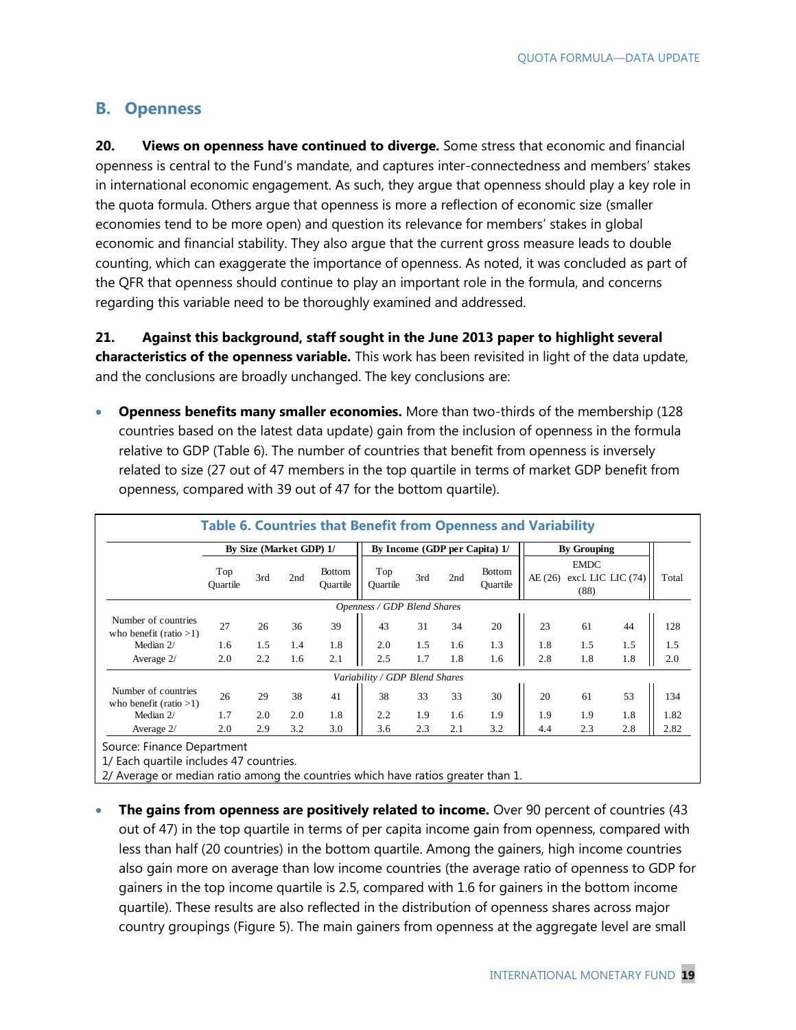## B. Openness

**20. Views on openness have continued to diverge.** Some stress that economic and financial openness is central to the Fund's mandate, and captures inter-connectedness and members' stakes in international economic engagement. As such, they argue that openness should play a key role in the quota formula. Others argue that openness is more a reflection of economic size (smaller economies tend to be more open) and question its relevance for members' stakes in global economic and financial stability. They also argue that the current gross measure leads to double counting, which can exaggerate the importance of openness. As noted, it was concluded as part of the QFR that openness should continue to play an important role in the formula, and concerns regarding this variable need to be thoroughly examined and addressed.

**21. Against this background, staff sought in the June 2013 paper to highlight several characteristics of the openness variable.** This work has been revisited in light of the data update, and the conclusions are broadly unchanged. The key conclusions are:

- **Openness benefits many smaller economies.** More than two-thirds of the membership (128 countries based on the latest data update) gain from the inclusion of openness in the formula relative to GDP (Table 6). The number of countries that benefit from openness is inversely related to size (27 out of 47 members in the top quartile in terms of market GDP benefit from openness, compared with 39 out of 47 for the bottom quartile).

**Table 6. Countries that Benefit from Openness and Variability**

| | By Size (Market GDP) 1/ | | | | By Income (GDP per Capita) 1/ | | | | By Grouping | | | |
|---|---|---|---|---|---|---|---|---|---|---|---|---|
| | Top Quartile | 3rd | 2nd | Bottom Quartile | Top Quartile | 3rd | 2nd | Bottom Quartile | AE (26) | EMDC excl. LIC (88) | LIC (74) | Total |
| *Openness / GDP Blend Shares* | | | | | | | | | | | | |
| Number of countries who benefit (ratio >1) | 27 | 26 | 36 | 39 | 43 | 31 | 34 | 20 | 23 | 61 | 44 | 128 |
| Median 2/ | 1.6 | 1.5 | 1.4 | 1.8 | 2.0 | 1.5 | 1.6 | 1.3 | 1.8 | 1.5 | 1.5 | 1.5 |
| Average 2/ | 2.0 | 2.2 | 1.6 | 2.1 | 2.5 | 1.7 | 1.8 | 1.6 | 2.8 | 1.8 | 1.8 | 2.0 |
| *Variability / GDP Blend Shares* | | | | | | | | | | | | |
| Number of countries who benefit (ratio >1) | 26 | 29 | 38 | 41 | 38 | 33 | 33 | 30 | 20 | 61 | 53 | 134 |
| Median 2/ | 1.7 | 2.0 | 2.0 | 1.8 | 2.2 | 1.9 | 1.6 | 1.9 | 1.9 | 1.9 | 1.8 | 1.82 |
| Average 2/ | 2.0 | 2.9 | 3.2 | 3.0 | 3.6 | 2.3 | 2.1 | 3.2 | 4.4 | 2.3 | 2.8 | 2.82 |

Source: Finance Department

1/ Each quartile includes 47 countries.

2/ Average or median ratio among the countries which have ratios greater than 1.

- **The gains from openness are positively related to income.** Over 90 percent of countries (43 out of 47) in the top quartile in terms of per capita income gain from openness, compared with less than half (20 countries) in the bottom quartile. Among the gainers, high income countries also gain more on average than low income countries (the average ratio of openness to GDP for gainers in the top income quartile is 2.5, compared with 1.6 for gainers in the bottom income quartile). These results are also reflected in the distribution of openness shares across major country groupings (Figure 5). The main gainers from openness at the aggregate level are small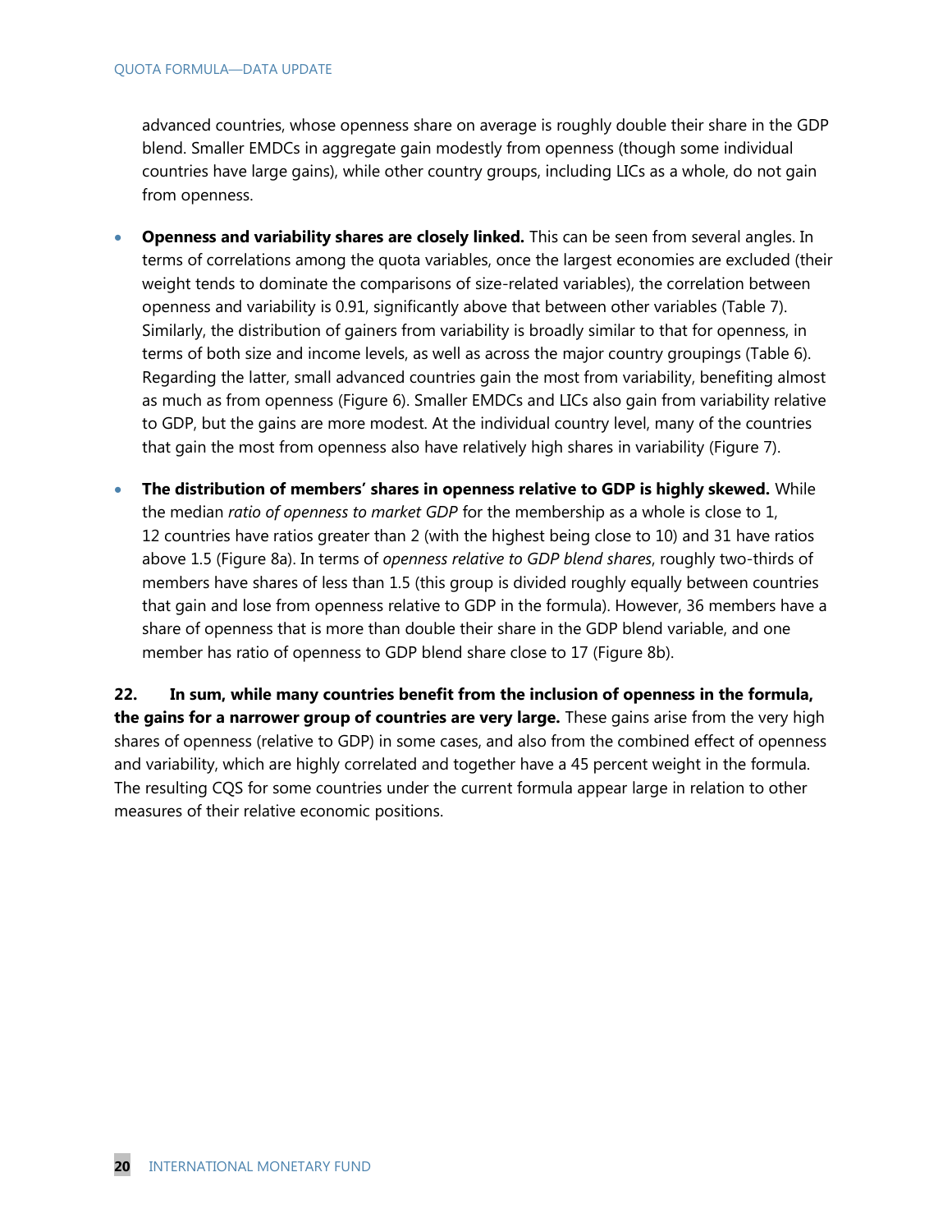advanced countries, whose openness share on average is roughly double their share in the GDP blend. Smaller EMDCs in aggregate gain modestly from openness (though some individual countries have large gains), while other country groups, including LICs as a whole, do not gain from openness.

- **Openness and variability shares are closely linked.** This can be seen from several angles. In terms of correlations among the quota variables, once the largest economies are excluded (their weight tends to dominate the comparisons of size-related variables), the correlation between openness and variability is 0.91, significantly above that between other variables (Table 7). Similarly, the distribution of gainers from variability is broadly similar to that for openness, in terms of both size and income levels, as well as across the major country groupings (Table 6). Regarding the latter, small advanced countries gain the most from variability, benefiting almost as much as from openness (Figure 6). Smaller EMDCs and LICs also gain from variability relative to GDP, but the gains are more modest. At the individual country level, many of the countries that gain the most from openness also have relatively high shares in variability (Figure 7).

- **The distribution of members' shares in openness relative to GDP is highly skewed.** While the median *ratio of openness to market GDP* for the membership as a whole is close to 1, 12 countries have ratios greater than 2 (with the highest being close to 10) and 31 have ratios above 1.5 (Figure 8a). In terms of *openness relative to GDP blend shares*, roughly two-thirds of members have shares of less than 1.5 (this group is divided roughly equally between countries that gain and lose from openness relative to GDP in the formula). However, 36 members have a share of openness that is more than double their share in the GDP blend variable, and one member has ratio of openness to GDP blend share close to 17 (Figure 8b).

**22. In sum, while many countries benefit from the inclusion of openness in the formula, the gains for a narrower group of countries are very large.** These gains arise from the very high shares of openness (relative to GDP) in some cases, and also from the combined effect of openness and variability, which are highly correlated and together have a 45 percent weight in the formula. The resulting CQS for some countries under the current formula appear large in relation to other measures of their relative economic positions.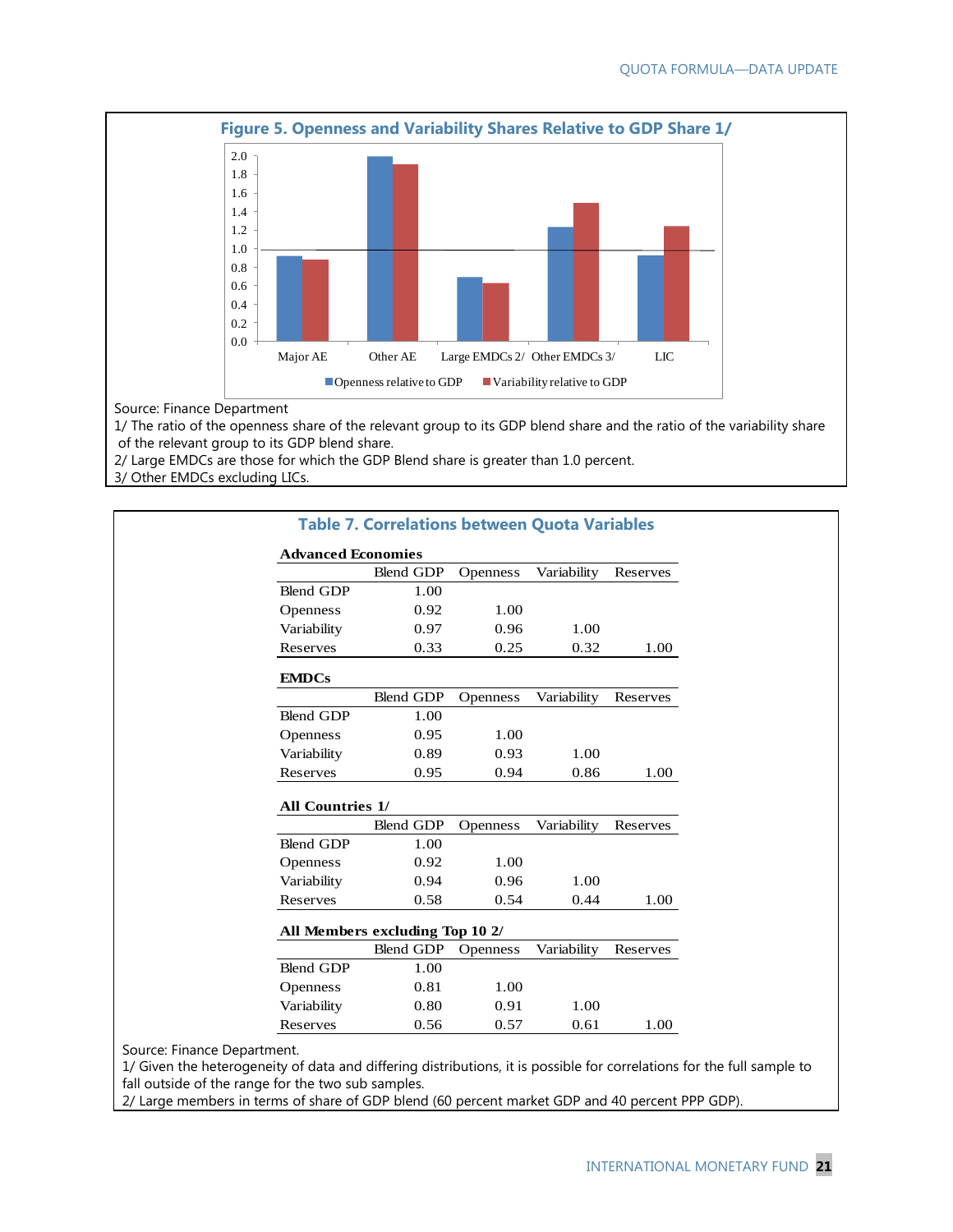### Figure 5. Openness and Variability Shares Relative to GDP Share 1/

Source: Finance Department

1/ The ratio of the openness share of the relevant group to its GDP blend share and the ratio of the variability share of the relevant group to its GDP blend share.

2/ Large EMDCs are those for which the GDP Blend share is greater than 1.0 percent.

3/ Other EMDCs excluding LICs.

### Table 7. Correlations between Quota Variables

**Advanced Economies**

| | Blend GDP | Openness | Variability | Reserves |
|---|---|---|---|---|
| Blend GDP | 1.00 | | | |
| Openness | 0.92 | 1.00 | | |
| Variability | 0.97 | 0.96 | 1.00 | |
| Reserves | 0.33 | 0.25 | 0.32 | 1.00 |

**EMDCs**

| | Blend GDP | Openness | Variability | Reserves |
|---|---|---|---|---|
| Blend GDP | 1.00 | | | |
| Openness | 0.95 | 1.00 | | |
| Variability | 0.89 | 0.93 | 1.00 | |
| Reserves | 0.95 | 0.94 | 0.86 | 1.00 |

**All Countries 1/**

| | Blend GDP | Openness | Variability | Reserves |
|---|---|---|---|---|
| Blend GDP | 1.00 | | | |
| Openness | 0.92 | 1.00 | | |
| Variability | 0.94 | 0.96 | 1.00 | |
| Reserves | 0.58 | 0.54 | 0.44 | 1.00 |

**All Members excluding Top 10 2/**

| | Blend GDP | Openness | Variability | Reserves |
|---|---|---|---|---|
| Blend GDP | 1.00 | | | |
| Openness | 0.81 | 1.00 | | |
| Variability | 0.80 | 0.91 | 1.00 | |
| Reserves | 0.56 | 0.57 | 0.61 | 1.00 |

Source: Finance Department.

1/ Given the heterogeneity of data and differing distributions, it is possible for correlations for the full sample to fall outside of the range for the two sub samples.

2/ Large members in terms of share of GDP blend (60 percent market GDP and 40 percent PPP GDP).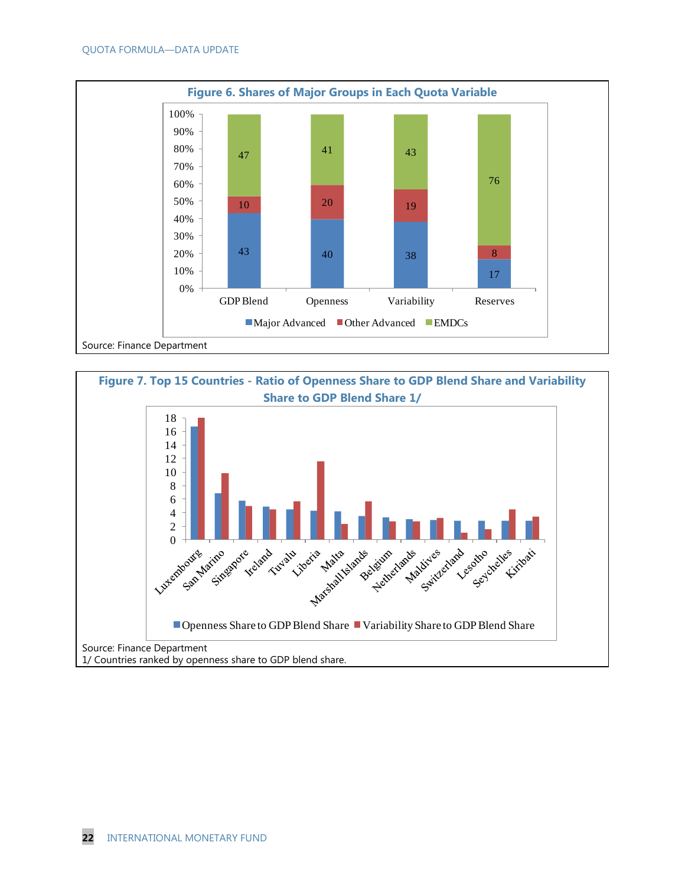**Figure 6. Shares of Major Groups in Each Quota Variable**

| | GDP Blend | Openness | Variability | Reserves |
|---|---|---|---|---|
| Major Advanced | 43 | 40 | 38 | 17 |
| Other Advanced | 10 | 20 | 19 | 8 |
| EMDCs | 47 | 41 | 43 | 76 |

Source: Finance Department

**Figure 7. Top 15 Countries - Ratio of Openness Share to GDP Blend Share and Variability Share to GDP Blend Share 1/**

Countries shown (in order): Luxembourg, San Marino, Singapore, Ireland, Tuvalu, Liberia, Malta, Marshall Islands, Belgium, Netherlands, Maldives, Switzerland, Lesotho, Seychelles, Kiribati

Legend: Openness Share to GDP Blend Share; Variability Share to GDP Blend Share

Source: Finance Department

1/ Countries ranked by openness share to GDP blend share.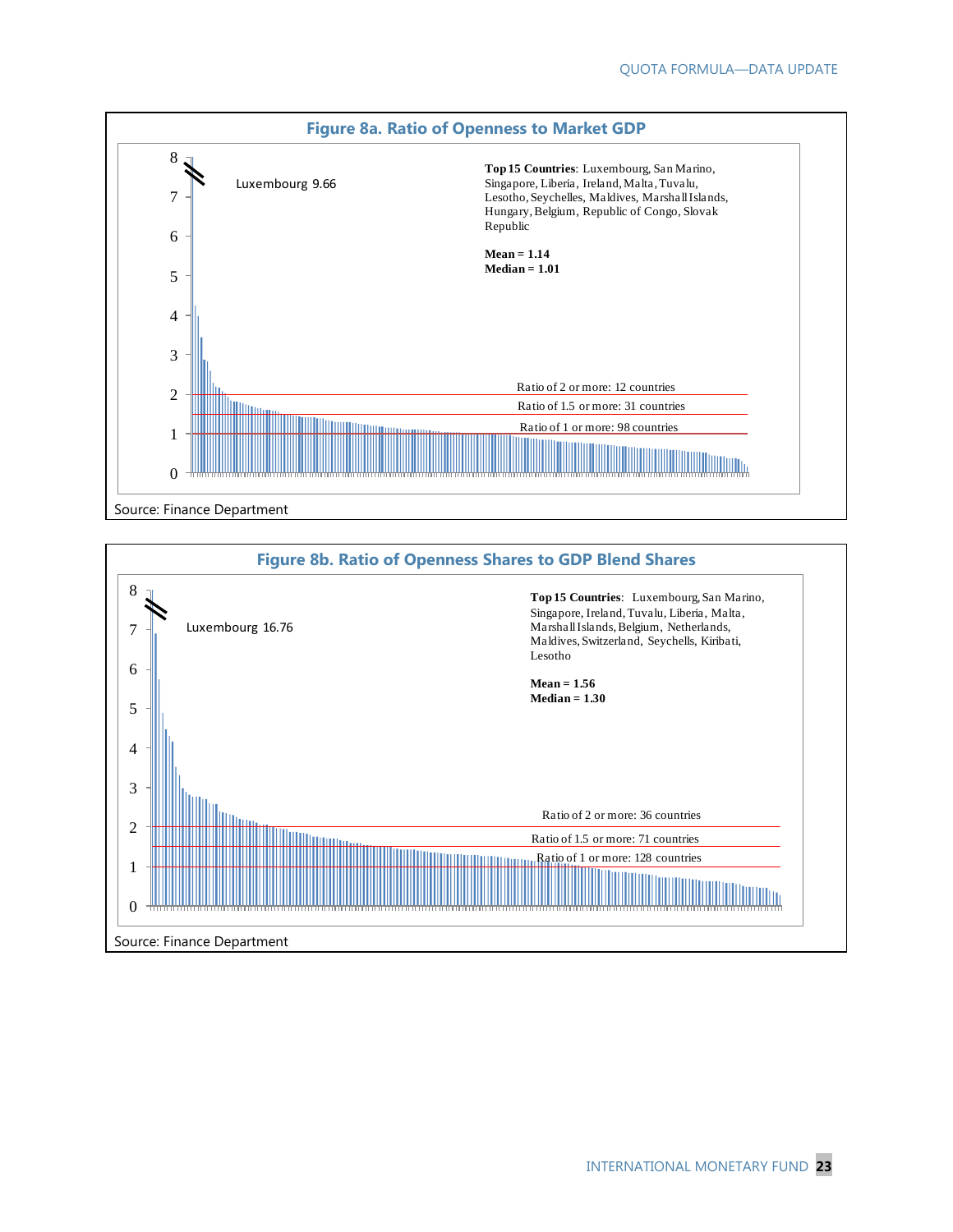**Figure 8a. Ratio of Openness to Market GDP**

Luxembourg 9.66

**Top 15 Countries**: Luxembourg, San Marino, Singapore, Liberia, Ireland, Malta, Tuvalu, Lesotho, Seychelles, Maldives, Marshall Islands, Hungary, Belgium, Republic of Congo, Slovak Republic

**Mean = 1.14**
**Median = 1.01**

Ratio of 2 or more: 12 countries
Ratio of 1.5 or more: 31 countries
Ratio of 1 or more: 98 countries

Source: Finance Department

**Figure 8b. Ratio of Openness Shares to GDP Blend Shares**

Luxembourg 16.76

**Top 15 Countries**: Luxembourg, San Marino, Singapore, Ireland, Tuvalu, Liberia, Malta, Marshall Islands, Belgium, Netherlands, Maldives, Switzerland, Seychelles, Kiribati, Lesotho

**Mean = 1.56**
**Median = 1.30**

Ratio of 2 or more: 36 countries
Ratio of 1.5 or more: 71 countries
Ratio of 1 or more: 128 countries

Source: Finance Department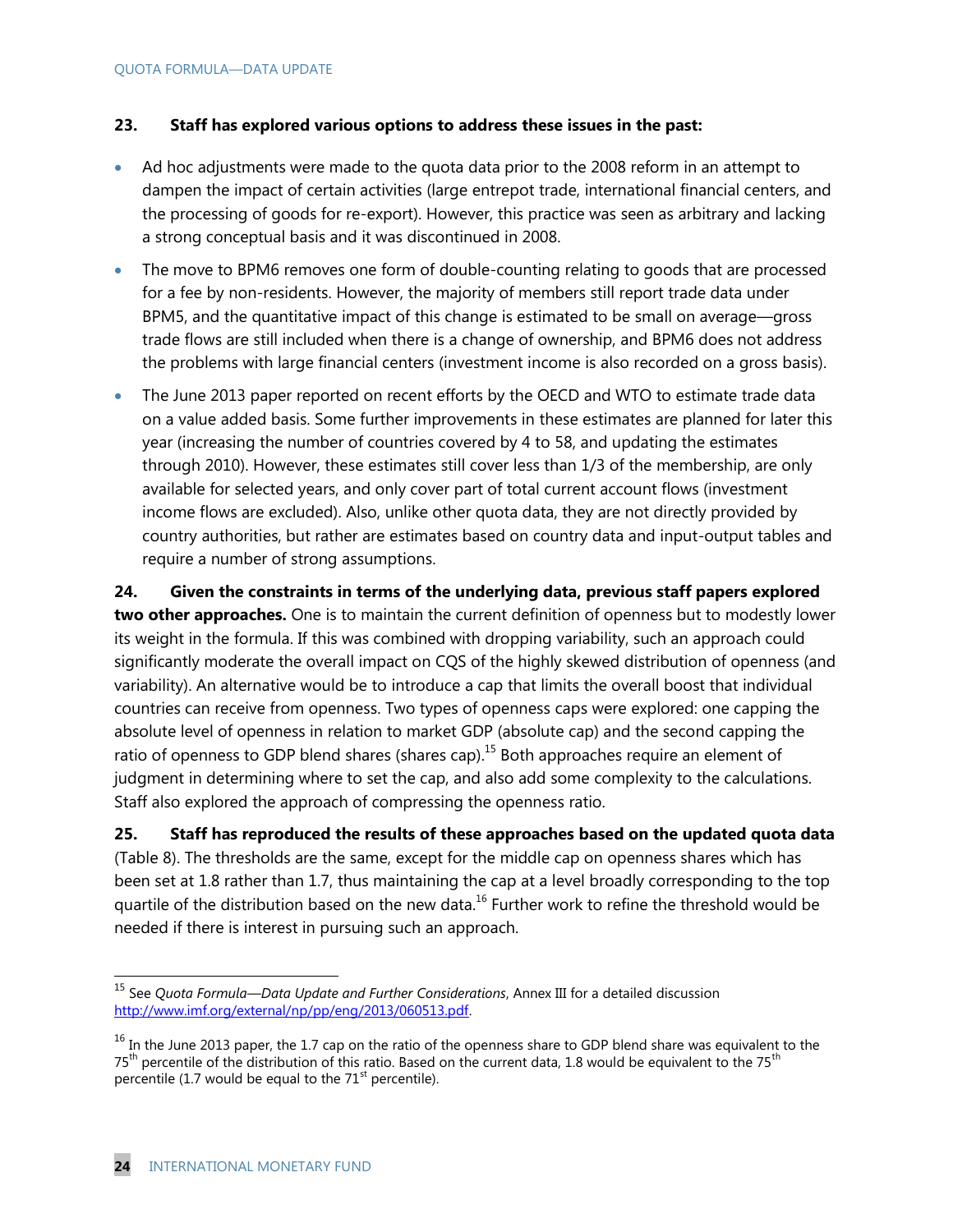**23. Staff has explored various options to address these issues in the past:**

- Ad hoc adjustments were made to the quota data prior to the 2008 reform in an attempt to dampen the impact of certain activities (large entrepot trade, international financial centers, and the processing of goods for re-export). However, this practice was seen as arbitrary and lacking a strong conceptual basis and it was discontinued in 2008.
- The move to BPM6 removes one form of double-counting relating to goods that are processed for a fee by non-residents. However, the majority of members still report trade data under BPM5, and the quantitative impact of this change is estimated to be small on average—gross trade flows are still included when there is a change of ownership, and BPM6 does not address the problems with large financial centers (investment income is also recorded on a gross basis).
- The June 2013 paper reported on recent efforts by the OECD and WTO to estimate trade data on a value added basis. Some further improvements in these estimates are planned for later this year (increasing the number of countries covered by 4 to 58, and updating the estimates through 2010). However, these estimates still cover less than 1/3 of the membership, are only available for selected years, and only cover part of total current account flows (investment income flows are excluded). Also, unlike other quota data, they are not directly provided by country authorities, but rather are estimates based on country data and input-output tables and require a number of strong assumptions.

**24. Given the constraints in terms of the underlying data, previous staff papers explored two other approaches.** One is to maintain the current definition of openness but to modestly lower its weight in the formula. If this was combined with dropping variability, such an approach could significantly moderate the overall impact on CQS of the highly skewed distribution of openness (and variability). An alternative would be to introduce a cap that limits the overall boost that individual countries can receive from openness. Two types of openness caps were explored: one capping the absolute level of openness in relation to market GDP (absolute cap) and the second capping the ratio of openness to GDP blend shares (shares cap).[15] Both approaches require an element of judgment in determining where to set the cap, and also add some complexity to the calculations. Staff also explored the approach of compressing the openness ratio.

**25. Staff has reproduced the results of these approaches based on the updated quota data** (Table 8). The thresholds are the same, except for the middle cap on openness shares which has been set at 1.8 rather than 1.7, thus maintaining the cap at a level broadly corresponding to the top quartile of the distribution based on the new data.[16] Further work to refine the threshold would be needed if there is interest in pursuing such an approach.

---

[15] See *Quota Formula—Data Update and Further Considerations*, Annex III for a detailed discussion http://www.imf.org/external/np/pp/eng/2013/060513.pdf.

[16] In the June 2013 paper, the 1.7 cap on the ratio of the openness share to GDP blend share was equivalent to the 75th percentile of the distribution of this ratio. Based on the current data, 1.8 would be equivalent to the 75th percentile (1.7 would be equal to the 71st percentile).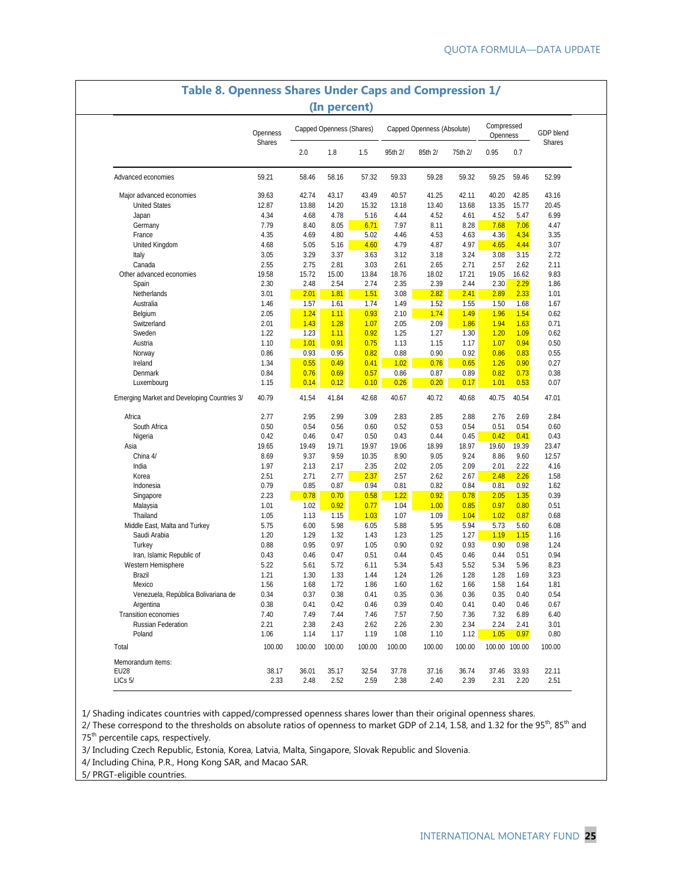## Table 8. Openness Shares Under Caps and Compression 1/
### (In percent)

| | Openness Shares | Capped Openness (Shares) | | | Capped Openness (Absolute) | | | Compressed Openness | | GDP blend Shares |
|---|---|---|---|---|---|---|---|---|---|---|
| | | 2.0 | 1.8 | 1.5 | 95th 2/ | 85th 2/ | 75th 2/ | 0.95 | 0.7 | |
| Advanced economies | 59.21 | 58.46 | 58.16 | 57.32 | 59.33 | 59.28 | 59.32 | 59.25 | 59.46 | 52.99 |
| Major advanced economies | 39.63 | 42.74 | 43.17 | 43.49 | 40.57 | 41.25 | 42.11 | 40.20 | 42.85 | 43.16 |
| United States | 12.87 | 13.88 | 14.20 | 15.32 | 13.18 | 13.40 | 13.68 | 13.35 | 15.77 | 20.45 |
| Japan | 4.34 | 4.68 | 4.78 | 5.16 | 4.44 | 4.52 | 4.61 | 4.52 | 5.47 | 6.99 |
| Germany | 7.79 | 8.40 | 8.05 | 6.71 | 7.97 | 8.11 | 8.28 | 7.68 | 7.06 | 4.47 |
| France | 4.35 | 4.69 | 4.80 | 5.02 | 4.46 | 4.53 | 4.63 | 4.36 | 4.34 | 3.35 |
| United Kingdom | 4.68 | 5.05 | 5.16 | 4.60 | 4.79 | 4.87 | 4.97 | 4.65 | 4.44 | 3.07 |
| Italy | 3.05 | 3.29 | 3.37 | 3.63 | 3.12 | 3.18 | 3.24 | 3.08 | 3.15 | 2.72 |
| Canada | 2.55 | 2.75 | 2.81 | 3.03 | 2.61 | 2.65 | 2.71 | 2.57 | 2.62 | 2.11 |
| Other advanced economies | 19.58 | 15.72 | 15.00 | 13.84 | 18.76 | 18.02 | 17.21 | 19.05 | 16.62 | 9.83 |
| Spain | 2.30 | 2.48 | 2.54 | 2.74 | 2.35 | 2.39 | 2.44 | 2.30 | 2.29 | 1.86 |
| Netherlands | 3.01 | 2.01 | 1.81 | 1.51 | 3.08 | 2.82 | 2.41 | 2.89 | 2.33 | 1.01 |
| Australia | 1.46 | 1.57 | 1.61 | 1.74 | 1.49 | 1.52 | 1.55 | 1.50 | 1.68 | 1.67 |
| Belgium | 2.05 | 1.24 | 1.11 | 0.93 | 2.10 | 1.74 | 1.49 | 1.96 | 1.54 | 0.62 |
| Switzerland | 2.01 | 1.43 | 1.28 | 1.07 | 2.05 | 2.09 | 1.86 | 1.94 | 1.63 | 0.71 |
| Sweden | 1.22 | 1.23 | 1.11 | 0.92 | 1.25 | 1.27 | 1.30 | 1.20 | 1.09 | 0.62 |
| Austria | 1.10 | 1.01 | 0.91 | 0.75 | 1.13 | 1.15 | 1.17 | 1.07 | 0.94 | 0.50 |
| Norway | 0.86 | 0.93 | 0.95 | 0.82 | 0.88 | 0.90 | 0.92 | 0.86 | 0.83 | 0.55 |
| Ireland | 1.34 | 0.55 | 0.49 | 0.41 | 1.02 | 0.76 | 0.65 | 1.26 | 0.90 | 0.27 |
| Denmark | 0.84 | 0.76 | 0.69 | 0.57 | 0.86 | 0.87 | 0.89 | 0.82 | 0.73 | 0.38 |
| Luxembourg | 1.15 | 0.14 | 0.12 | 0.10 | 0.26 | 0.20 | 0.17 | 1.01 | 0.53 | 0.07 |
| Emerging Market and Developing Countries 3/ | 40.79 | 41.54 | 41.84 | 42.68 | 40.67 | 40.72 | 40.68 | 40.75 | 40.54 | 47.01 |
| Africa | 2.77 | 2.95 | 2.99 | 3.09 | 2.83 | 2.85 | 2.88 | 2.76 | 2.69 | 2.84 |
| South Africa | 0.50 | 0.54 | 0.56 | 0.60 | 0.52 | 0.53 | 0.54 | 0.51 | 0.54 | 0.60 |
| Nigeria | 0.42 | 0.46 | 0.47 | 0.50 | 0.43 | 0.44 | 0.45 | 0.42 | 0.41 | 0.43 |
| Asia | 19.65 | 19.49 | 19.71 | 19.97 | 19.06 | 18.99 | 18.97 | 19.60 | 19.39 | 23.47 |
| China 4/ | 8.69 | 9.37 | 9.59 | 10.35 | 8.90 | 9.05 | 9.24 | 8.86 | 9.60 | 12.57 |
| India | 1.97 | 2.13 | 2.17 | 2.35 | 2.02 | 2.05 | 2.09 | 2.01 | 2.22 | 4.16 |
| Korea | 2.51 | 2.71 | 2.77 | 2.37 | 2.57 | 2.62 | 2.67 | 2.48 | 2.26 | 1.58 |
| Indonesia | 0.79 | 0.85 | 0.87 | 0.94 | 0.81 | 0.82 | 0.84 | 0.81 | 0.92 | 1.62 |
| Singapore | 2.23 | 0.78 | 0.70 | 0.58 | 1.22 | 0.92 | 0.78 | 2.05 | 1.35 | 0.39 |
| Malaysia | 1.01 | 1.02 | 0.92 | 0.77 | 1.04 | 1.00 | 0.85 | 0.97 | 0.80 | 0.51 |
| Thailand | 1.05 | 1.13 | 1.15 | 1.03 | 1.07 | 1.09 | 1.04 | 1.02 | 0.87 | 0.68 |
| Middle East, Malta and Turkey | 5.75 | 6.00 | 5.98 | 6.05 | 5.88 | 5.95 | 5.94 | 5.73 | 5.60 | 6.08 |
| Saudi Arabia | 1.20 | 1.29 | 1.32 | 1.43 | 1.23 | 1.25 | 1.27 | 1.19 | 1.15 | 1.16 |
| Turkey | 0.88 | 0.95 | 0.97 | 1.05 | 0.90 | 0.92 | 0.93 | 0.90 | 0.98 | 1.24 |
| Iran, Islamic Republic of | 0.43 | 0.46 | 0.47 | 0.51 | 0.44 | 0.45 | 0.46 | 0.44 | 0.51 | 0.94 |
| Western Hemisphere | 5.22 | 5.61 | 5.72 | 6.11 | 5.34 | 5.43 | 5.52 | 5.34 | 5.96 | 8.23 |
| Brazil | 1.21 | 1.30 | 1.33 | 1.44 | 1.24 | 1.26 | 1.28 | 1.28 | 1.69 | 3.23 |
| Mexico | 1.56 | 1.68 | 1.72 | 1.86 | 1.60 | 1.62 | 1.66 | 1.58 | 1.64 | 1.81 |
| Venezuela, República Bolivariana de | 0.34 | 0.37 | 0.38 | 0.41 | 0.35 | 0.36 | 0.36 | 0.35 | 0.40 | 0.54 |
| Argentina | 0.38 | 0.41 | 0.42 | 0.46 | 0.39 | 0.40 | 0.41 | 0.40 | 0.46 | 0.67 |
| Transition economies | 7.40 | 7.49 | 7.44 | 7.46 | 7.57 | 7.50 | 7.36 | 7.32 | 6.89 | 6.40 |
| Russian Federation | 2.21 | 2.38 | 2.43 | 2.62 | 2.26 | 2.30 | 2.34 | 2.24 | 2.41 | 3.01 |
| Poland | 1.06 | 1.14 | 1.17 | 1.19 | 1.08 | 1.10 | 1.12 | 1.05 | 0.97 | 0.80 |
| Total | 100.00 | 100.00 | 100.00 | 100.00 | 100.00 | 100.00 | 100.00 | 100.00 | 100.00 | 100.00 |
| Memorandum items: | | | | | | | | | | |
| EU28 | 38.17 | 36.01 | 35.17 | 32.54 | 37.78 | 37.16 | 36.74 | 37.46 | 33.93 | 22.11 |
| LICs 5/ | 2.33 | 2.48 | 2.52 | 2.59 | 2.38 | 2.40 | 2.39 | 2.31 | 2.20 | 2.51 |

1/ Shading indicates countries with capped/compressed openness shares lower than their original openness shares.
2/ These correspond to the thresholds on absolute ratios of openness to market GDP of 2.14, 1.58, and 1.32 for the 95th, 85th and 75th percentile caps, respectively.
3/ Including Czech Republic, Estonia, Korea, Latvia, Malta, Singapore, Slovak Republic and Slovenia.
4/ Including China, P.R., Hong Kong SAR, and Macao SAR.
5/ PRGT-eligible countries.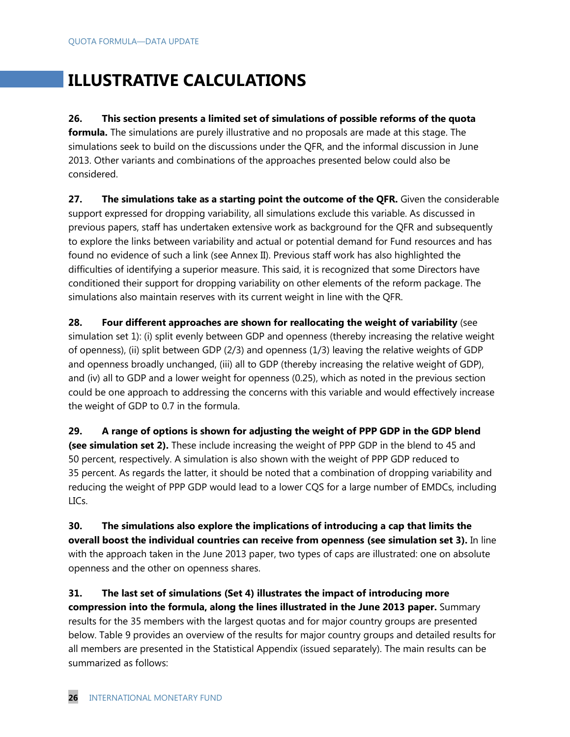# ILLUSTRATIVE CALCULATIONS

**26. This section presents a limited set of simulations of possible reforms of the quota formula.** The simulations are purely illustrative and no proposals are made at this stage. The simulations seek to build on the discussions under the QFR, and the informal discussion in June 2013. Other variants and combinations of the approaches presented below could also be considered.

**27. The simulations take as a starting point the outcome of the QFR.** Given the considerable support expressed for dropping variability, all simulations exclude this variable. As discussed in previous papers, staff has undertaken extensive work as background for the QFR and subsequently to explore the links between variability and actual or potential demand for Fund resources and has found no evidence of such a link (see Annex II). Previous staff work has also highlighted the difficulties of identifying a superior measure. This said, it is recognized that some Directors have conditioned their support for dropping variability on other elements of the reform package. The simulations also maintain reserves with its current weight in line with the QFR.

**28. Four different approaches are shown for reallocating the weight of variability** (see simulation set 1): (i) split evenly between GDP and openness (thereby increasing the relative weight of openness), (ii) split between GDP (2/3) and openness (1/3) leaving the relative weights of GDP and openness broadly unchanged, (iii) all to GDP (thereby increasing the relative weight of GDP), and (iv) all to GDP and a lower weight for openness (0.25), which as noted in the previous section could be one approach to addressing the concerns with this variable and would effectively increase the weight of GDP to 0.7 in the formula.

**29. A range of options is shown for adjusting the weight of PPP GDP in the GDP blend (see simulation set 2).** These include increasing the weight of PPP GDP in the blend to 45 and 50 percent, respectively. A simulation is also shown with the weight of PPP GDP reduced to 35 percent. As regards the latter, it should be noted that a combination of dropping variability and reducing the weight of PPP GDP would lead to a lower CQS for a large number of EMDCs, including LICs.

**30. The simulations also explore the implications of introducing a cap that limits the overall boost the individual countries can receive from openness (see simulation set 3).** In line with the approach taken in the June 2013 paper, two types of caps are illustrated: one on absolute openness and the other on openness shares.

**31. The last set of simulations (Set 4) illustrates the impact of introducing more compression into the formula, along the lines illustrated in the June 2013 paper.** Summary results for the 35 members with the largest quotas and for major country groups are presented below. Table 9 provides an overview of the results for major country groups and detailed results for all members are presented in the Statistical Appendix (issued separately). The main results can be summarized as follows: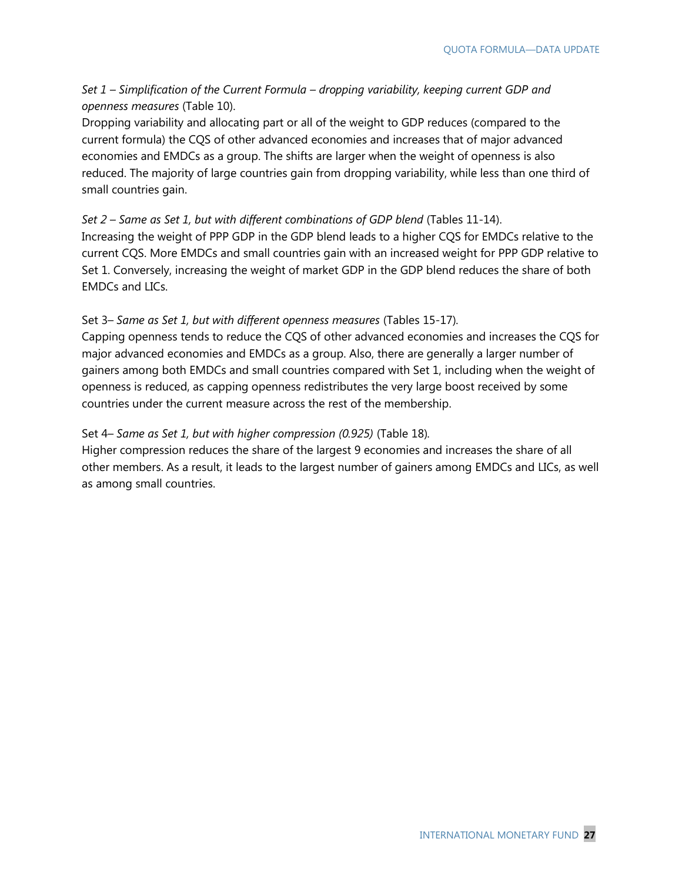*Set 1 – Simplification of the Current Formula – dropping variability, keeping current GDP and openness measures* (Table 10).

Dropping variability and allocating part or all of the weight to GDP reduces (compared to the current formula) the CQS of other advanced economies and increases that of major advanced economies and EMDCs as a group. The shifts are larger when the weight of openness is also reduced. The majority of large countries gain from dropping variability, while less than one third of small countries gain.

*Set 2 – Same as Set 1, but with different combinations of GDP blend* (Tables 11-14).

Increasing the weight of PPP GDP in the GDP blend leads to a higher CQS for EMDCs relative to the current CQS. More EMDCs and small countries gain with an increased weight for PPP GDP relative to Set 1. Conversely, increasing the weight of market GDP in the GDP blend reduces the share of both EMDCs and LICs.

Set 3– *Same as Set 1, but with different openness measures* (Tables 15-17).

Capping openness tends to reduce the CQS of other advanced economies and increases the CQS for major advanced economies and EMDCs as a group. Also, there are generally a larger number of gainers among both EMDCs and small countries compared with Set 1, including when the weight of openness is reduced, as capping openness redistributes the very large boost received by some countries under the current measure across the rest of the membership.

Set 4– *Same as Set 1, but with higher compression (0.925)* (Table 18).

Higher compression reduces the share of the largest 9 economies and increases the share of all other members. As a result, it leads to the largest number of gainers among EMDCs and LICs, as well as among small countries.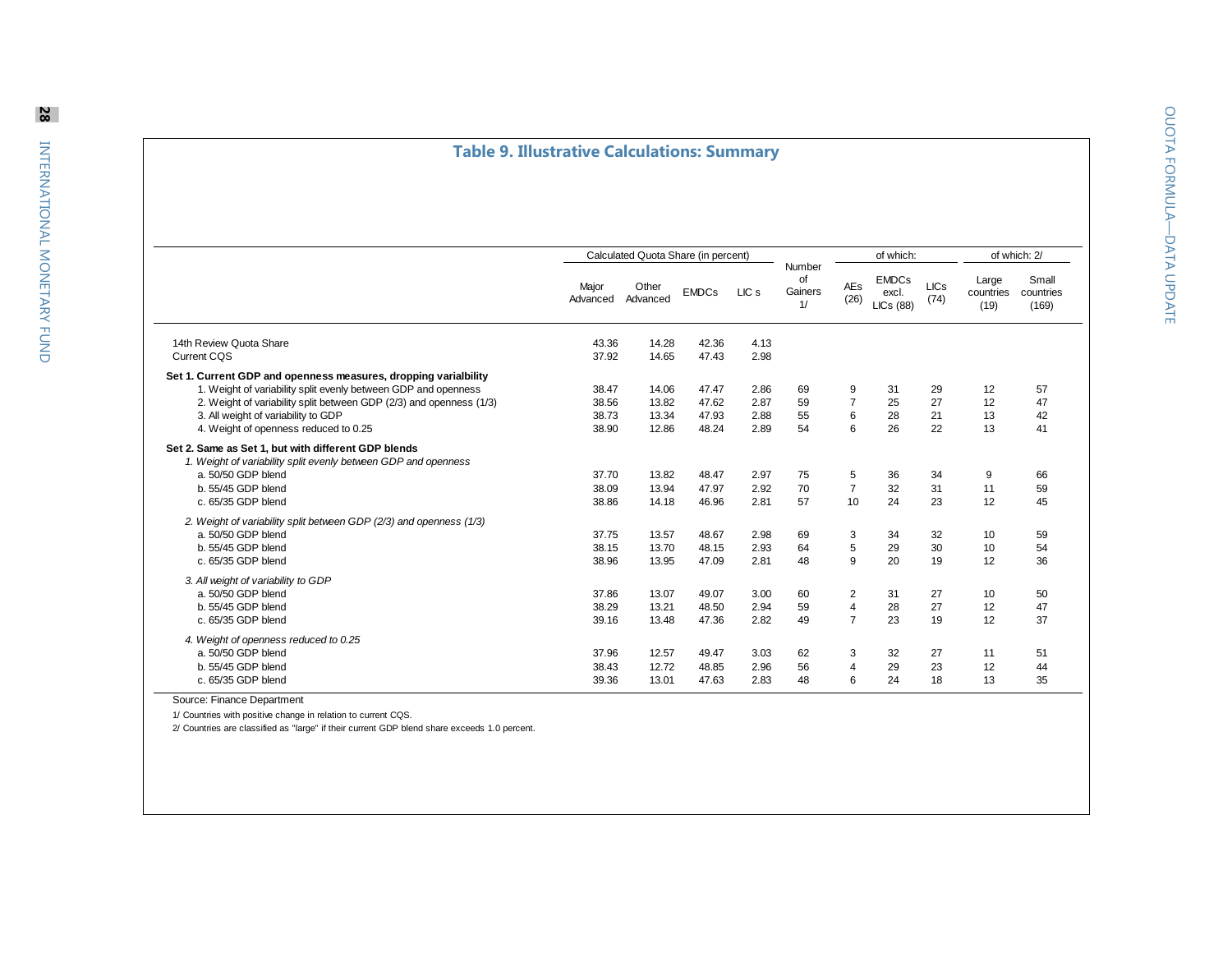## Table 9. Illustrative Calculations: Summary

| | Calculated Quota Share (in percent) | | | | Number of Gainers 1/ | of which: | | | of which: 2/ | |
|---|---|---|---|---|---|---|---|---|---|---|
| | Major Advanced | Other Advanced | EMDCs | LIC s | | AEs (26) | EMDCs excl. LICs (88) | LICs (74) | Large countries (19) | Small countries (169) |
| 14th Review Quota Share | 43.36 | 14.28 | 42.36 | 4.13 | | | | | | |
| Current CQS | 37.92 | 14.65 | 47.43 | 2.98 | | | | | | |
| **Set 1. Current GDP and openness measures, dropping varialbility** | | | | | | | | | | |
| 1. Weight of variability split evenly between GDP and openness | 38.47 | 14.06 | 47.47 | 2.86 | 69 | 9 | 31 | 29 | 12 | 57 |
| 2. Weight of variability split between GDP (2/3) and openness (1/3) | 38.56 | 13.82 | 47.62 | 2.87 | 59 | 7 | 25 | 27 | 12 | 47 |
| 3. All weight of variability to GDP | 38.73 | 13.34 | 47.93 | 2.88 | 55 | 6 | 28 | 21 | 13 | 42 |
| 4. Weight of openness reduced to 0.25 | 38.90 | 12.86 | 48.24 | 2.89 | 54 | 6 | 26 | 22 | 13 | 41 |
| **Set 2. Same as Set 1, but with different GDP blends** | | | | | | | | | | |
| *1. Weight of variability split evenly between GDP and openness* | | | | | | | | | | |
| a. 50/50 GDP blend | 37.70 | 13.82 | 48.47 | 2.97 | 75 | 5 | 36 | 34 | 9 | 66 |
| b. 55/45 GDP blend | 38.09 | 13.94 | 47.97 | 2.92 | 70 | 7 | 32 | 31 | 11 | 59 |
| c. 65/35 GDP blend | 38.86 | 14.18 | 46.96 | 2.81 | 57 | 10 | 24 | 23 | 12 | 45 |
| *2. Weight of variability split between GDP (2/3) and openness (1/3)* | | | | | | | | | | |
| a. 50/50 GDP blend | 37.75 | 13.57 | 48.67 | 2.98 | 69 | 3 | 34 | 32 | 10 | 59 |
| b. 55/45 GDP blend | 38.15 | 13.70 | 48.15 | 2.93 | 64 | 5 | 29 | 30 | 10 | 54 |
| c. 65/35 GDP blend | 38.96 | 13.95 | 47.09 | 2.81 | 48 | 9 | 20 | 19 | 12 | 36 |
| *3. All weight of variability to GDP* | | | | | | | | | | |
| a. 50/50 GDP blend | 37.86 | 13.07 | 49.07 | 3.00 | 60 | 2 | 31 | 27 | 10 | 50 |
| b. 55/45 GDP blend | 38.29 | 13.21 | 48.50 | 2.94 | 59 | 4 | 28 | 27 | 12 | 47 |
| c. 65/35 GDP blend | 39.16 | 13.48 | 47.36 | 2.82 | 49 | 7 | 23 | 19 | 12 | 37 |
| *4. Weight of openness reduced to 0.25* | | | | | | | | | | |
| a. 50/50 GDP blend | 37.96 | 12.57 | 49.47 | 3.03 | 62 | 3 | 32 | 27 | 11 | 51 |
| b. 55/45 GDP blend | 38.43 | 12.72 | 48.85 | 2.96 | 56 | 4 | 29 | 23 | 12 | 44 |
| c. 65/35 GDP blend | 39.36 | 13.01 | 47.63 | 2.83 | 48 | 6 | 24 | 18 | 13 | 35 |

Source: Finance Department

1/ Countries with positive change in relation to current CQS.

2/ Countries are classified as "large" if their current GDP blend share exceeds 1.0 percent.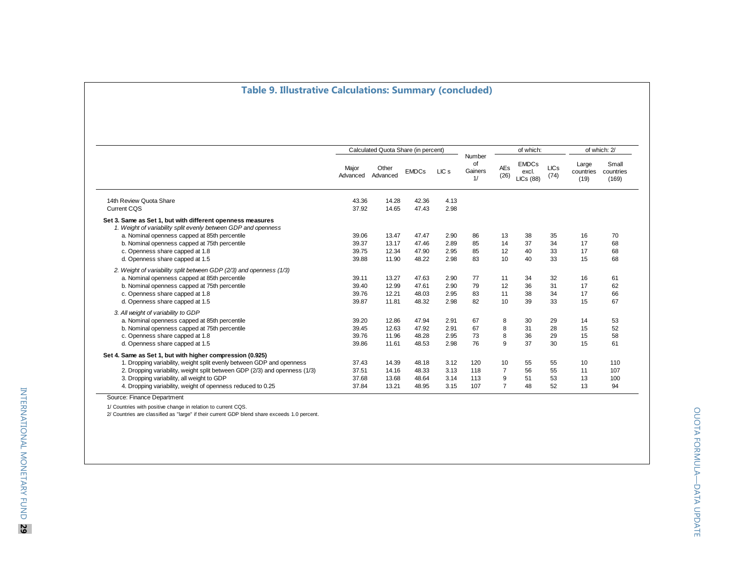## Table 9. Illustrative Calculations: Summary (concluded)

| | Calculated Quota Share (in percent) | | | | Number of Gainers 1/ | of which: | | | of which: 2/ | |
|---|---|---|---|---|---|---|---|---|---|---|
| | Major Advanced | Other Advanced | EMDCs | LIC s | | AEs (26) | EMDCs excl. LICs (88) | LICs (74) | Large countries (19) | Small countries (169) |
| 14th Review Quota Share | 43.36 | 14.28 | 42.36 | 4.13 | | | | | | |
| Current CQS | 37.92 | 14.65 | 47.43 | 2.98 | | | | | | |
| **Set 3. Same as Set 1, but with different openness measures** | | | | | | | | | | |
| *1. Weight of variability split evenly between GDP and openness* | | | | | | | | | | |
| a. Nominal openness capped at 85th percentile | 39.06 | 13.47 | 47.47 | 2.90 | 86 | 13 | 38 | 35 | 16 | 70 |
| b. Nominal openness capped at 75th percentile | 39.37 | 13.17 | 47.46 | 2.89 | 85 | 14 | 37 | 34 | 17 | 68 |
| c. Openness share capped at 1.8 | 39.75 | 12.34 | 47.90 | 2.95 | 85 | 12 | 40 | 33 | 17 | 68 |
| d. Openness share capped at 1.5 | 39.88 | 11.90 | 48.22 | 2.98 | 83 | 10 | 40 | 33 | 15 | 68 |
| *2. Weight of variability split between GDP (2/3) and openness (1/3)* | | | | | | | | | | |
| a. Nominal openness capped at 85th percentile | 39.11 | 13.27 | 47.63 | 2.90 | 77 | 11 | 34 | 32 | 16 | 61 |
| b. Nominal openness capped at 75th percentile | 39.40 | 12.99 | 47.61 | 2.90 | 79 | 12 | 36 | 31 | 17 | 62 |
| c. Openness share capped at 1.8 | 39.76 | 12.21 | 48.03 | 2.95 | 83 | 11 | 38 | 34 | 17 | 66 |
| d. Openness share capped at 1.5 | 39.87 | 11.81 | 48.32 | 2.98 | 82 | 10 | 39 | 33 | 15 | 67 |
| *3. All weight of variability to GDP* | | | | | | | | | | |
| a. Nominal openness capped at 85th percentile | 39.20 | 12.86 | 47.94 | 2.91 | 67 | 8 | 30 | 29 | 14 | 53 |
| b. Nominal openness capped at 75th percentile | 39.45 | 12.63 | 47.92 | 2.91 | 67 | 8 | 31 | 28 | 15 | 52 |
| c. Openness share capped at 1.8 | 39.76 | 11.96 | 48.28 | 2.95 | 73 | 8 | 36 | 29 | 15 | 58 |
| d. Openness share capped at 1.5 | 39.86 | 11.61 | 48.53 | 2.98 | 76 | 9 | 37 | 30 | 15 | 61 |
| **Set 4. Same as Set 1, but with higher compression (0.925)** | | | | | | | | | | |
| 1. Dropping variability, weight split evenly between GDP and openness | 37.43 | 14.39 | 48.18 | 3.12 | 120 | 10 | 55 | 55 | 10 | 110 |
| 2. Dropping variability, weight split between GDP (2/3) and openness (1/3) | 37.51 | 14.16 | 48.33 | 3.13 | 118 | 7 | 56 | 55 | 11 | 107 |
| 3. Dropping variability, all weight to GDP | 37.68 | 13.68 | 48.64 | 3.14 | 113 | 9 | 51 | 53 | 13 | 100 |
| 4. Dropping variability, weight of openness reduced to 0.25 | 37.84 | 13.21 | 48.95 | 3.15 | 107 | 7 | 48 | 52 | 13 | 94 |

Source: Finance Department

1/ Countries with positive change in relation to current CQS.

2/ Countries are classified as "large" if their current GDP blend share exceeds 1.0 percent.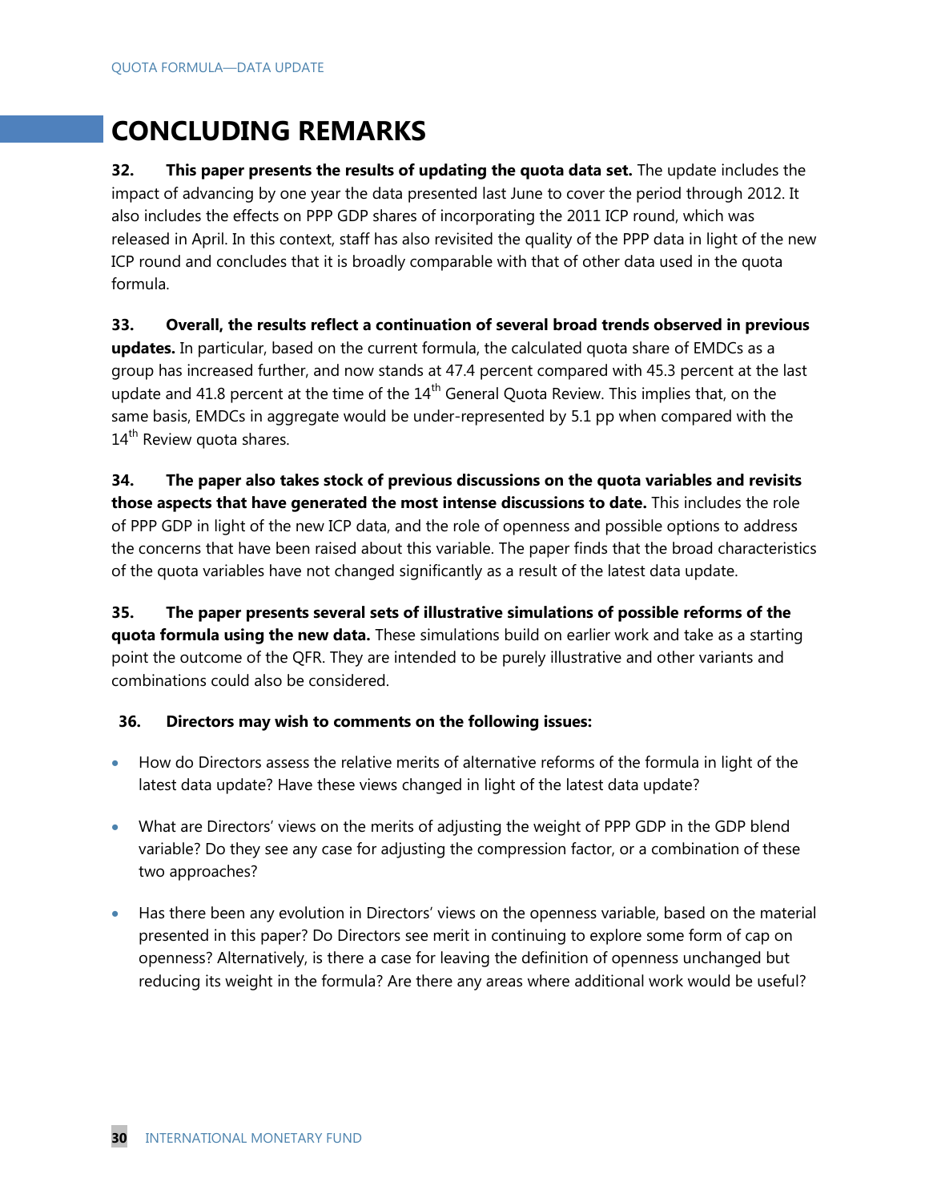# CONCLUDING REMARKS

**32. This paper presents the results of updating the quota data set.** The update includes the impact of advancing by one year the data presented last June to cover the period through 2012. It also includes the effects on PPP GDP shares of incorporating the 2011 ICP round, which was released in April. In this context, staff has also revisited the quality of the PPP data in light of the new ICP round and concludes that it is broadly comparable with that of other data used in the quota formula.

**33. Overall, the results reflect a continuation of several broad trends observed in previous updates.** In particular, based on the current formula, the calculated quota share of EMDCs as a group has increased further, and now stands at 47.4 percent compared with 45.3 percent at the last update and 41.8 percent at the time of the 14th General Quota Review. This implies that, on the same basis, EMDCs in aggregate would be under-represented by 5.1 pp when compared with the 14th Review quota shares.

**34. The paper also takes stock of previous discussions on the quota variables and revisits those aspects that have generated the most intense discussions to date.** This includes the role of PPP GDP in light of the new ICP data, and the role of openness and possible options to address the concerns that have been raised about this variable. The paper finds that the broad characteristics of the quota variables have not changed significantly as a result of the latest data update.

**35. The paper presents several sets of illustrative simulations of possible reforms of the quota formula using the new data.** These simulations build on earlier work and take as a starting point the outcome of the QFR. They are intended to be purely illustrative and other variants and combinations could also be considered.

**36. Directors may wish to comments on the following issues:**

- How do Directors assess the relative merits of alternative reforms of the formula in light of the latest data update? Have these views changed in light of the latest data update?
- What are Directors' views on the merits of adjusting the weight of PPP GDP in the GDP blend variable? Do they see any case for adjusting the compression factor, or a combination of these two approaches?
- Has there been any evolution in Directors' views on the openness variable, based on the material presented in this paper? Do Directors see merit in continuing to explore some form of cap on openness? Alternatively, is there a case for leaving the definition of openness unchanged but reducing its weight in the formula? Are there any areas where additional work would be useful?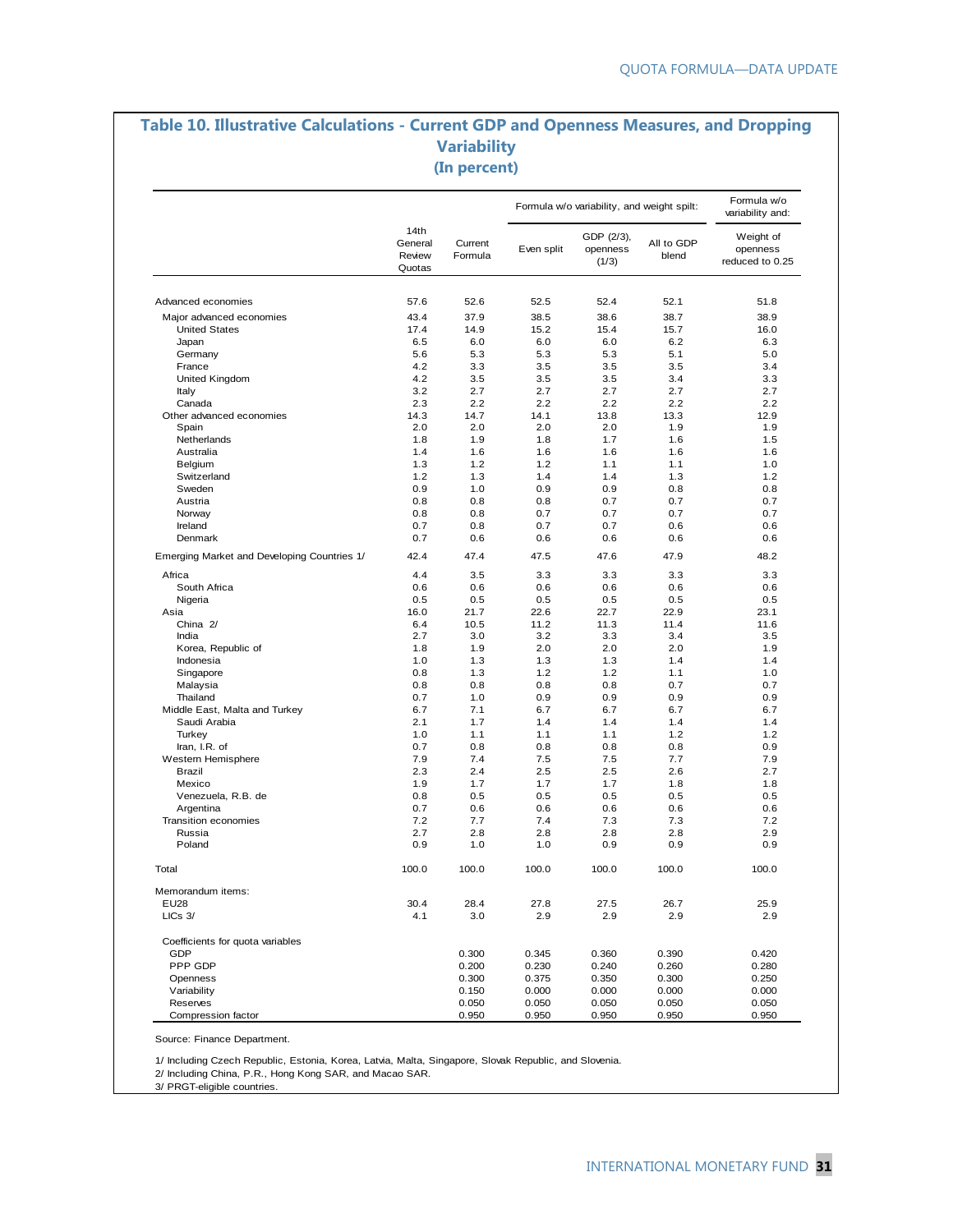## Table 10. Illustrative Calculations - Current GDP and Openness Measures, and Dropping Variability
### (In percent)

| | 14th General Review Quotas | Current Formula | Formula w/o variability, and weight spilt: | | | Formula w/o variability and: |
|---|---|---|---|---|---|---|
| | | | Even split | GDP (2/3), openness (1/3) | All to GDP blend | Weight of openness reduced to 0.25 |
| Advanced economies | 57.6 | 52.6 | 52.5 | 52.4 | 52.1 | 51.8 |
| Major advanced economies | 43.4 | 37.9 | 38.5 | 38.6 | 38.7 | 38.9 |
| United States | 17.4 | 14.9 | 15.2 | 15.4 | 15.7 | 16.0 |
| Japan | 6.5 | 6.0 | 6.0 | 6.0 | 6.2 | 6.3 |
| Germany | 5.6 | 5.3 | 5.3 | 5.3 | 5.1 | 5.0 |
| France | 4.2 | 3.3 | 3.5 | 3.5 | 3.5 | 3.4 |
| United Kingdom | 4.2 | 3.5 | 3.5 | 3.5 | 3.4 | 3.3 |
| Italy | 3.2 | 2.7 | 2.7 | 2.7 | 2.7 | 2.7 |
| Canada | 2.3 | 2.2 | 2.2 | 2.2 | 2.2 | 2.2 |
| Other advanced economies | 14.3 | 14.7 | 14.1 | 13.8 | 13.3 | 12.9 |
| Spain | 2.0 | 2.0 | 2.0 | 2.0 | 1.9 | 1.9 |
| Netherlands | 1.8 | 1.9 | 1.8 | 1.7 | 1.6 | 1.5 |
| Australia | 1.4 | 1.6 | 1.6 | 1.6 | 1.6 | 1.6 |
| Belgium | 1.3 | 1.2 | 1.2 | 1.1 | 1.1 | 1.0 |
| Switzerland | 1.2 | 1.3 | 1.4 | 1.4 | 1.3 | 1.2 |
| Sweden | 0.9 | 1.0 | 0.9 | 0.9 | 0.8 | 0.8 |
| Austria | 0.8 | 0.8 | 0.8 | 0.7 | 0.7 | 0.7 |
| Norway | 0.8 | 0.8 | 0.7 | 0.7 | 0.7 | 0.7 |
| Ireland | 0.7 | 0.8 | 0.7 | 0.7 | 0.6 | 0.6 |
| Denmark | 0.7 | 0.6 | 0.6 | 0.6 | 0.6 | 0.6 |
| Emerging Market and Developing Countries 1/ | 42.4 | 47.4 | 47.5 | 47.6 | 47.9 | 48.2 |
| Africa | 4.4 | 3.5 | 3.3 | 3.3 | 3.3 | 3.3 |
| South Africa | 0.6 | 0.6 | 0.6 | 0.6 | 0.6 | 0.6 |
| Nigeria | 0.5 | 0.5 | 0.5 | 0.5 | 0.5 | 0.5 |
| Asia | 16.0 | 21.7 | 22.6 | 22.7 | 22.9 | 23.1 |
| China 2/ | 6.4 | 10.5 | 11.2 | 11.3 | 11.4 | 11.6 |
| India | 2.7 | 3.0 | 3.2 | 3.3 | 3.4 | 3.5 |
| Korea, Republic of | 1.8 | 1.9 | 2.0 | 2.0 | 2.0 | 1.9 |
| Indonesia | 1.0 | 1.3 | 1.3 | 1.3 | 1.4 | 1.4 |
| Singapore | 0.8 | 1.3 | 1.2 | 1.2 | 1.1 | 1.0 |
| Malaysia | 0.8 | 0.8 | 0.8 | 0.8 | 0.7 | 0.7 |
| Thailand | 0.7 | 1.0 | 0.9 | 0.9 | 0.9 | 0.9 |
| Middle East, Malta and Turkey | 6.7 | 7.1 | 6.7 | 6.7 | 6.7 | 6.7 |
| Saudi Arabia | 2.1 | 1.7 | 1.4 | 1.4 | 1.4 | 1.4 |
| Turkey | 1.0 | 1.1 | 1.1 | 1.1 | 1.2 | 1.2 |
| Iran, I.R. of | 0.7 | 0.8 | 0.8 | 0.8 | 0.8 | 0.9 |
| Western Hemisphere | 7.9 | 7.4 | 7.5 | 7.5 | 7.7 | 7.9 |
| Brazil | 2.3 | 2.4 | 2.5 | 2.5 | 2.6 | 2.7 |
| Mexico | 1.9 | 1.7 | 1.7 | 1.7 | 1.8 | 1.8 |
| Venezuela, R.B. de | 0.8 | 0.5 | 0.5 | 0.5 | 0.5 | 0.5 |
| Argentina | 0.7 | 0.6 | 0.6 | 0.6 | 0.6 | 0.6 |
| Transition economies | 7.2 | 7.7 | 7.4 | 7.3 | 7.3 | 7.2 |
| Russia | 2.7 | 2.8 | 2.8 | 2.8 | 2.8 | 2.9 |
| Poland | 0.9 | 1.0 | 1.0 | 0.9 | 0.9 | 0.9 |
| Total | 100.0 | 100.0 | 100.0 | 100.0 | 100.0 | 100.0 |
| Memorandum items: | | | | | | |
| EU28 | 30.4 | 28.4 | 27.8 | 27.5 | 26.7 | 25.9 |
| LICs 3/ | 4.1 | 3.0 | 2.9 | 2.9 | 2.9 | 2.9 |
| Coefficients for quota variables | | | | | | |
| GDP | | 0.300 | 0.345 | 0.360 | 0.390 | 0.420 |
| PPP GDP | | 0.200 | 0.230 | 0.240 | 0.260 | 0.280 |
| Openness | | 0.300 | 0.375 | 0.350 | 0.300 | 0.250 |
| Variability | | 0.150 | 0.000 | 0.000 | 0.000 | 0.000 |
| Reserves | | 0.050 | 0.050 | 0.050 | 0.050 | 0.050 |
| Compression factor | | 0.950 | 0.950 | 0.950 | 0.950 | 0.950 |

Source: Finance Department.

1/ Including Czech Republic, Estonia, Korea, Latvia, Malta, Singapore, Slovak Republic, and Slovenia.
2/ Including China, P.R., Hong Kong SAR, and Macao SAR.
3/ PRGT-eligible countries.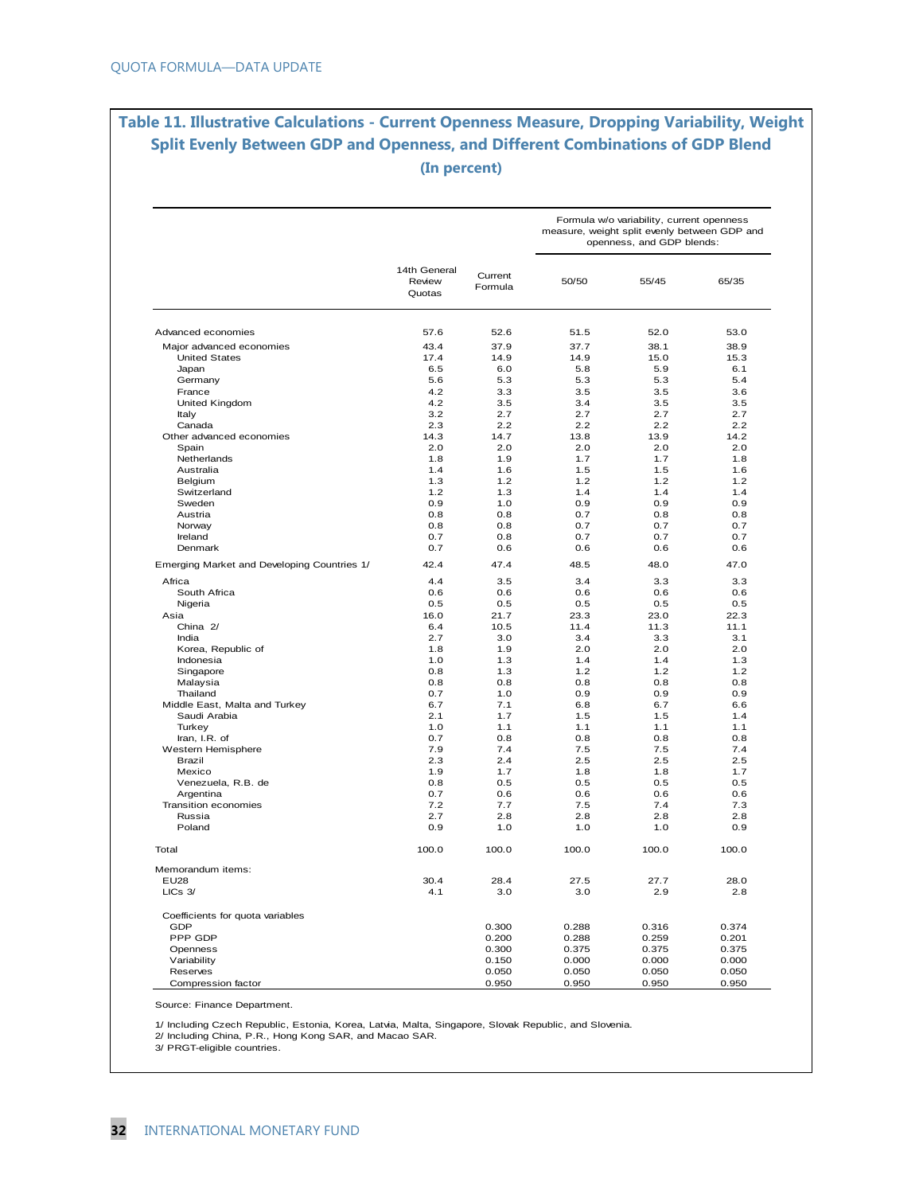## Table 11. Illustrative Calculations - Current Openness Measure, Dropping Variability, Weight Split Evenly Between GDP and Openness, and Different Combinations of GDP Blend

**(In percent)**

| | 14th General Review Quotas | Current Formula | Formula w/o variability, current openness measure, weight split evenly between GDP and openness, and GDP blends: | | |
|---|---|---|---|---|---|
| | | | 50/50 | 55/45 | 65/35 |
| Advanced economies | 57.6 | 52.6 | 51.5 | 52.0 | 53.0 |
| Major advanced economies | 43.4 | 37.9 | 37.7 | 38.1 | 38.9 |
| United States | 17.4 | 14.9 | 14.9 | 15.0 | 15.3 |
| Japan | 6.5 | 6.0 | 5.8 | 5.9 | 6.1 |
| Germany | 5.6 | 5.3 | 5.3 | 5.3 | 5.4 |
| France | 4.2 | 3.3 | 3.5 | 3.5 | 3.6 |
| United Kingdom | 4.2 | 3.5 | 3.4 | 3.5 | 3.5 |
| Italy | 3.2 | 2.7 | 2.7 | 2.7 | 2.7 |
| Canada | 2.3 | 2.2 | 2.2 | 2.2 | 2.2 |
| Other advanced economies | 14.3 | 14.7 | 13.8 | 13.9 | 14.2 |
| Spain | 2.0 | 2.0 | 2.0 | 2.0 | 2.0 |
| Netherlands | 1.8 | 1.9 | 1.7 | 1.7 | 1.8 |
| Australia | 1.4 | 1.6 | 1.5 | 1.5 | 1.6 |
| Belgium | 1.3 | 1.2 | 1.2 | 1.2 | 1.2 |
| Switzerland | 1.2 | 1.3 | 1.4 | 1.4 | 1.4 |
| Sweden | 0.9 | 1.0 | 0.9 | 0.9 | 0.9 |
| Austria | 0.8 | 0.8 | 0.7 | 0.8 | 0.8 |
| Norway | 0.8 | 0.8 | 0.7 | 0.7 | 0.7 |
| Ireland | 0.7 | 0.8 | 0.7 | 0.7 | 0.7 |
| Denmark | 0.7 | 0.6 | 0.6 | 0.6 | 0.6 |
| Emerging Market and Developing Countries 1/ | 42.4 | 47.4 | 48.5 | 48.0 | 47.0 |
| Africa | 4.4 | 3.5 | 3.4 | 3.3 | 3.3 |
| South Africa | 0.6 | 0.6 | 0.6 | 0.6 | 0.6 |
| Nigeria | 0.5 | 0.5 | 0.5 | 0.5 | 0.5 |
| Asia | 16.0 | 21.7 | 23.3 | 23.0 | 22.3 |
| China 2/ | 6.4 | 10.5 | 11.4 | 11.3 | 11.1 |
| India | 2.7 | 3.0 | 3.4 | 3.3 | 3.1 |
| Korea, Republic of | 1.8 | 1.9 | 2.0 | 2.0 | 2.0 |
| Indonesia | 1.0 | 1.3 | 1.4 | 1.4 | 1.3 |
| Singapore | 0.8 | 1.3 | 1.2 | 1.2 | 1.2 |
| Malaysia | 0.8 | 0.8 | 0.8 | 0.8 | 0.8 |
| Thailand | 0.7 | 1.0 | 0.9 | 0.9 | 0.9 |
| Middle East, Malta and Turkey | 6.7 | 7.1 | 6.8 | 6.7 | 6.6 |
| Saudi Arabia | 2.1 | 1.7 | 1.5 | 1.5 | 1.4 |
| Turkey | 1.0 | 1.1 | 1.1 | 1.1 | 1.1 |
| Iran, I.R. of | 0.7 | 0.8 | 0.8 | 0.8 | 0.8 |
| Western Hemisphere | 7.9 | 7.4 | 7.5 | 7.5 | 7.4 |
| Brazil | 2.3 | 2.4 | 2.5 | 2.5 | 2.5 |
| Mexico | 1.9 | 1.7 | 1.8 | 1.8 | 1.7 |
| Venezuela, R.B. de | 0.8 | 0.5 | 0.5 | 0.5 | 0.5 |
| Argentina | 0.7 | 0.6 | 0.6 | 0.6 | 0.6 |
| Transition economies | 7.2 | 7.7 | 7.5 | 7.4 | 7.3 |
| Russia | 2.7 | 2.8 | 2.8 | 2.8 | 2.8 |
| Poland | 0.9 | 1.0 | 1.0 | 1.0 | 0.9 |
| Total | 100.0 | 100.0 | 100.0 | 100.0 | 100.0 |
| Memorandum items: | | | | | |
| EU28 | 30.4 | 28.4 | 27.5 | 27.7 | 28.0 |
| LICs 3/ | 4.1 | 3.0 | 3.0 | 2.9 | 2.8 |
| Coefficients for quota variables | | | | | |
| GDP | | 0.300 | 0.288 | 0.316 | 0.374 |
| PPP GDP | | 0.200 | 0.288 | 0.259 | 0.201 |
| Openness | | 0.300 | 0.375 | 0.375 | 0.375 |
| Variability | | 0.150 | 0.000 | 0.000 | 0.000 |
| Reserves | | 0.050 | 0.050 | 0.050 | 0.050 |
| Compression factor | | 0.950 | 0.950 | 0.950 | 0.950 |

Source: Finance Department.

1/ Including Czech Republic, Estonia, Korea, Latvia, Malta, Singapore, Slovak Republic, and Slovenia.
2/ Including China, P.R., Hong Kong SAR, and Macao SAR.
3/ PRGT-eligible countries.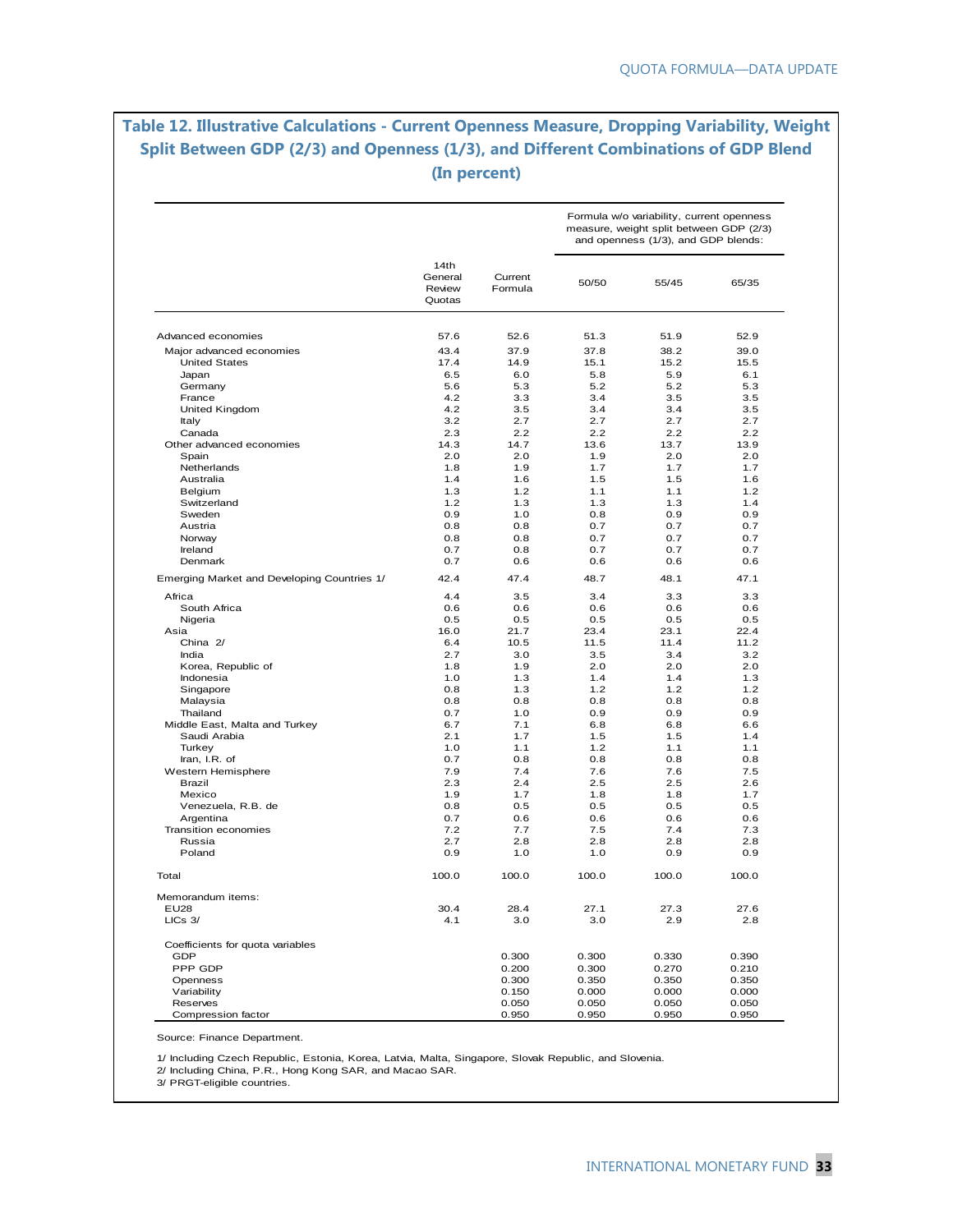## Table 12. Illustrative Calculations - Current Openness Measure, Dropping Variability, Weight Split Between GDP (2/3) and Openness (1/3), and Different Combinations of GDP Blend (In percent)

| | 14th General Review Quotas | Current Formula | Formula w/o variability, current openness measure, weight split between GDP (2/3) and openness (1/3), and GDP blends: | | |
|---|---|---|---|---|---|
| | | | 50/50 | 55/45 | 65/35 |
| Advanced economies | 57.6 | 52.6 | 51.3 | 51.9 | 52.9 |
| Major advanced economies | 43.4 | 37.9 | 37.8 | 38.2 | 39.0 |
| United States | 17.4 | 14.9 | 15.1 | 15.2 | 15.5 |
| Japan | 6.5 | 6.0 | 5.8 | 5.9 | 6.1 |
| Germany | 5.6 | 5.3 | 5.2 | 5.2 | 5.3 |
| France | 4.2 | 3.3 | 3.4 | 3.5 | 3.5 |
| United Kingdom | 4.2 | 3.5 | 3.4 | 3.4 | 3.5 |
| Italy | 3.2 | 2.7 | 2.7 | 2.7 | 2.7 |
| Canada | 2.3 | 2.2 | 2.2 | 2.2 | 2.2 |
| Other advanced economies | 14.3 | 14.7 | 13.6 | 13.7 | 13.9 |
| Spain | 2.0 | 2.0 | 1.9 | 2.0 | 2.0 |
| Netherlands | 1.8 | 1.9 | 1.7 | 1.7 | 1.7 |
| Australia | 1.4 | 1.6 | 1.5 | 1.5 | 1.6 |
| Belgium | 1.3 | 1.2 | 1.1 | 1.1 | 1.2 |
| Switzerland | 1.2 | 1.3 | 1.3 | 1.3 | 1.4 |
| Sweden | 0.9 | 1.0 | 0.8 | 0.9 | 0.9 |
| Austria | 0.8 | 0.8 | 0.7 | 0.7 | 0.7 |
| Norway | 0.8 | 0.8 | 0.7 | 0.7 | 0.7 |
| Ireland | 0.7 | 0.8 | 0.7 | 0.7 | 0.7 |
| Denmark | 0.7 | 0.6 | 0.6 | 0.6 | 0.6 |
| Emerging Market and Developing Countries 1/ | 42.4 | 47.4 | 48.7 | 48.1 | 47.1 |
| Africa | 4.4 | 3.5 | 3.4 | 3.3 | 3.3 |
| South Africa | 0.6 | 0.6 | 0.6 | 0.6 | 0.6 |
| Nigeria | 0.5 | 0.5 | 0.5 | 0.5 | 0.5 |
| Asia | 16.0 | 21.7 | 23.4 | 23.1 | 22.4 |
| China 2/ | 6.4 | 10.5 | 11.5 | 11.4 | 11.2 |
| India | 2.7 | 3.0 | 3.5 | 3.4 | 3.2 |
| Korea, Republic of | 1.8 | 1.9 | 2.0 | 2.0 | 2.0 |
| Indonesia | 1.0 | 1.3 | 1.4 | 1.4 | 1.3 |
| Singapore | 0.8 | 1.3 | 1.2 | 1.2 | 1.2 |
| Malaysia | 0.8 | 0.8 | 0.8 | 0.8 | 0.8 |
| Thailand | 0.7 | 1.0 | 0.9 | 0.9 | 0.9 |
| Middle East, Malta and Turkey | 6.7 | 7.1 | 6.8 | 6.8 | 6.6 |
| Saudi Arabia | 2.1 | 1.7 | 1.5 | 1.5 | 1.4 |
| Turkey | 1.0 | 1.1 | 1.2 | 1.1 | 1.1 |
| Iran, I.R. of | 0.7 | 0.8 | 0.8 | 0.8 | 0.8 |
| Western Hemisphere | 7.9 | 7.4 | 7.6 | 7.6 | 7.5 |
| Brazil | 2.3 | 2.4 | 2.5 | 2.5 | 2.6 |
| Mexico | 1.9 | 1.7 | 1.8 | 1.8 | 1.7 |
| Venezuela, R.B. de | 0.8 | 0.5 | 0.5 | 0.5 | 0.5 |
| Argentina | 0.7 | 0.6 | 0.6 | 0.6 | 0.6 |
| Transition economies | 7.2 | 7.7 | 7.5 | 7.4 | 7.3 |
| Russia | 2.7 | 2.8 | 2.8 | 2.8 | 2.8 |
| Poland | 0.9 | 1.0 | 1.0 | 0.9 | 0.9 |
| Total | 100.0 | 100.0 | 100.0 | 100.0 | 100.0 |
| Memorandum items: | | | | | |
| EU28 | 30.4 | 28.4 | 27.1 | 27.3 | 27.6 |
| LICs 3/ | 4.1 | 3.0 | 3.0 | 2.9 | 2.8 |
| Coefficients for quota variables | | | | | |
| GDP | | 0.300 | 0.300 | 0.330 | 0.390 |
| PPP GDP | | 0.200 | 0.300 | 0.270 | 0.210 |
| Openness | | 0.300 | 0.350 | 0.350 | 0.350 |
| Variability | | 0.150 | 0.000 | 0.000 | 0.000 |
| Reserves | | 0.050 | 0.050 | 0.050 | 0.050 |
| Compression factor | | 0.950 | 0.950 | 0.950 | 0.950 |

Source: Finance Department.

1/ Including Czech Republic, Estonia, Korea, Latvia, Malta, Singapore, Slovak Republic, and Slovenia.
2/ Including China, P.R., Hong Kong SAR, and Macao SAR.
3/ PRGT-eligible countries.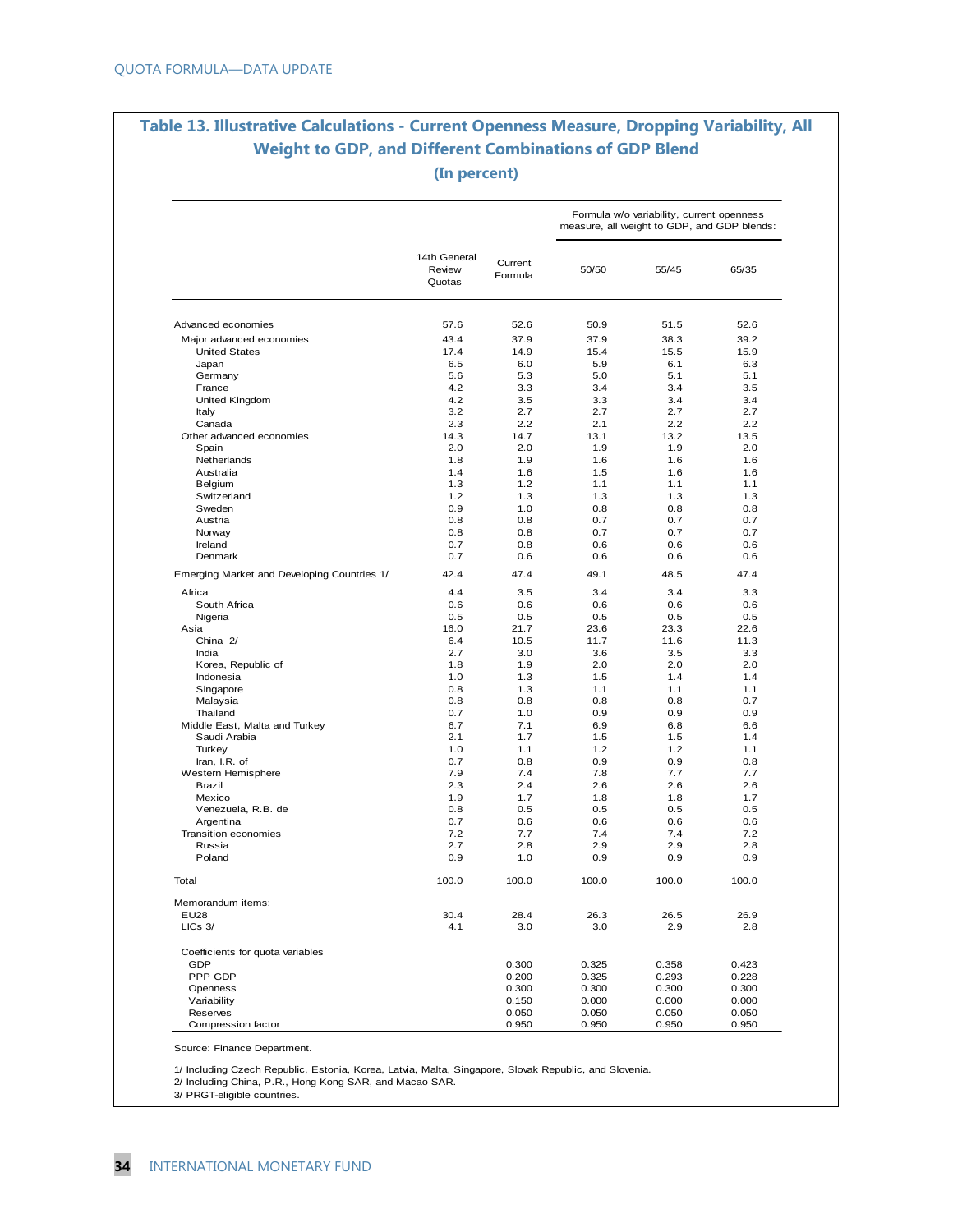## Table 13. Illustrative Calculations - Current Openness Measure, Dropping Variability, All Weight to GDP, and Different Combinations of GDP Blend

**(In percent)**

| | 14th General Review Quotas | Current Formula | Formula w/o variability, current openness measure, all weight to GDP, and GDP blends: | | |
|---|---|---|---|---|---|
| | | | 50/50 | 55/45 | 65/35 |
| Advanced economies | 57.6 | 52.6 | 50.9 | 51.5 | 52.6 |
| Major advanced economies | 43.4 | 37.9 | 37.9 | 38.3 | 39.2 |
| United States | 17.4 | 14.9 | 15.4 | 15.5 | 15.9 |
| Japan | 6.5 | 6.0 | 5.9 | 6.1 | 6.3 |
| Germany | 5.6 | 5.3 | 5.0 | 5.1 | 5.1 |
| France | 4.2 | 3.3 | 3.4 | 3.4 | 3.5 |
| United Kingdom | 4.2 | 3.5 | 3.3 | 3.4 | 3.4 |
| Italy | 3.2 | 2.7 | 2.7 | 2.7 | 2.7 |
| Canada | 2.3 | 2.2 | 2.1 | 2.2 | 2.2 |
| Other advanced economies | 14.3 | 14.7 | 13.1 | 13.2 | 13.5 |
| Spain | 2.0 | 2.0 | 1.9 | 1.9 | 2.0 |
| Netherlands | 1.8 | 1.9 | 1.6 | 1.6 | 1.6 |
| Australia | 1.4 | 1.6 | 1.5 | 1.6 | 1.6 |
| Belgium | 1.3 | 1.2 | 1.1 | 1.1 | 1.1 |
| Switzerland | 1.2 | 1.3 | 1.3 | 1.3 | 1.3 |
| Sweden | 0.9 | 1.0 | 0.8 | 0.8 | 0.8 |
| Austria | 0.8 | 0.8 | 0.7 | 0.7 | 0.7 |
| Norway | 0.8 | 0.8 | 0.7 | 0.7 | 0.7 |
| Ireland | 0.7 | 0.8 | 0.6 | 0.6 | 0.6 |
| Denmark | 0.7 | 0.6 | 0.6 | 0.6 | 0.6 |
| Emerging Market and Developing Countries 1/ | 42.4 | 47.4 | 49.1 | 48.5 | 47.4 |
| Africa | 4.4 | 3.5 | 3.4 | 3.4 | 3.3 |
| South Africa | 0.6 | 0.6 | 0.6 | 0.6 | 0.6 |
| Nigeria | 0.5 | 0.5 | 0.5 | 0.5 | 0.5 |
| Asia | 16.0 | 21.7 | 23.6 | 23.3 | 22.6 |
| China 2/ | 6.4 | 10.5 | 11.7 | 11.6 | 11.3 |
| India | 2.7 | 3.0 | 3.6 | 3.5 | 3.3 |
| Korea, Republic of | 1.8 | 1.9 | 2.0 | 2.0 | 2.0 |
| Indonesia | 1.0 | 1.3 | 1.5 | 1.4 | 1.4 |
| Singapore | 0.8 | 1.3 | 1.1 | 1.1 | 1.1 |
| Malaysia | 0.8 | 0.8 | 0.8 | 0.8 | 0.7 |
| Thailand | 0.7 | 1.0 | 0.9 | 0.9 | 0.9 |
| Middle East, Malta and Turkey | 6.7 | 7.1 | 6.9 | 6.8 | 6.6 |
| Saudi Arabia | 2.1 | 1.7 | 1.5 | 1.5 | 1.4 |
| Turkey | 1.0 | 1.1 | 1.2 | 1.2 | 1.1 |
| Iran, I.R. of | 0.7 | 0.8 | 0.9 | 0.9 | 0.8 |
| Western Hemisphere | 7.9 | 7.4 | 7.8 | 7.7 | 7.7 |
| Brazil | 2.3 | 2.4 | 2.6 | 2.6 | 2.6 |
| Mexico | 1.9 | 1.7 | 1.8 | 1.8 | 1.7 |
| Venezuela, R.B. de | 0.8 | 0.5 | 0.5 | 0.5 | 0.5 |
| Argentina | 0.7 | 0.6 | 0.6 | 0.6 | 0.6 |
| Transition economies | 7.2 | 7.7 | 7.4 | 7.4 | 7.2 |
| Russia | 2.7 | 2.8 | 2.9 | 2.9 | 2.8 |
| Poland | 0.9 | 1.0 | 0.9 | 0.9 | 0.9 |
| Total | 100.0 | 100.0 | 100.0 | 100.0 | 100.0 |
| Memorandum items: | | | | | |
| EU28 | 30.4 | 28.4 | 26.3 | 26.5 | 26.9 |
| LICs 3/ | 4.1 | 3.0 | 3.0 | 2.9 | 2.8 |
| Coefficients for quota variables | | | | | |
| GDP | | 0.300 | 0.325 | 0.358 | 0.423 |
| PPP GDP | | 0.200 | 0.325 | 0.293 | 0.228 |
| Openness | | 0.300 | 0.300 | 0.300 | 0.300 |
| Variability | | 0.150 | 0.000 | 0.000 | 0.000 |
| Reserves | | 0.050 | 0.050 | 0.050 | 0.050 |
| Compression factor | | 0.950 | 0.950 | 0.950 | 0.950 |

Source: Finance Department.

1/ Including Czech Republic, Estonia, Korea, Latvia, Malta, Singapore, Slovak Republic, and Slovenia.
2/ Including China, P.R., Hong Kong SAR, and Macao SAR.
3/ PRGT-eligible countries.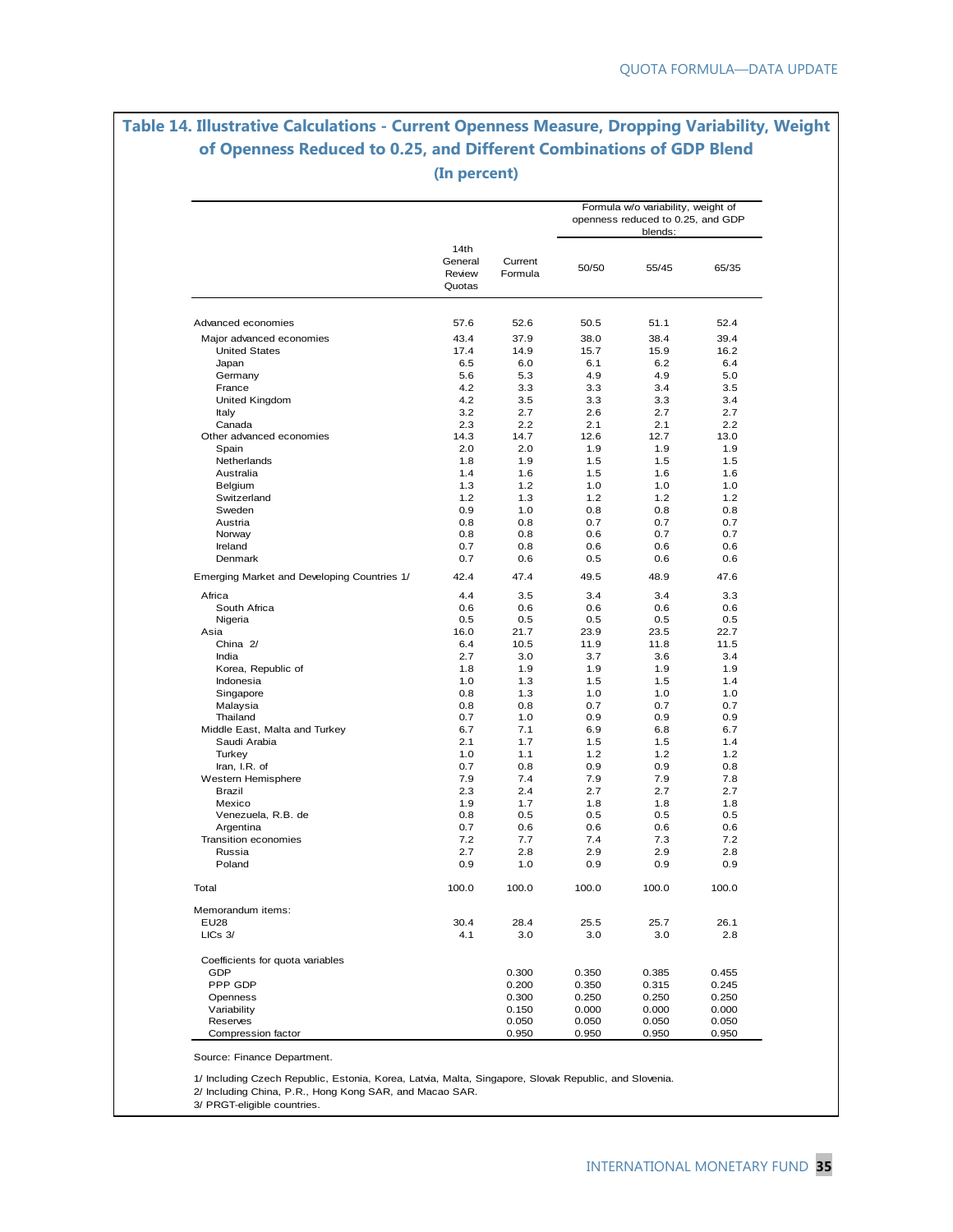## Table 14. Illustrative Calculations - Current Openness Measure, Dropping Variability, Weight of Openness Reduced to 0.25, and Different Combinations of GDP Blend

**(In percent)**

| | 14th General Review Quotas | Current Formula | Formula w/o variability, weight of openness reduced to 0.25, and GDP blends: | | |
|---|---|---|---|---|---|
| | | | 50/50 | 55/45 | 65/35 |
| Advanced economies | 57.6 | 52.6 | 50.5 | 51.1 | 52.4 |
| Major advanced economies | 43.4 | 37.9 | 38.0 | 38.4 | 39.4 |
| United States | 17.4 | 14.9 | 15.7 | 15.9 | 16.2 |
| Japan | 6.5 | 6.0 | 6.1 | 6.2 | 6.4 |
| Germany | 5.6 | 5.3 | 4.9 | 4.9 | 5.0 |
| France | 4.2 | 3.3 | 3.3 | 3.4 | 3.5 |
| United Kingdom | 4.2 | 3.5 | 3.3 | 3.3 | 3.4 |
| Italy | 3.2 | 2.7 | 2.6 | 2.7 | 2.7 |
| Canada | 2.3 | 2.2 | 2.1 | 2.1 | 2.2 |
| Other advanced economies | 14.3 | 14.7 | 12.6 | 12.7 | 13.0 |
| Spain | 2.0 | 2.0 | 1.9 | 1.9 | 1.9 |
| Netherlands | 1.8 | 1.9 | 1.5 | 1.5 | 1.5 |
| Australia | 1.4 | 1.6 | 1.5 | 1.6 | 1.6 |
| Belgium | 1.3 | 1.2 | 1.0 | 1.0 | 1.0 |
| Switzerland | 1.2 | 1.3 | 1.2 | 1.2 | 1.2 |
| Sweden | 0.9 | 1.0 | 0.8 | 0.8 | 0.8 |
| Austria | 0.8 | 0.8 | 0.7 | 0.7 | 0.7 |
| Norway | 0.8 | 0.8 | 0.6 | 0.7 | 0.7 |
| Ireland | 0.7 | 0.8 | 0.6 | 0.6 | 0.6 |
| Denmark | 0.7 | 0.6 | 0.5 | 0.6 | 0.6 |
| Emerging Market and Developing Countries 1/ | 42.4 | 47.4 | 49.5 | 48.9 | 47.6 |
| Africa | 4.4 | 3.5 | 3.4 | 3.4 | 3.3 |
| South Africa | 0.6 | 0.6 | 0.6 | 0.6 | 0.6 |
| Nigeria | 0.5 | 0.5 | 0.5 | 0.5 | 0.5 |
| Asia | 16.0 | 21.7 | 23.9 | 23.5 | 22.7 |
| China 2/ | 6.4 | 10.5 | 11.9 | 11.8 | 11.5 |
| India | 2.7 | 3.0 | 3.7 | 3.6 | 3.4 |
| Korea, Republic of | 1.8 | 1.9 | 1.9 | 1.9 | 1.9 |
| Indonesia | 1.0 | 1.3 | 1.5 | 1.5 | 1.4 |
| Singapore | 0.8 | 1.3 | 1.0 | 1.0 | 1.0 |
| Malaysia | 0.8 | 0.8 | 0.7 | 0.7 | 0.7 |
| Thailand | 0.7 | 1.0 | 0.9 | 0.9 | 0.9 |
| Middle East, Malta and Turkey | 6.7 | 7.1 | 6.9 | 6.8 | 6.7 |
| Saudi Arabia | 2.1 | 1.7 | 1.5 | 1.5 | 1.4 |
| Turkey | 1.0 | 1.1 | 1.2 | 1.2 | 1.2 |
| Iran, I.R. of | 0.7 | 0.8 | 0.9 | 0.9 | 0.8 |
| Western Hemisphere | 7.9 | 7.4 | 7.9 | 7.9 | 7.8 |
| Brazil | 2.3 | 2.4 | 2.7 | 2.7 | 2.7 |
| Mexico | 1.9 | 1.7 | 1.8 | 1.8 | 1.8 |
| Venezuela, R.B. de | 0.8 | 0.5 | 0.5 | 0.5 | 0.5 |
| Argentina | 0.7 | 0.6 | 0.6 | 0.6 | 0.6 |
| Transition economies | 7.2 | 7.7 | 7.4 | 7.3 | 7.2 |
| Russia | 2.7 | 2.8 | 2.9 | 2.9 | 2.8 |
| Poland | 0.9 | 1.0 | 0.9 | 0.9 | 0.9 |
| Total | 100.0 | 100.0 | 100.0 | 100.0 | 100.0 |
| Memorandum items: | | | | | |
| EU28 | 30.4 | 28.4 | 25.5 | 25.7 | 26.1 |
| LICs 3/ | 4.1 | 3.0 | 3.0 | 3.0 | 2.8 |
| Coefficients for quota variables | | | | | |
| GDP | | 0.300 | 0.350 | 0.385 | 0.455 |
| PPP GDP | | 0.200 | 0.350 | 0.315 | 0.245 |
| Openness | | 0.300 | 0.250 | 0.250 | 0.250 |
| Variability | | 0.150 | 0.000 | 0.000 | 0.000 |
| Reserves | | 0.050 | 0.050 | 0.050 | 0.050 |
| Compression factor | | 0.950 | 0.950 | 0.950 | 0.950 |

Source: Finance Department.

1/ Including Czech Republic, Estonia, Korea, Latvia, Malta, Singapore, Slovak Republic, and Slovenia.

2/ Including China, P.R., Hong Kong SAR, and Macao SAR.

3/ PRGT-eligible countries.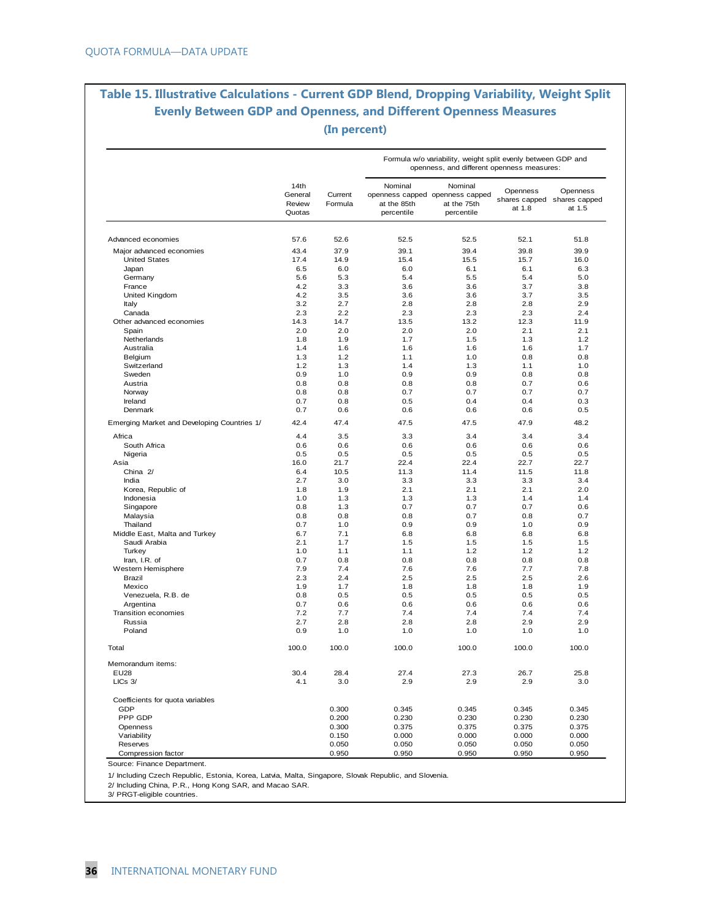## Table 15. Illustrative Calculations - Current GDP Blend, Dropping Variability, Weight Split Evenly Between GDP and Openness, and Different Openness Measures

**(In percent)**

| | 14th General Review Quotas | Current Formula | Formula w/o variability, weight split evenly between GDP and openness, and different openness measures: Nominal openness capped at the 85th percentile | Nominal openness capped at the 75th percentile | Openness shares capped at 1.8 | Openness shares capped at 1.5 |
|---|---|---|---|---|---|---|
| Advanced economies | 57.6 | 52.6 | 52.5 | 52.5 | 52.1 | 51.8 |
| Major advanced economies | 43.4 | 37.9 | 39.1 | 39.4 | 39.8 | 39.9 |
| United States | 17.4 | 14.9 | 15.4 | 15.5 | 15.7 | 16.0 |
| Japan | 6.5 | 6.0 | 6.0 | 6.1 | 6.1 | 6.3 |
| Germany | 5.6 | 5.3 | 5.4 | 5.5 | 5.4 | 5.0 |
| France | 4.2 | 3.3 | 3.6 | 3.6 | 3.7 | 3.8 |
| United Kingdom | 4.2 | 3.5 | 3.6 | 3.6 | 3.7 | 3.5 |
| Italy | 3.2 | 2.7 | 2.8 | 2.8 | 2.8 | 2.9 |
| Canada | 2.3 | 2.2 | 2.3 | 2.3 | 2.3 | 2.4 |
| Other advanced economies | 14.3 | 14.7 | 13.5 | 13.2 | 12.3 | 11.9 |
| Spain | 2.0 | 2.0 | 2.0 | 2.0 | 2.1 | 2.1 |
| Netherlands | 1.8 | 1.9 | 1.7 | 1.5 | 1.3 | 1.2 |
| Australia | 1.4 | 1.6 | 1.6 | 1.6 | 1.6 | 1.7 |
| Belgium | 1.3 | 1.2 | 1.1 | 1.0 | 0.8 | 0.8 |
| Switzerland | 1.2 | 1.3 | 1.4 | 1.3 | 1.1 | 1.0 |
| Sweden | 0.9 | 1.0 | 0.9 | 0.9 | 0.8 | 0.8 |
| Austria | 0.8 | 0.8 | 0.8 | 0.8 | 0.7 | 0.6 |
| Norway | 0.8 | 0.8 | 0.7 | 0.7 | 0.7 | 0.7 |
| Ireland | 0.7 | 0.8 | 0.5 | 0.4 | 0.4 | 0.3 |
| Denmark | 0.7 | 0.6 | 0.6 | 0.6 | 0.6 | 0.5 |
| Emerging Market and Developing Countries 1/ | 42.4 | 47.4 | 47.5 | 47.5 | 47.9 | 48.2 |
| Africa | 4.4 | 3.5 | 3.3 | 3.4 | 3.4 | 3.4 |
| South Africa | 0.6 | 0.6 | 0.6 | 0.6 | 0.6 | 0.6 |
| Nigeria | 0.5 | 0.5 | 0.5 | 0.5 | 0.5 | 0.5 |
| Asia | 16.0 | 21.7 | 22.4 | 22.4 | 22.7 | 22.7 |
| China 2/ | 6.4 | 10.5 | 11.3 | 11.4 | 11.5 | 11.8 |
| India | 2.7 | 3.0 | 3.3 | 3.3 | 3.3 | 3.4 |
| Korea, Republic of | 1.8 | 1.9 | 2.1 | 2.1 | 2.1 | 2.0 |
| Indonesia | 1.0 | 1.3 | 1.3 | 1.3 | 1.4 | 1.4 |
| Singapore | 0.8 | 1.3 | 0.7 | 0.7 | 0.7 | 0.6 |
| Malaysia | 0.8 | 0.8 | 0.8 | 0.7 | 0.8 | 0.7 |
| Thailand | 0.7 | 1.0 | 0.9 | 0.9 | 1.0 | 0.9 |
| Middle East, Malta and Turkey | 6.7 | 7.1 | 6.8 | 6.8 | 6.8 | 6.8 |
| Saudi Arabia | 2.1 | 1.7 | 1.5 | 1.5 | 1.5 | 1.5 |
| Turkey | 1.0 | 1.1 | 1.1 | 1.2 | 1.2 | 1.2 |
| Iran, I.R. of | 0.7 | 0.8 | 0.8 | 0.8 | 0.8 | 0.8 |
| Western Hemisphere | 7.9 | 7.4 | 7.6 | 7.6 | 7.7 | 7.8 |
| Brazil | 2.3 | 2.4 | 2.5 | 2.5 | 2.5 | 2.6 |
| Mexico | 1.9 | 1.7 | 1.8 | 1.8 | 1.8 | 1.9 |
| Venezuela, R.B. de | 0.8 | 0.5 | 0.5 | 0.5 | 0.5 | 0.5 |
| Argentina | 0.7 | 0.6 | 0.6 | 0.6 | 0.6 | 0.6 |
| Transition economies | 7.2 | 7.7 | 7.4 | 7.4 | 7.4 | 7.4 |
| Russia | 2.7 | 2.8 | 2.8 | 2.8 | 2.9 | 2.9 |
| Poland | 0.9 | 1.0 | 1.0 | 1.0 | 1.0 | 1.0 |
| Total | 100.0 | 100.0 | 100.0 | 100.0 | 100.0 | 100.0 |
| Memorandum items: | | | | | | |
| EU28 | 30.4 | 28.4 | 27.4 | 27.3 | 26.7 | 25.8 |
| LICs 3/ | 4.1 | 3.0 | 2.9 | 2.9 | 2.9 | 3.0 |
| Coefficients for quota variables | | | | | | |
| GDP | | 0.300 | 0.345 | 0.345 | 0.345 | 0.345 |
| PPP GDP | | 0.200 | 0.230 | 0.230 | 0.230 | 0.230 |
| Openness | | 0.300 | 0.375 | 0.375 | 0.375 | 0.375 |
| Variability | | 0.150 | 0.000 | 0.000 | 0.000 | 0.000 |
| Reserves | | 0.050 | 0.050 | 0.050 | 0.050 | 0.050 |
| Compression factor | | 0.950 | 0.950 | 0.950 | 0.950 | 0.950 |

Source: Finance Department.

1/ Including Czech Republic, Estonia, Korea, Latvia, Malta, Singapore, Slovak Republic, and Slovenia.
2/ Including China, P.R., Hong Kong SAR, and Macao SAR.
3/ PRGT-eligible countries.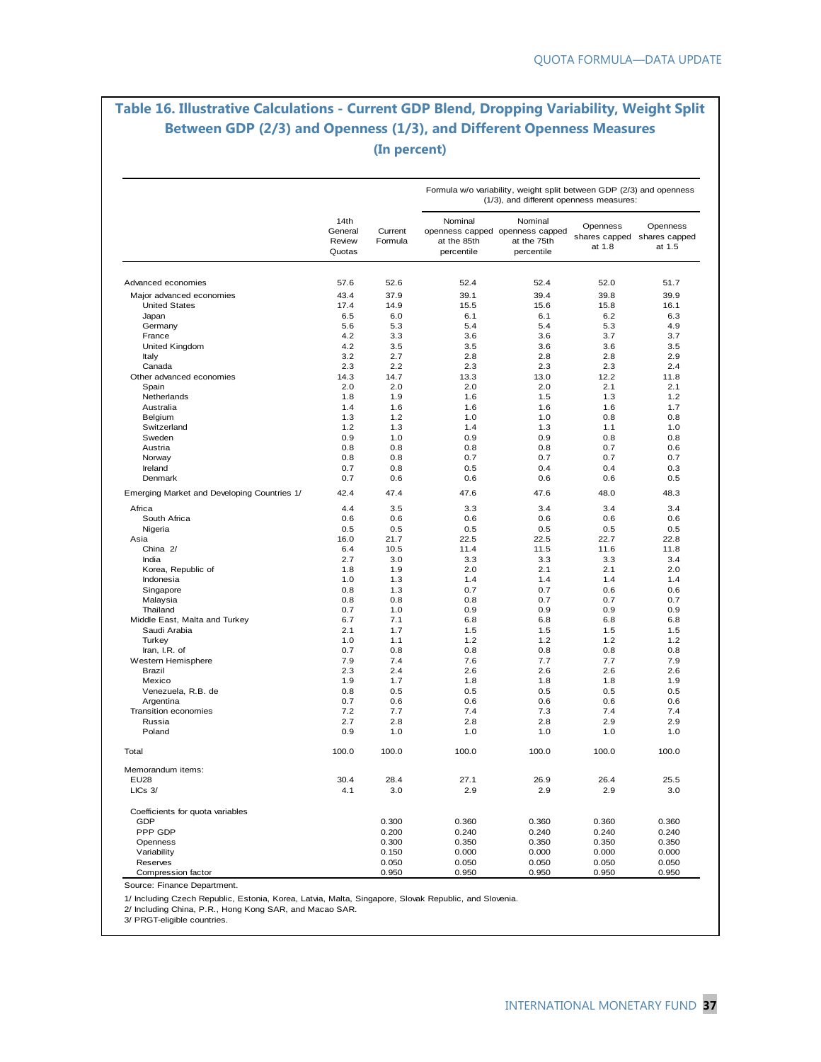## Table 16. Illustrative Calculations - Current GDP Blend, Dropping Variability, Weight Split Between GDP (2/3) and Openness (1/3), and Different Openness Measures

**(In percent)**

| | 14th General Review Quotas | Current Formula | Formula w/o variability, weight split between GDP (2/3) and openness (1/3), and different openness measures: | | | |
|---|---|---|---|---|---|---|
| | | | Nominal openness capped at the 85th percentile | Nominal openness capped at the 75th percentile | Openness shares capped at 1.8 | Openness shares capped at 1.5 |
| Advanced economies | 57.6 | 52.6 | 52.4 | 52.4 | 52.0 | 51.7 |
| Major advanced economies | 43.4 | 37.9 | 39.1 | 39.4 | 39.8 | 39.9 |
| United States | 17.4 | 14.9 | 15.5 | 15.6 | 15.8 | 16.1 |
| Japan | 6.5 | 6.0 | 6.1 | 6.1 | 6.2 | 6.3 |
| Germany | 5.6 | 5.3 | 5.4 | 5.4 | 5.3 | 4.9 |
| France | 4.2 | 3.3 | 3.6 | 3.6 | 3.7 | 3.7 |
| United Kingdom | 4.2 | 3.5 | 3.5 | 3.6 | 3.6 | 3.5 |
| Italy | 3.2 | 2.7 | 2.8 | 2.8 | 2.8 | 2.9 |
| Canada | 2.3 | 2.2 | 2.3 | 2.3 | 2.3 | 2.4 |
| Other advanced economies | 14.3 | 14.7 | 13.3 | 13.0 | 12.2 | 11.8 |
| Spain | 2.0 | 2.0 | 2.0 | 2.0 | 2.1 | 2.1 |
| Netherlands | 1.8 | 1.9 | 1.6 | 1.5 | 1.3 | 1.2 |
| Australia | 1.4 | 1.6 | 1.6 | 1.6 | 1.6 | 1.7 |
| Belgium | 1.3 | 1.2 | 1.0 | 1.0 | 0.8 | 0.8 |
| Switzerland | 1.2 | 1.3 | 1.4 | 1.3 | 1.1 | 1.0 |
| Sweden | 0.9 | 1.0 | 0.9 | 0.9 | 0.8 | 0.8 |
| Austria | 0.8 | 0.8 | 0.8 | 0.8 | 0.7 | 0.6 |
| Norway | 0.8 | 0.8 | 0.7 | 0.7 | 0.7 | 0.7 |
| Ireland | 0.7 | 0.8 | 0.5 | 0.4 | 0.4 | 0.3 |
| Denmark | 0.7 | 0.6 | 0.6 | 0.6 | 0.6 | 0.5 |
| Emerging Market and Developing Countries 1/ | 42.4 | 47.4 | 47.6 | 47.6 | 48.0 | 48.3 |
| Africa | 4.4 | 3.5 | 3.3 | 3.4 | 3.4 | 3.4 |
| South Africa | 0.6 | 0.6 | 0.6 | 0.6 | 0.6 | 0.6 |
| Nigeria | 0.5 | 0.5 | 0.5 | 0.5 | 0.5 | 0.5 |
| Asia | 16.0 | 21.7 | 22.5 | 22.5 | 22.7 | 22.8 |
| China 2/ | 6.4 | 10.5 | 11.4 | 11.5 | 11.6 | 11.8 |
| India | 2.7 | 3.0 | 3.3 | 3.3 | 3.3 | 3.4 |
| Korea, Republic of | 1.8 | 1.9 | 2.0 | 2.1 | 2.1 | 2.0 |
| Indonesia | 1.0 | 1.3 | 1.4 | 1.4 | 1.4 | 1.4 |
| Singapore | 0.8 | 1.3 | 0.7 | 0.7 | 0.6 | 0.6 |
| Malaysia | 0.8 | 0.8 | 0.8 | 0.7 | 0.7 | 0.7 |
| Thailand | 0.7 | 1.0 | 0.9 | 0.9 | 0.9 | 0.9 |
| Middle East, Malta and Turkey | 6.7 | 7.1 | 6.8 | 6.8 | 6.8 | 6.8 |
| Saudi Arabia | 2.1 | 1.7 | 1.5 | 1.5 | 1.5 | 1.5 |
| Turkey | 1.0 | 1.1 | 1.2 | 1.2 | 1.2 | 1.2 |
| Iran, I.R. of | 0.7 | 0.8 | 0.8 | 0.8 | 0.8 | 0.8 |
| Western Hemisphere | 7.9 | 7.4 | 7.6 | 7.7 | 7.7 | 7.9 |
| Brazil | 2.3 | 2.4 | 2.6 | 2.6 | 2.6 | 2.6 |
| Mexico | 1.9 | 1.7 | 1.8 | 1.8 | 1.8 | 1.9 |
| Venezuela, R.B. de | 0.8 | 0.5 | 0.5 | 0.5 | 0.5 | 0.5 |
| Argentina | 0.7 | 0.6 | 0.6 | 0.6 | 0.6 | 0.6 |
| Transition economies | 7.2 | 7.7 | 7.4 | 7.3 | 7.4 | 7.4 |
| Russia | 2.7 | 2.8 | 2.8 | 2.8 | 2.9 | 2.9 |
| Poland | 0.9 | 1.0 | 1.0 | 1.0 | 1.0 | 1.0 |
| Total | 100.0 | 100.0 | 100.0 | 100.0 | 100.0 | 100.0 |
| Memorandum items: | | | | | | |
| EU28 | 30.4 | 28.4 | 27.1 | 26.9 | 26.4 | 25.5 |
| LICs 3/ | 4.1 | 3.0 | 2.9 | 2.9 | 2.9 | 3.0 |
| Coefficients for quota variables | | | | | | |
| GDP | | 0.300 | 0.360 | 0.360 | 0.360 | 0.360 |
| PPP GDP | | 0.200 | 0.240 | 0.240 | 0.240 | 0.240 |
| Openness | | 0.300 | 0.350 | 0.350 | 0.350 | 0.350 |
| Variability | | 0.150 | 0.000 | 0.000 | 0.000 | 0.000 |
| Reserves | | 0.050 | 0.050 | 0.050 | 0.050 | 0.050 |
| Compression factor | | 0.950 | 0.950 | 0.950 | 0.950 | 0.950 |

Source: Finance Department.

1/ Including Czech Republic, Estonia, Korea, Latvia, Malta, Singapore, Slovak Republic, and Slovenia.
2/ Including China, P.R., Hong Kong SAR, and Macao SAR.
3/ PRGT-eligible countries.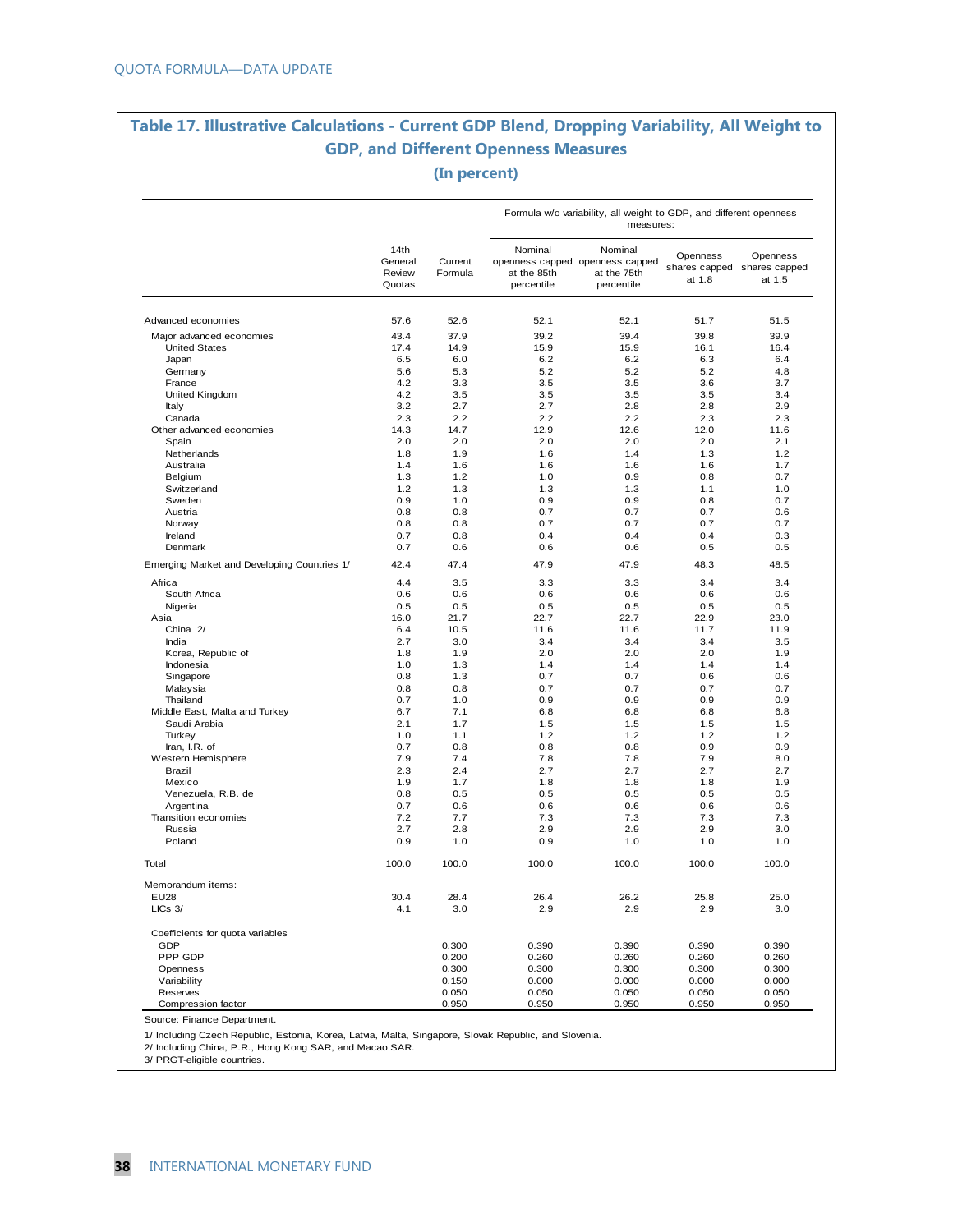## Table 17. Illustrative Calculations - Current GDP Blend, Dropping Variability, All Weight to GDP, and Different Openness Measures

**(In percent)**

| | 14th General Review Quotas | Current Formula | Formula w/o variability, all weight to GDP, and different openness measures: Nominal openness capped at the 85th percentile | Nominal openness capped at the 75th percentile | Openness shares capped at 1.8 | Openness shares capped at 1.5 |
|---|---|---|---|---|---|---|
| Advanced economies | 57.6 | 52.6 | 52.1 | 52.1 | 51.7 | 51.5 |
| Major advanced economies | 43.4 | 37.9 | 39.2 | 39.4 | 39.8 | 39.9 |
| United States | 17.4 | 14.9 | 15.9 | 15.9 | 16.1 | 16.4 |
| Japan | 6.5 | 6.0 | 6.2 | 6.2 | 6.3 | 6.4 |
| Germany | 5.6 | 5.3 | 5.2 | 5.2 | 5.2 | 4.8 |
| France | 4.2 | 3.3 | 3.5 | 3.5 | 3.6 | 3.7 |
| United Kingdom | 4.2 | 3.5 | 3.5 | 3.5 | 3.5 | 3.4 |
| Italy | 3.2 | 2.7 | 2.7 | 2.8 | 2.8 | 2.9 |
| Canada | 2.3 | 2.2 | 2.2 | 2.2 | 2.3 | 2.3 |
| Other advanced economies | 14.3 | 14.7 | 12.9 | 12.6 | 12.0 | 11.6 |
| Spain | 2.0 | 2.0 | 2.0 | 2.0 | 2.0 | 2.1 |
| Netherlands | 1.8 | 1.9 | 1.6 | 1.4 | 1.3 | 1.2 |
| Australia | 1.4 | 1.6 | 1.6 | 1.6 | 1.6 | 1.7 |
| Belgium | 1.3 | 1.2 | 1.0 | 0.9 | 0.8 | 0.7 |
| Switzerland | 1.2 | 1.3 | 1.3 | 1.3 | 1.1 | 1.0 |
| Sweden | 0.9 | 1.0 | 0.9 | 0.9 | 0.8 | 0.7 |
| Austria | 0.8 | 0.8 | 0.7 | 0.7 | 0.7 | 0.6 |
| Norway | 0.8 | 0.8 | 0.7 | 0.7 | 0.7 | 0.7 |
| Ireland | 0.7 | 0.8 | 0.4 | 0.4 | 0.4 | 0.3 |
| Denmark | 0.7 | 0.6 | 0.6 | 0.6 | 0.5 | 0.5 |
| Emerging Market and Developing Countries 1/ | 42.4 | 47.4 | 47.9 | 47.9 | 48.3 | 48.5 |
| Africa | 4.4 | 3.5 | 3.3 | 3.3 | 3.4 | 3.4 |
| South Africa | 0.6 | 0.6 | 0.6 | 0.6 | 0.6 | 0.6 |
| Nigeria | 0.5 | 0.5 | 0.5 | 0.5 | 0.5 | 0.5 |
| Asia | 16.0 | 21.7 | 22.7 | 22.7 | 22.9 | 23.0 |
| China 2/ | 6.4 | 10.5 | 11.6 | 11.6 | 11.7 | 11.9 |
| India | 2.7 | 3.0 | 3.4 | 3.4 | 3.4 | 3.5 |
| Korea, Republic of | 1.8 | 1.9 | 2.0 | 2.0 | 2.0 | 1.9 |
| Indonesia | 1.0 | 1.3 | 1.4 | 1.4 | 1.4 | 1.4 |
| Singapore | 0.8 | 1.3 | 0.7 | 0.7 | 0.6 | 0.6 |
| Malaysia | 0.8 | 0.8 | 0.7 | 0.7 | 0.7 | 0.7 |
| Thailand | 0.7 | 1.0 | 0.9 | 0.9 | 0.9 | 0.9 |
| Middle East, Malta and Turkey | 6.7 | 7.1 | 6.8 | 6.8 | 6.8 | 6.8 |
| Saudi Arabia | 2.1 | 1.7 | 1.5 | 1.5 | 1.5 | 1.5 |
| Turkey | 1.0 | 1.1 | 1.2 | 1.2 | 1.2 | 1.2 |
| Iran, I.R. of | 0.7 | 0.8 | 0.8 | 0.8 | 0.9 | 0.9 |
| Western Hemisphere | 7.9 | 7.4 | 7.8 | 7.8 | 7.9 | 8.0 |
| Brazil | 2.3 | 2.4 | 2.7 | 2.7 | 2.7 | 2.7 |
| Mexico | 1.9 | 1.7 | 1.8 | 1.8 | 1.8 | 1.9 |
| Venezuela, R.B. de | 0.8 | 0.5 | 0.5 | 0.5 | 0.5 | 0.5 |
| Argentina | 0.7 | 0.6 | 0.6 | 0.6 | 0.6 | 0.6 |
| Transition economies | 7.2 | 7.7 | 7.3 | 7.3 | 7.3 | 7.3 |
| Russia | 2.7 | 2.8 | 2.9 | 2.9 | 2.9 | 3.0 |
| Poland | 0.9 | 1.0 | 0.9 | 1.0 | 1.0 | 1.0 |
| Total | 100.0 | 100.0 | 100.0 | 100.0 | 100.0 | 100.0 |
| Memorandum items: | | | | | | |
| EU28 | 30.4 | 28.4 | 26.4 | 26.2 | 25.8 | 25.0 |
| LICs 3/ | 4.1 | 3.0 | 2.9 | 2.9 | 2.9 | 3.0 |
| Coefficients for quota variables | | | | | | |
| GDP | | 0.300 | 0.390 | 0.390 | 0.390 | 0.390 |
| PPP GDP | | 0.200 | 0.260 | 0.260 | 0.260 | 0.260 |
| Openness | | 0.300 | 0.300 | 0.300 | 0.300 | 0.300 |
| Variability | | 0.150 | 0.000 | 0.000 | 0.000 | 0.000 |
| Reserves | | 0.050 | 0.050 | 0.050 | 0.050 | 0.050 |
| Compression factor | | 0.950 | 0.950 | 0.950 | 0.950 | 0.950 |

Source: Finance Department.

1/ Including Czech Republic, Estonia, Korea, Latvia, Malta, Singapore, Slovak Republic, and Slovenia.
2/ Including China, P.R., Hong Kong SAR, and Macao SAR.
3/ PRGT-eligible countries.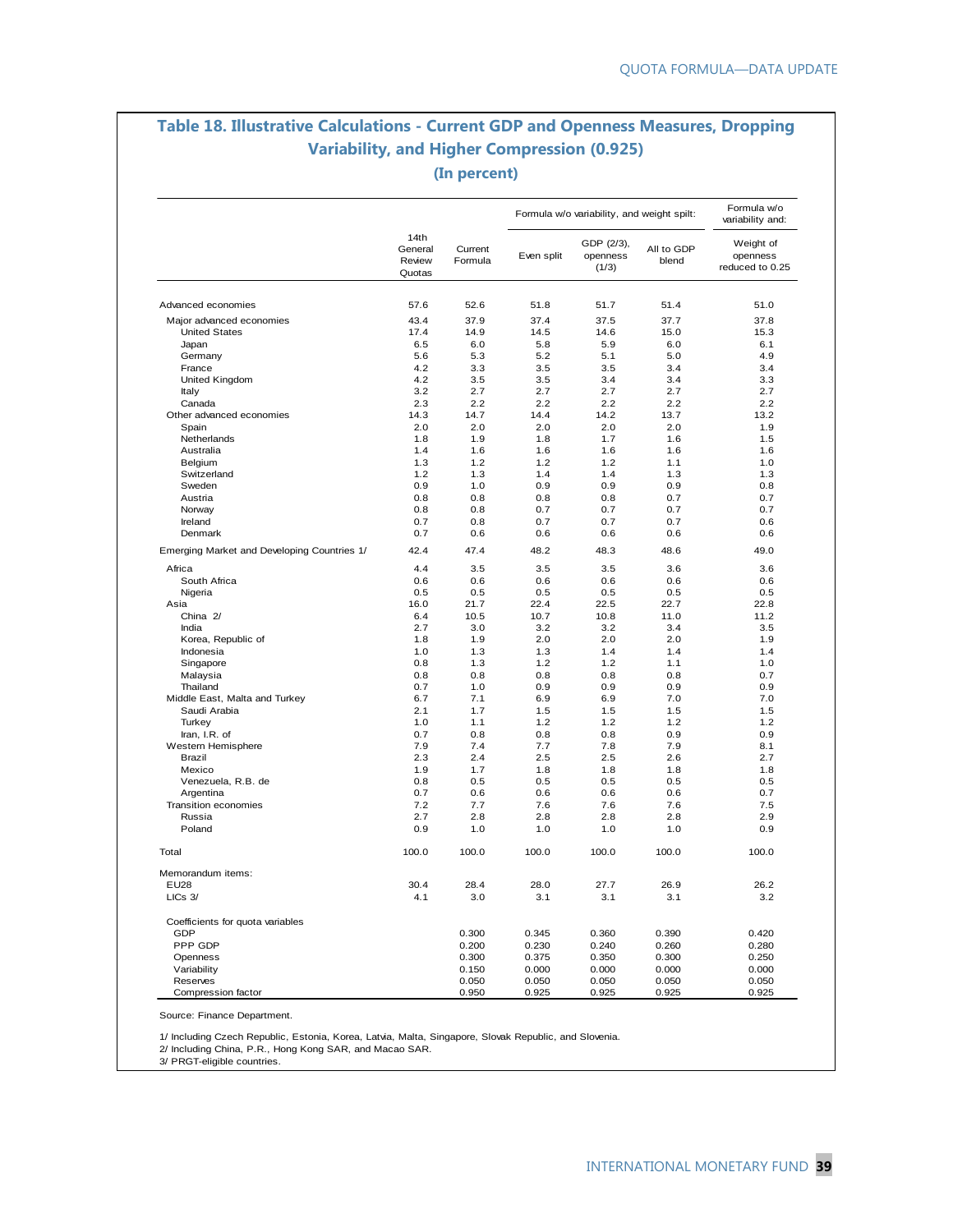## Table 18. Illustrative Calculations - Current GDP and Openness Measures, Dropping Variability, and Higher Compression (0.925)

**(In percent)**

| | 14th General Review Quotas | Current Formula | Formula w/o variability, and weight spilt: Even split | GDP (2/3), openness (1/3) | All to GDP blend | Formula w/o variability and: Weight of openness reduced to 0.25 |
|---|---|---|---|---|---|---|
| Advanced economies | 57.6 | 52.6 | 51.8 | 51.7 | 51.4 | 51.0 |
| Major advanced economies | 43.4 | 37.9 | 37.4 | 37.5 | 37.7 | 37.8 |
| United States | 17.4 | 14.9 | 14.5 | 14.6 | 15.0 | 15.3 |
| Japan | 6.5 | 6.0 | 5.8 | 5.9 | 6.0 | 6.1 |
| Germany | 5.6 | 5.3 | 5.2 | 5.1 | 5.0 | 4.9 |
| France | 4.2 | 3.3 | 3.5 | 3.5 | 3.4 | 3.4 |
| United Kingdom | 4.2 | 3.5 | 3.5 | 3.4 | 3.4 | 3.3 |
| Italy | 3.2 | 2.7 | 2.7 | 2.7 | 2.7 | 2.7 |
| Canada | 2.3 | 2.2 | 2.2 | 2.2 | 2.2 | 2.2 |
| Other advanced economies | 14.3 | 14.7 | 14.4 | 14.2 | 13.7 | 13.2 |
| Spain | 2.0 | 2.0 | 2.0 | 2.0 | 2.0 | 1.9 |
| Netherlands | 1.8 | 1.9 | 1.8 | 1.7 | 1.6 | 1.5 |
| Australia | 1.4 | 1.6 | 1.6 | 1.6 | 1.6 | 1.6 |
| Belgium | 1.3 | 1.2 | 1.2 | 1.2 | 1.1 | 1.0 |
| Switzerland | 1.2 | 1.3 | 1.4 | 1.4 | 1.3 | 1.3 |
| Sweden | 0.9 | 1.0 | 0.9 | 0.9 | 0.9 | 0.8 |
| Austria | 0.8 | 0.8 | 0.8 | 0.8 | 0.7 | 0.7 |
| Norway | 0.8 | 0.8 | 0.7 | 0.7 | 0.7 | 0.7 |
| Ireland | 0.7 | 0.8 | 0.7 | 0.7 | 0.7 | 0.6 |
| Denmark | 0.7 | 0.6 | 0.6 | 0.6 | 0.6 | 0.6 |
| Emerging Market and Developing Countries 1/ | 42.4 | 47.4 | 48.2 | 48.3 | 48.6 | 49.0 |
| Africa | 4.4 | 3.5 | 3.5 | 3.5 | 3.6 | 3.6 |
| South Africa | 0.6 | 0.6 | 0.6 | 0.6 | 0.6 | 0.6 |
| Nigeria | 0.5 | 0.5 | 0.5 | 0.5 | 0.5 | 0.5 |
| Asia | 16.0 | 21.7 | 22.4 | 22.5 | 22.7 | 22.8 |
| China 2/ | 6.4 | 10.5 | 10.7 | 10.8 | 11.0 | 11.2 |
| India | 2.7 | 3.0 | 3.2 | 3.2 | 3.4 | 3.5 |
| Korea, Republic of | 1.8 | 1.9 | 2.0 | 2.0 | 2.0 | 1.9 |
| Indonesia | 1.0 | 1.3 | 1.3 | 1.4 | 1.4 | 1.4 |
| Singapore | 0.8 | 1.3 | 1.2 | 1.2 | 1.1 | 1.0 |
| Malaysia | 0.8 | 0.8 | 0.8 | 0.8 | 0.8 | 0.7 |
| Thailand | 0.7 | 1.0 | 0.9 | 0.9 | 0.9 | 0.9 |
| Middle East, Malta and Turkey | 6.7 | 7.1 | 6.9 | 6.9 | 7.0 | 7.0 |
| Saudi Arabia | 2.1 | 1.7 | 1.5 | 1.5 | 1.5 | 1.5 |
| Turkey | 1.0 | 1.1 | 1.2 | 1.2 | 1.2 | 1.2 |
| Iran, I.R. of | 0.7 | 0.8 | 0.8 | 0.8 | 0.9 | 0.9 |
| Western Hemisphere | 7.9 | 7.4 | 7.7 | 7.8 | 7.9 | 8.1 |
| Brazil | 2.3 | 2.4 | 2.5 | 2.5 | 2.6 | 2.7 |
| Mexico | 1.9 | 1.7 | 1.8 | 1.8 | 1.8 | 1.8 |
| Venezuela, R.B. de | 0.8 | 0.5 | 0.5 | 0.5 | 0.5 | 0.5 |
| Argentina | 0.7 | 0.6 | 0.6 | 0.6 | 0.6 | 0.7 |
| Transition economies | 7.2 | 7.7 | 7.6 | 7.6 | 7.6 | 7.5 |
| Russia | 2.7 | 2.8 | 2.8 | 2.8 | 2.8 | 2.9 |
| Poland | 0.9 | 1.0 | 1.0 | 1.0 | 1.0 | 0.9 |
| Total | 100.0 | 100.0 | 100.0 | 100.0 | 100.0 | 100.0 |
| Memorandum items: | | | | | | |
| EU28 | 30.4 | 28.4 | 28.0 | 27.7 | 26.9 | 26.2 |
| LICs 3/ | 4.1 | 3.0 | 3.1 | 3.1 | 3.1 | 3.2 |
| Coefficients for quota variables | | | | | | |
| GDP | | 0.300 | 0.345 | 0.360 | 0.390 | 0.420 |
| PPP GDP | | 0.200 | 0.230 | 0.240 | 0.260 | 0.280 |
| Openness | | 0.300 | 0.375 | 0.350 | 0.300 | 0.250 |
| Variability | | 0.150 | 0.000 | 0.000 | 0.000 | 0.000 |
| Reserves | | 0.050 | 0.050 | 0.050 | 0.050 | 0.050 |
| Compression factor | | 0.950 | 0.925 | 0.925 | 0.925 | 0.925 |

Source: Finance Department.

1/ Including Czech Republic, Estonia, Korea, Latvia, Malta, Singapore, Slovak Republic, and Slovenia.
2/ Including China, P.R., Hong Kong SAR, and Macao SAR.
3/ PRGT-eligible countries.